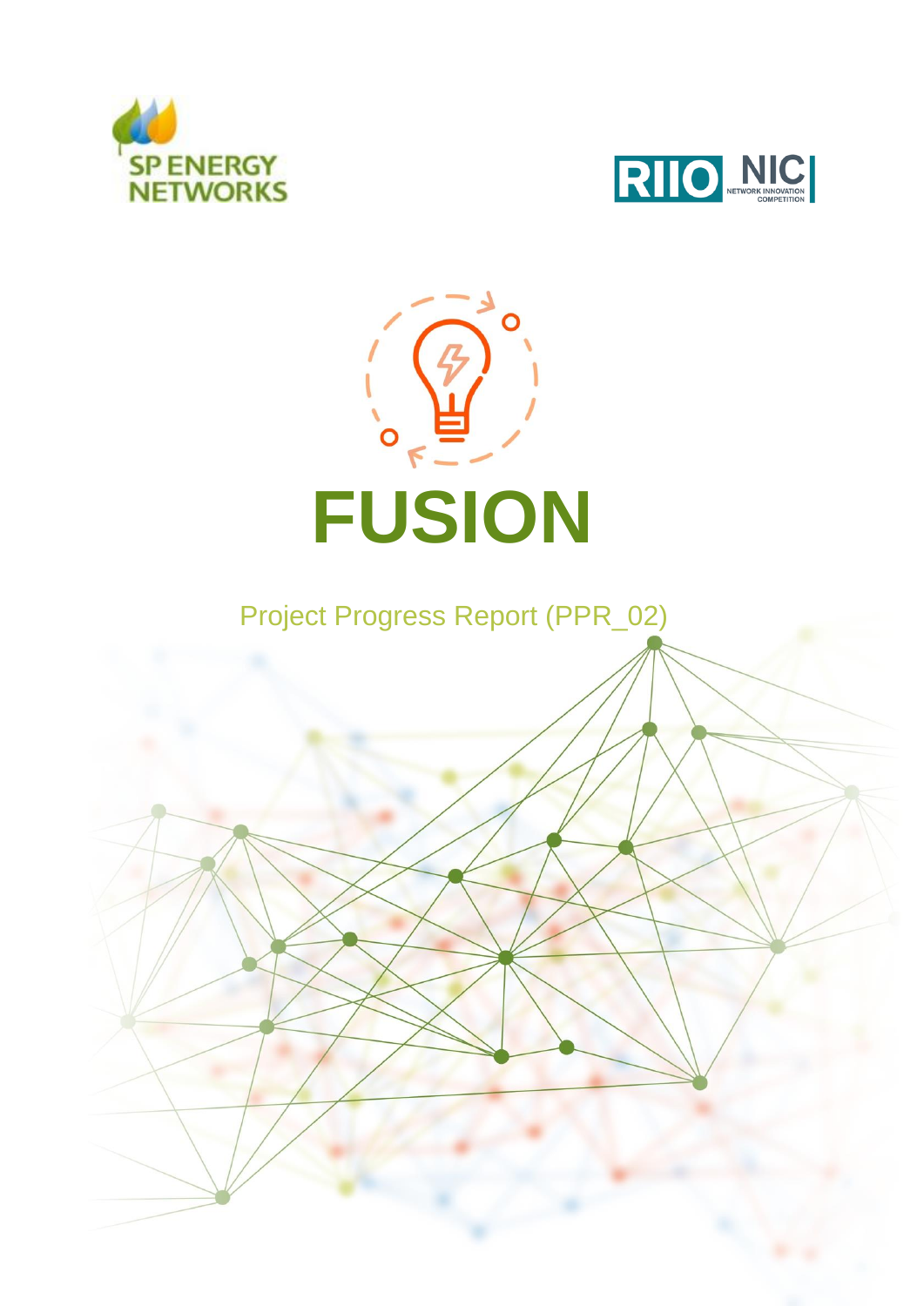SP ENERGY NETWORKS

RIIO NIC NETWORK INNOVATION COMPETITION

# FUSION

Project Progress Report (PPR_02)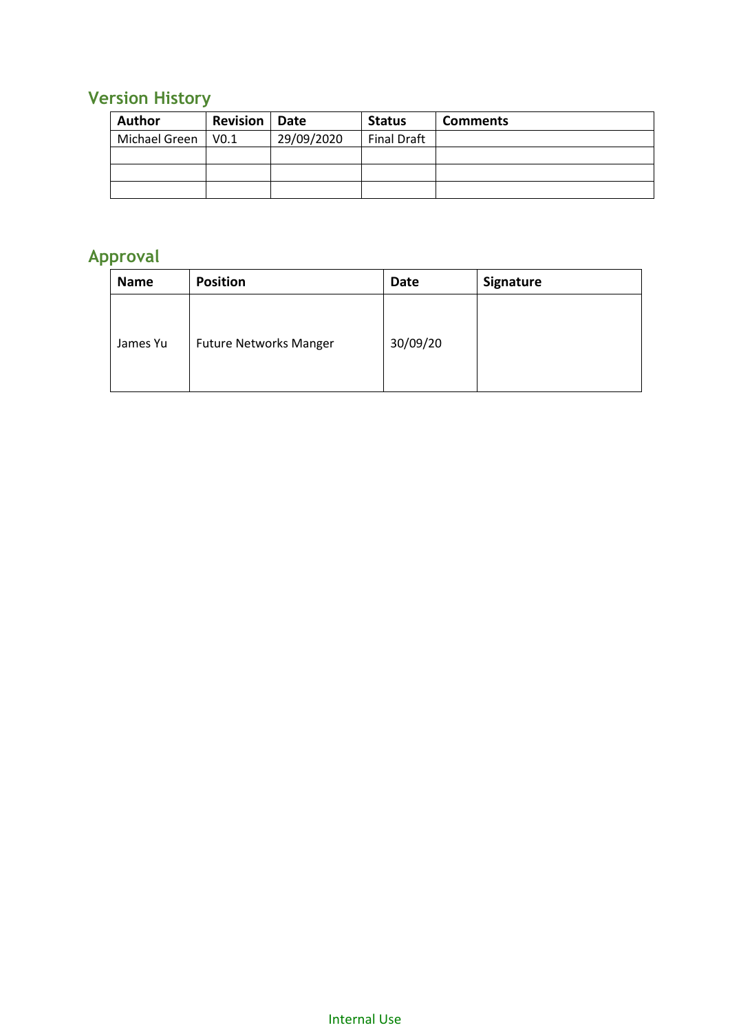## Version History

| Author | Revision | Date | Status | Comments |
|---|---|---|---|---|
| Michael Green | V0.1 | 29/09/2020 | Final Draft | |
| | | | | |
| | | | | |
| | | | | |

## Approval

| Name | Position | Date | Signature |
|---|---|---|---|
| James Yu | Future Networks Manger | 30/09/20 | |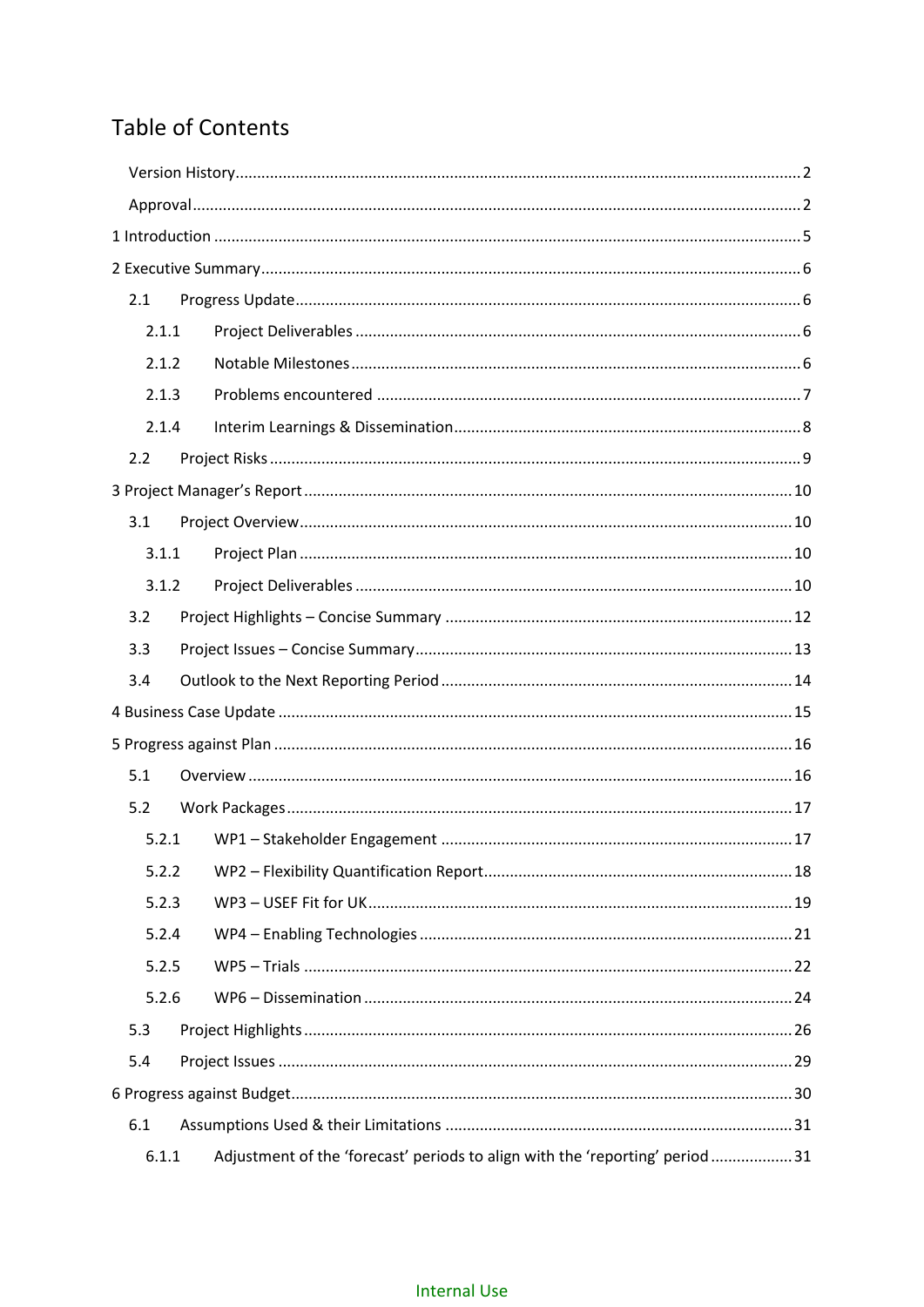# Table of Contents

- Version History ... 2
- Approval ... 2
- 1 Introduction ... 5
- 2 Executive Summary ... 6
  - 2.1 Progress Update ... 6
    - 2.1.1 Project Deliverables ... 6
    - 2.1.2 Notable Milestones ... 6
    - 2.1.3 Problems encountered ... 7
    - 2.1.4 Interim Learnings & Dissemination ... 8
  - 2.2 Project Risks ... 9
- 3 Project Manager's Report ... 10
  - 3.1 Project Overview ... 10
    - 3.1.1 Project Plan ... 10
    - 3.1.2 Project Deliverables ... 10
  - 3.2 Project Highlights – Concise Summary ... 12
  - 3.3 Project Issues – Concise Summary ... 13
  - 3.4 Outlook to the Next Reporting Period ... 14
- 4 Business Case Update ... 15
- 5 Progress against Plan ... 16
  - 5.1 Overview ... 16
  - 5.2 Work Packages ... 17
    - 5.2.1 WP1 – Stakeholder Engagement ... 17
    - 5.2.2 WP2 – Flexibility Quantification Report ... 18
    - 5.2.3 WP3 – USEF Fit for UK ... 19
    - 5.2.4 WP4 – Enabling Technologies ... 21
    - 5.2.5 WP5 – Trials ... 22
    - 5.2.6 WP6 – Dissemination ... 24
  - 5.3 Project Highlights ... 26
  - 5.4 Project Issues ... 29
- 6 Progress against Budget ... 30
  - 6.1 Assumptions Used & their Limitations ... 31
    - 6.1.1 Adjustment of the 'forecast' periods to align with the 'reporting' period ... 31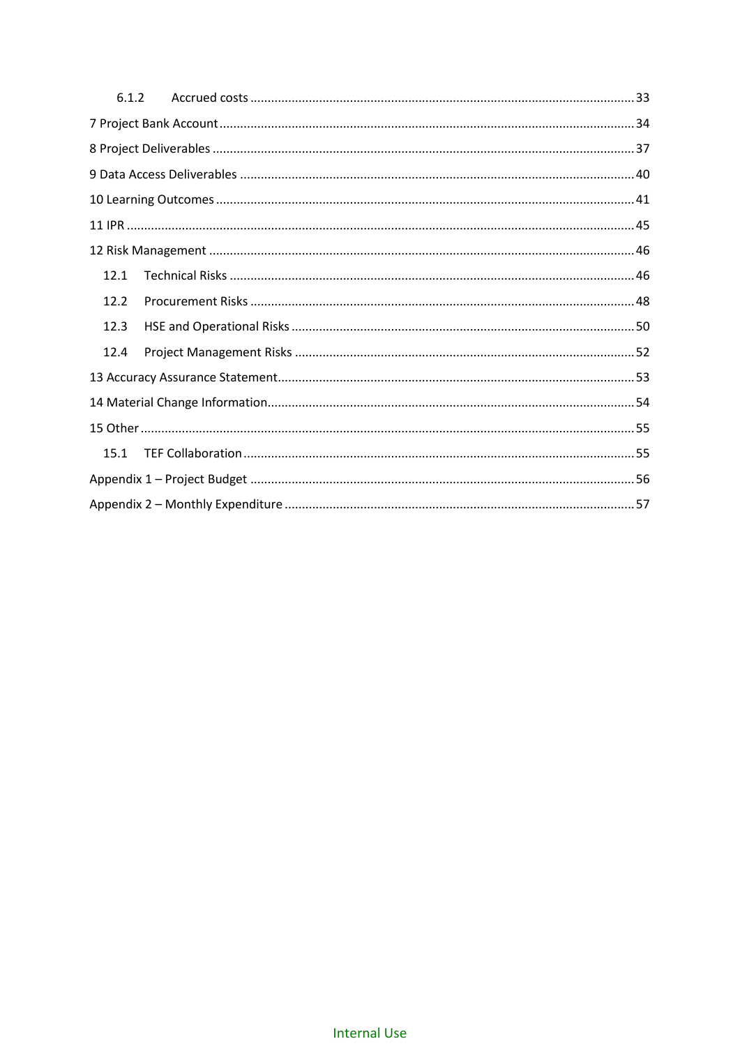6.1.2 Accrued costs ..... 33

7 Project Bank Account ..... 34

8 Project Deliverables ..... 37

9 Data Access Deliverables ..... 40

10 Learning Outcomes ..... 41

11 IPR ..... 45

12 Risk Management ..... 46

12.1 Technical Risks ..... 46

12.2 Procurement Risks ..... 48

12.3 HSE and Operational Risks ..... 50

12.4 Project Management Risks ..... 52

13 Accuracy Assurance Statement ..... 53

14 Material Change Information ..... 54

15 Other ..... 55

15.1 TEF Collaboration ..... 55

Appendix 1 – Project Budget ..... 56

Appendix 2 – Monthly Expenditure ..... 57

Internal Use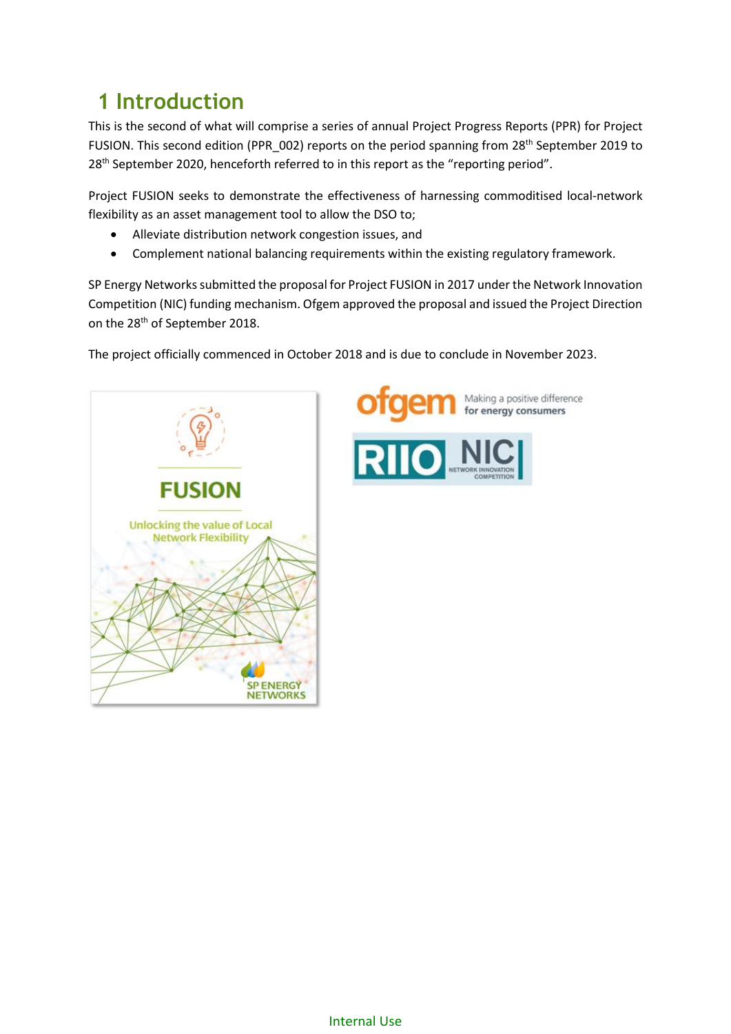# 1 Introduction

This is the second of what will comprise a series of annual Project Progress Reports (PPR) for Project FUSION. This second edition (PPR_002) reports on the period spanning from 28th September 2019 to 28th September 2020, henceforth referred to in this report as the "reporting period".

Project FUSION seeks to demonstrate the effectiveness of harnessing commoditised local-network flexibility as an asset management tool to allow the DSO to;

- Alleviate distribution network congestion issues, and
- Complement national balancing requirements within the existing regulatory framework.

SP Energy Networks submitted the proposal for Project FUSION in 2017 under the Network Innovation Competition (NIC) funding mechanism. Ofgem approved the proposal and issued the Project Direction on the 28th of September 2018.

The project officially commenced in October 2018 and is due to conclude in November 2023.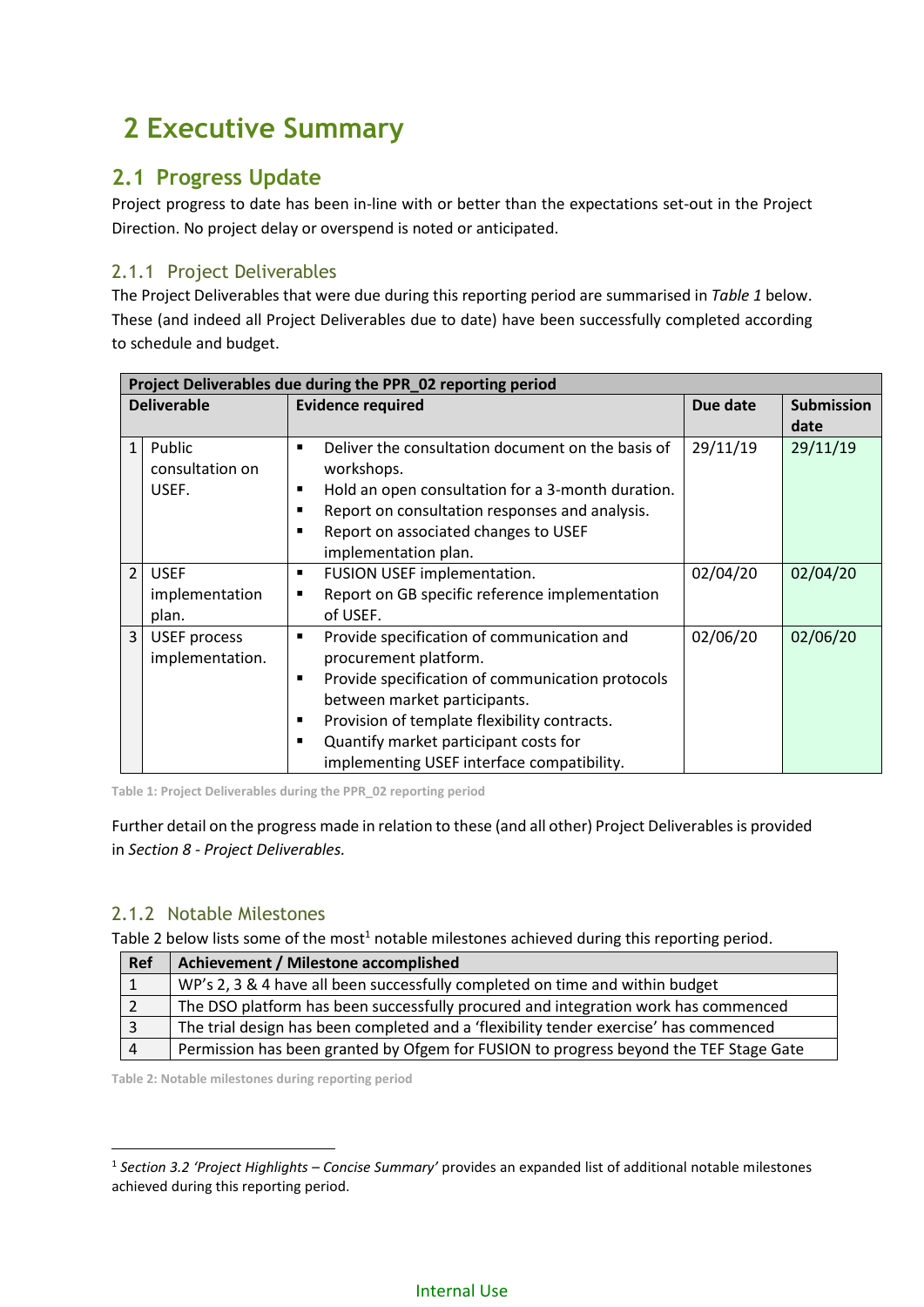# 2 Executive Summary

## 2.1 Progress Update

Project progress to date has been in-line with or better than the expectations set-out in the Project Direction. No project delay or overspend is noted or anticipated.

### 2.1.1 Project Deliverables

The Project Deliverables that were due during this reporting period are summarised in *Table 1* below. These (and indeed all Project Deliverables due to date) have been successfully completed according to schedule and budget.

| Project Deliverables due during the PPR_02 reporting period | | | | |
|---|---|---|---|---|
| **Deliverable** | | **Evidence required** | **Due date** | **Submission date** |
| 1 | Public consultation on USEF. | ▪ Deliver the consultation document on the basis of workshops.<br>▪ Hold an open consultation for a 3-month duration.<br>▪ Report on consultation responses and analysis.<br>▪ Report on associated changes to USEF implementation plan. | 29/11/19 | 29/11/19 |
| 2 | USEF implementation plan. | ▪ FUSION USEF implementation.<br>▪ Report on GB specific reference implementation of USEF. | 02/04/20 | 02/04/20 |
| 3 | USEF process implementation. | ▪ Provide specification of communication and procurement platform.<br>▪ Provide specification of communication protocols between market participants.<br>▪ Provision of template flexibility contracts.<br>▪ Quantify market participant costs for implementing USEF interface compatibility. | 02/06/20 | 02/06/20 |

Table 1: Project Deliverables during the PPR_02 reporting period

Further detail on the progress made in relation to these (and all other) Project Deliverables is provided in *Section 8 - Project Deliverables.*

### 2.1.2 Notable Milestones

Table 2 below lists some of the most[1] notable milestones achieved during this reporting period.

| Ref | Achievement / Milestone accomplished |
|---|---|
| 1 | WP's 2, 3 & 4 have all been successfully completed on time and within budget |
| 2 | The DSO platform has been successfully procured and integration work has commenced |
| 3 | The trial design has been completed and a 'flexibility tender exercise' has commenced |
| 4 | Permission has been granted by Ofgem for FUSION to progress beyond the TEF Stage Gate |

Table 2: Notable milestones during reporting period

[1] *Section 3.2 'Project Highlights – Concise Summary'* provides an expanded list of additional notable milestones achieved during this reporting period.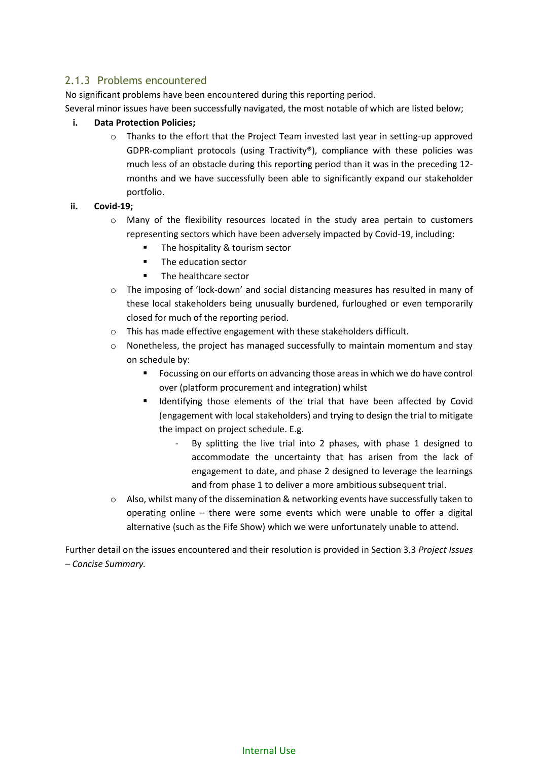### 2.1.3 Problems encountered

No significant problems have been encountered during this reporting period.

Several minor issues have been successfully navigated, the most notable of which are listed below;

i. **Data Protection Policies;**
   - Thanks to the effort that the Project Team invested last year in setting-up approved GDPR-compliant protocols (using Tractivity®), compliance with these policies was much less of an obstacle during this reporting period than it was in the preceding 12-months and we have successfully been able to significantly expand our stakeholder portfolio.

ii. **Covid-19;**
   - Many of the flexibility resources located in the study area pertain to customers representing sectors which have been adversely impacted by Covid-19, including:
     - The hospitality & tourism sector
     - The education sector
     - The healthcare sector
   - The imposing of 'lock-down' and social distancing measures has resulted in many of these local stakeholders being unusually burdened, furloughed or even temporarily closed for much of the reporting period.
   - This has made effective engagement with these stakeholders difficult.
   - Nonetheless, the project has managed successfully to maintain momentum and stay on schedule by:
     - Focussing on our efforts on advancing those areas in which we do have control over (platform procurement and integration) whilst
     - Identifying those elements of the trial that have been affected by Covid (engagement with local stakeholders) and trying to design the trial to mitigate the impact on project schedule. E.g.
       - By splitting the live trial into 2 phases, with phase 1 designed to accommodate the uncertainty that has arisen from the lack of engagement to date, and phase 2 designed to leverage the learnings and from phase 1 to deliver a more ambitious subsequent trial.
   - Also, whilst many of the dissemination & networking events have successfully taken to operating online – there were some events which were unable to offer a digital alternative (such as the Fife Show) which we were unfortunately unable to attend.

Further detail on the issues encountered and their resolution is provided in Section 3.3 *Project Issues – Concise Summary.*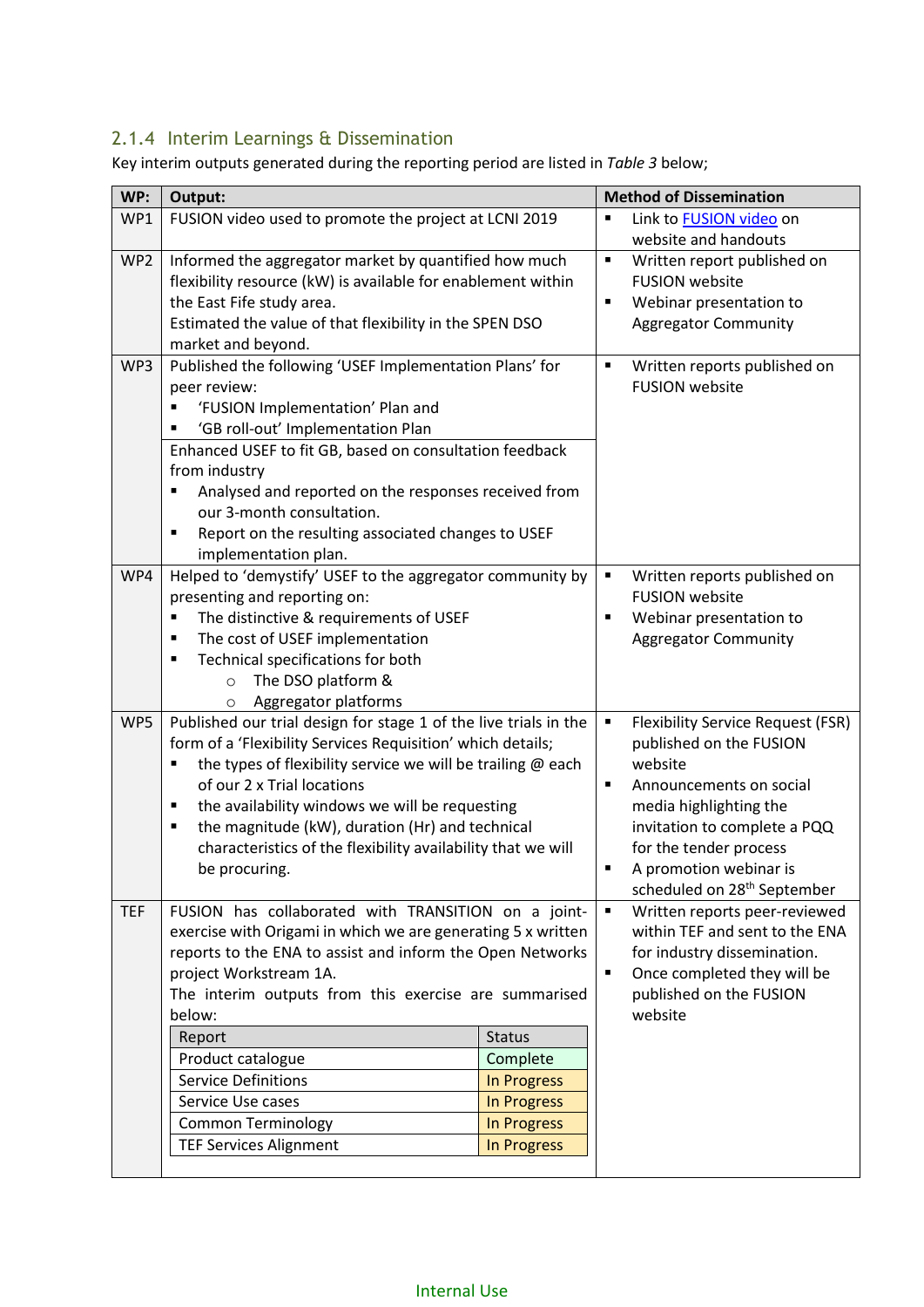### 2.1.4 Interim Learnings & Dissemination

Key interim outputs generated during the reporting period are listed in *Table 3* below;

| WP: | Output: | Method of Dissemination |
|---|---|---|
| WP1 | FUSION video used to promote the project at LCNI 2019 | ▪ Link to [FUSION video] on website and handouts |
| WP2 | Informed the aggregator market by quantified how much flexibility resource (kW) is available for enablement within the East Fife study area.<br>Estimated the value of that flexibility in the SPEN DSO market and beyond. | ▪ Written report published on FUSION website<br>▪ Webinar presentation to Aggregator Community |
| WP3 | Published the following 'USEF Implementation Plans' for peer review:<br>▪ 'FUSION Implementation' Plan and<br>▪ 'GB roll-out' Implementation Plan<br>Enhanced USEF to fit GB, based on consultation feedback from industry<br>▪ Analysed and reported on the responses received from our 3-month consultation.<br>▪ Report on the resulting associated changes to USEF implementation plan. | ▪ Written reports published on FUSION website |
| WP4 | Helped to 'demystify' USEF to the aggregator community by presenting and reporting on:<br>▪ The distinctive & requirements of USEF<br>▪ The cost of USEF implementation<br>▪ Technical specifications for both<br>  ○ The DSO platform &<br>  ○ Aggregator platforms | ▪ Written reports published on FUSION website<br>▪ Webinar presentation to Aggregator Community |
| WP5 | Published our trial design for stage 1 of the live trials in the form of a 'Flexibility Services Requisition' which details;<br>▪ the types of flexibility service we will be trailing @ each of our 2 x Trial locations<br>▪ the availability windows we will be requesting<br>▪ the magnitude (kW), duration (Hr) and technical characteristics of the flexibility availability that we will be procuring. | ▪ Flexibility Service Request (FSR) published on the FUSION website<br>▪ Announcements on social media highlighting the invitation to complete a PQQ for the tender process<br>▪ A promotion webinar is scheduled on 28th September |
| TEF | FUSION has collaborated with TRANSITION on a joint-exercise with Origami in which we are generating 5 x written reports to the ENA to assist and inform the Open Networks project Workstream 1A.<br>The interim outputs from this exercise are summarised below:<br><br>Report — Status<br>Product catalogue — Complete<br>Service Definitions — In Progress<br>Service Use cases — In Progress<br>Common Terminology — In Progress<br>TEF Services Alignment — In Progress | ▪ Written reports peer-reviewed within TEF and sent to the ENA for industry dissemination.<br>▪ Once completed they will be published on the FUSION website |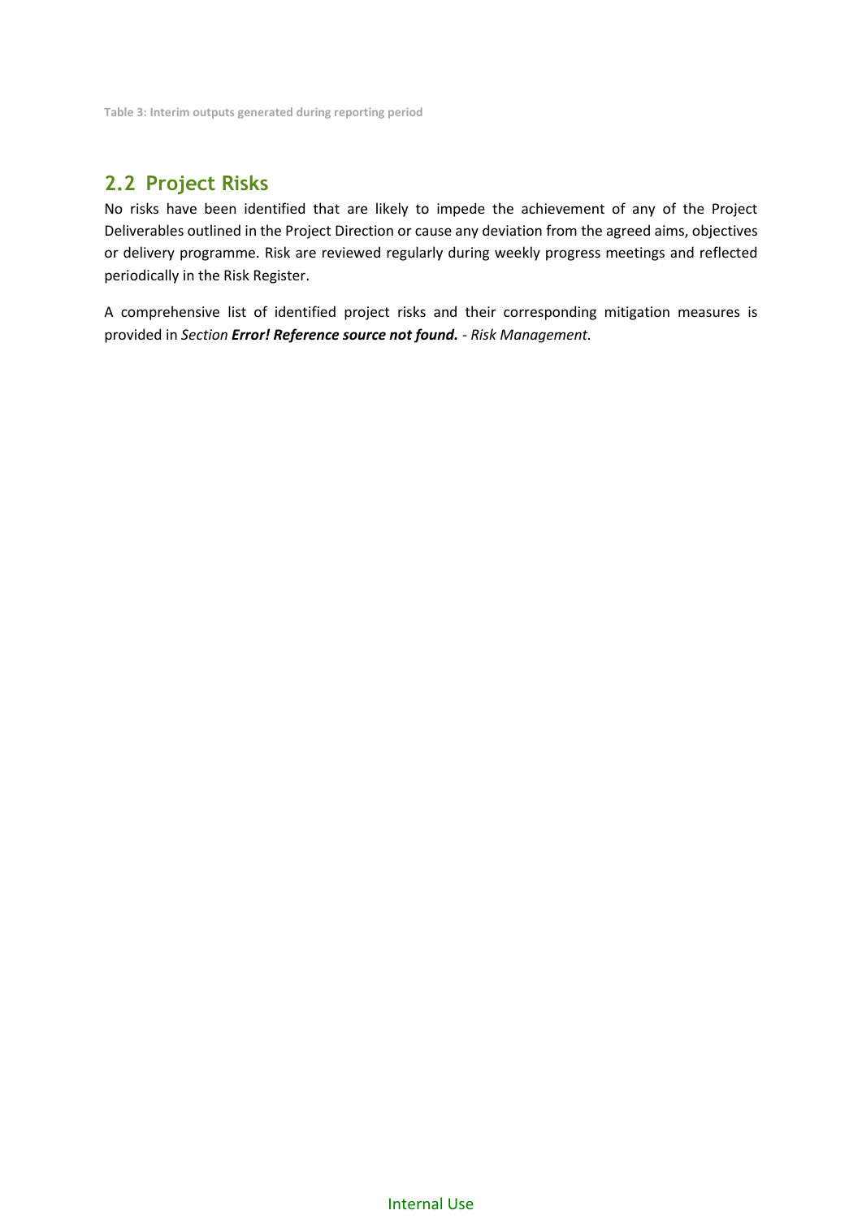Table 3: Interim outputs generated during reporting period

## 2.2 Project Risks

No risks have been identified that are likely to impede the achievement of any of the Project Deliverables outlined in the Project Direction or cause any deviation from the agreed aims, objectives or delivery programme. Risk are reviewed regularly during weekly progress meetings and reflected periodically in the Risk Register.

A comprehensive list of identified project risks and their corresponding mitigation measures is provided in *Section **Error! Reference source not found.** - Risk Management.*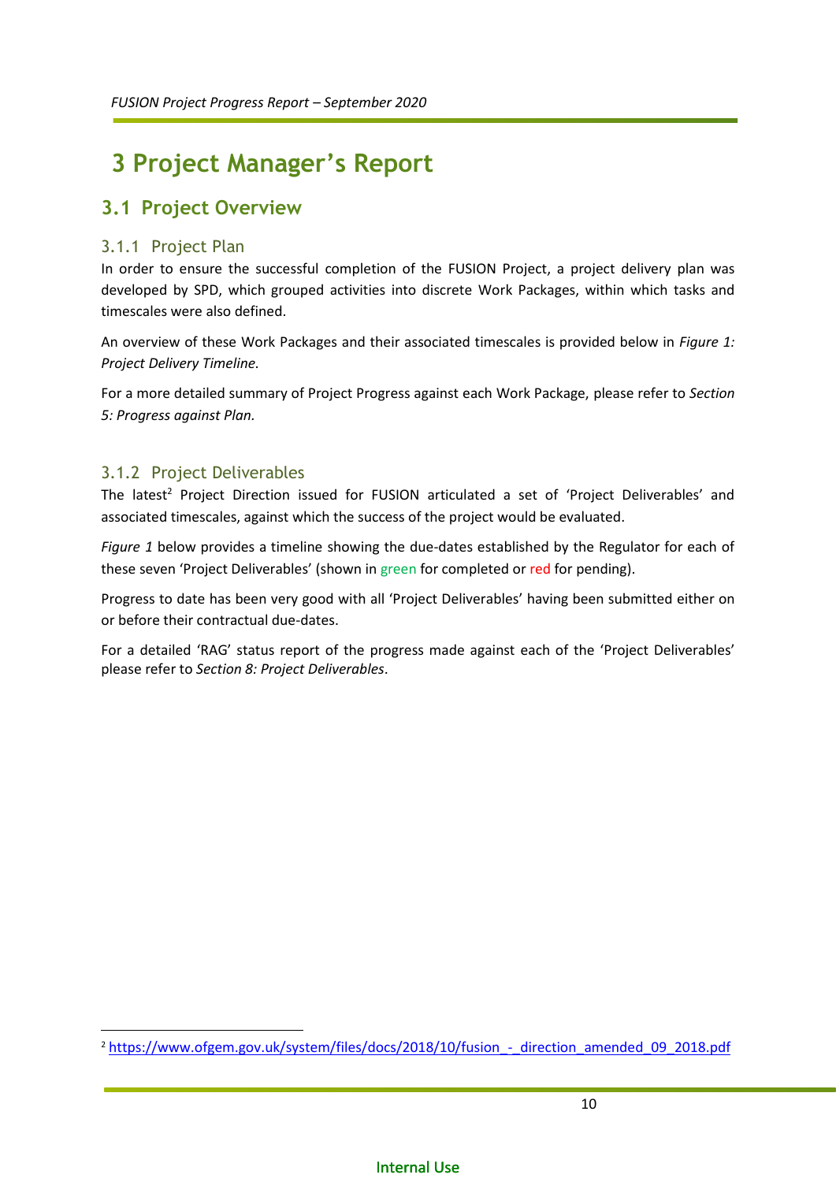# 3 Project Manager's Report

## 3.1 Project Overview

### 3.1.1 Project Plan

In order to ensure the successful completion of the FUSION Project, a project delivery plan was developed by SPD, which grouped activities into discrete Work Packages, within which tasks and timescales were also defined.

An overview of these Work Packages and their associated timescales is provided below in *Figure 1: Project Delivery Timeline.*

For a more detailed summary of Project Progress against each Work Package, please refer to *Section 5: Progress against Plan.*

### 3.1.2 Project Deliverables

The latest[2] Project Direction issued for FUSION articulated a set of 'Project Deliverables' and associated timescales, against which the success of the project would be evaluated.

*Figure 1* below provides a timeline showing the due-dates established by the Regulator for each of these seven 'Project Deliverables' (shown in green for completed or red for pending).

Progress to date has been very good with all 'Project Deliverables' having been submitted either on or before their contractual due-dates.

For a detailed 'RAG' status report of the progress made against each of the 'Project Deliverables' please refer to *Section 8: Project Deliverables*.

---

[2] https://www.ofgem.gov.uk/system/files/docs/2018/10/fusion_-_direction_amended_09_2018.pdf

Internal Use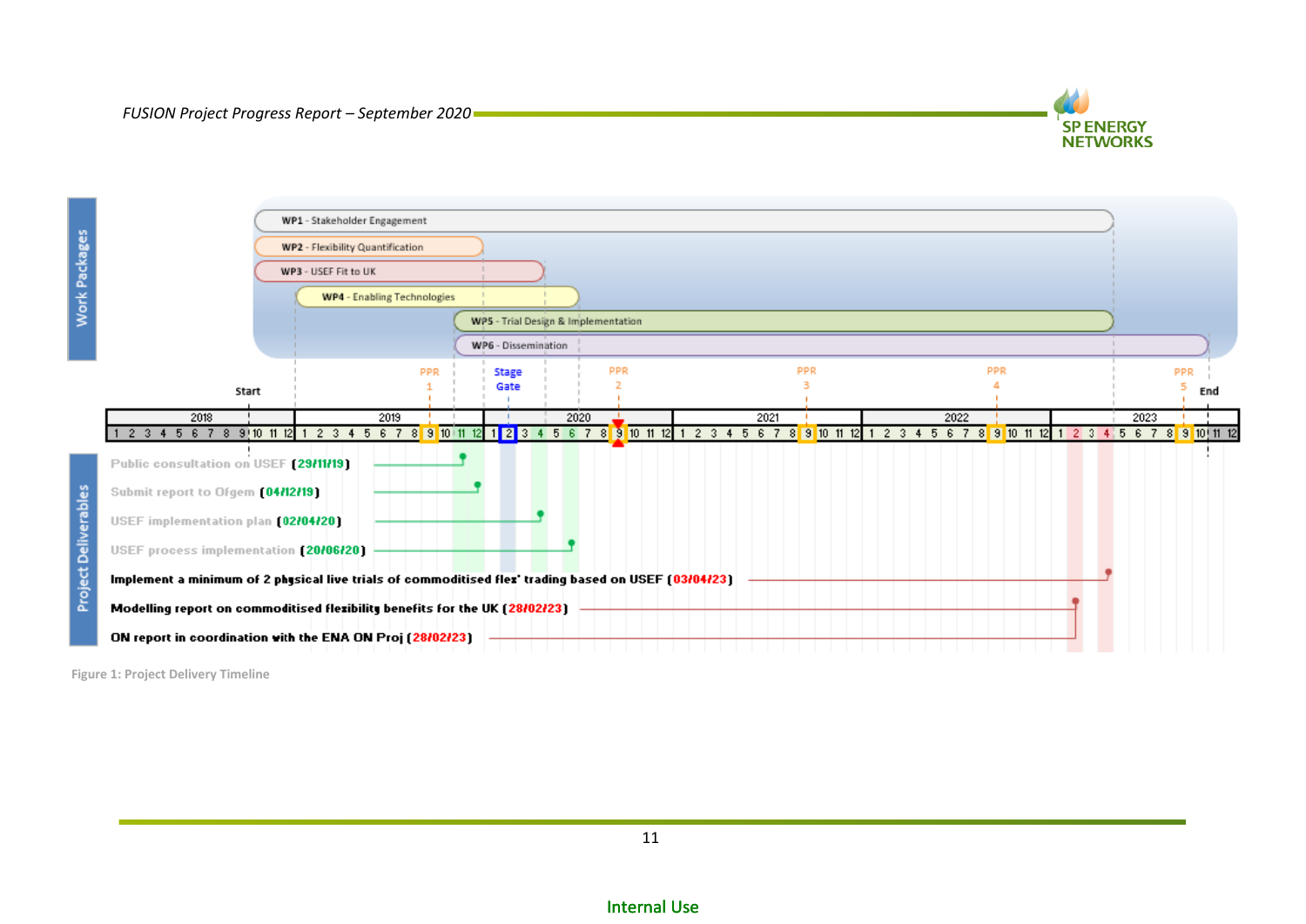Work Packages

- **WP1** - Stakeholder Engagement
- **WP2** - Flexibility Quantification
- **WP3** - USEF Fit to UK
- **WP4** - Enabling Technologies
- **WP5** - Trial Design & Implementation
- **WP6** - Dissemination

Start | PPR 1 | Stage Gate | PPR 2 | PPR 3 | PPR 4 | PPR 5 | End

2018 | 2019 | 2020 | 2021 | 2022 | 2023

Project Deliverables

- Public consultation on USEF (29/11/19)
- Submit report to Ofgem (04/12/19)
- USEF implementation plan (02/04/20)
- USEF process implementation (20/06/20)
- **Implement a minimum of 2 physical live trials of commoditised flex' trading based on USEF (03/04/23)**
- **Modelling report on commoditised flexibility benefits for the UK (28/02/23)**
- **ON report in coordination with the ENA ON Proj (28/02/23)**

Figure 1: Project Delivery Timeline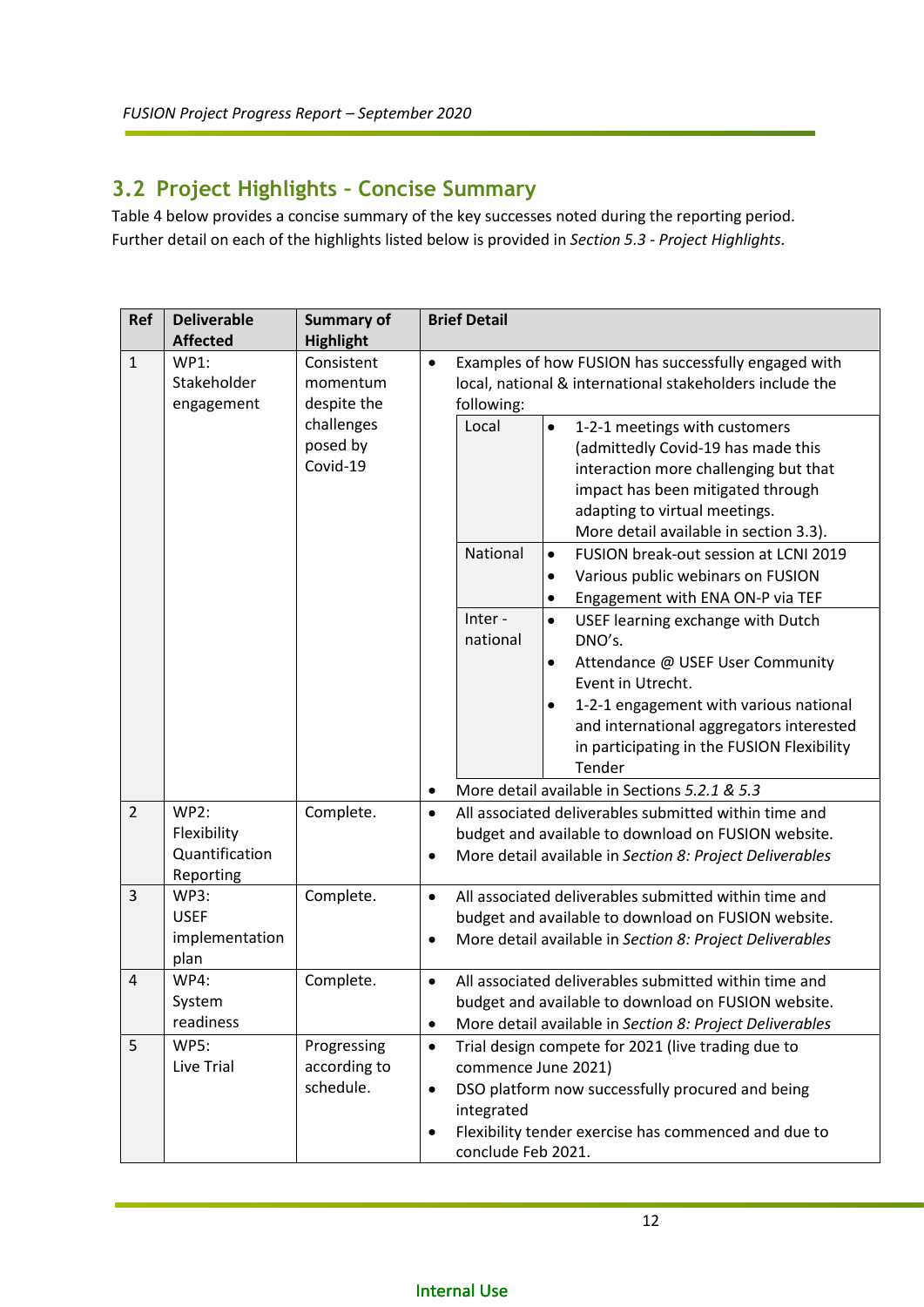## 3.2 Project Highlights – Concise Summary

Table 4 below provides a concise summary of the key successes noted during the reporting period. Further detail on each of the highlights listed below is provided in *Section 5.3 - Project Highlights.*

| Ref | Deliverable Affected | Summary of Highlight | Brief Detail |
|---|---|---|---|
| 1 | WP1: Stakeholder engagement | Consistent momentum despite the challenges posed by Covid-19 | • Examples of how FUSION has successfully engaged with local, national & international stakeholders include the following:<br>**Local:** • 1-2-1 meetings with customers (admittedly Covid-19 has made this interaction more challenging but that impact has been mitigated through adapting to virtual meetings. More detail available in section 3.3).<br>**National:** • FUSION break-out session at LCNI 2019 • Various public webinars on FUSION • Engagement with ENA ON-P via TEF<br>**Inter - national:** • USEF learning exchange with Dutch DNO's. • Attendance @ USEF User Community Event in Utrecht. • 1-2-1 engagement with various national and international aggregators interested in participating in the FUSION Flexibility Tender<br>• More detail available in Sections *5.2.1 & 5.3* |
| 2 | WP2: Flexibility Quantification Reporting | Complete. | • All associated deliverables submitted within time and budget and available to download on FUSION website.<br>• More detail available in *Section 8: Project Deliverables* |
| 3 | WP3: USEF implementation plan | Complete. | • All associated deliverables submitted within time and budget and available to download on FUSION website.<br>• More detail available in *Section 8: Project Deliverables* |
| 4 | WP4: System readiness | Complete. | • All associated deliverables submitted within time and budget and available to download on FUSION website.<br>• More detail available in *Section 8: Project Deliverables* |
| 5 | WP5: Live Trial | Progressing according to schedule. | • Trial design compete for 2021 (live trading due to commence June 2021)<br>• DSO platform now successfully procured and being integrated<br>• Flexibility tender exercise has commenced and due to conclude Feb 2021. |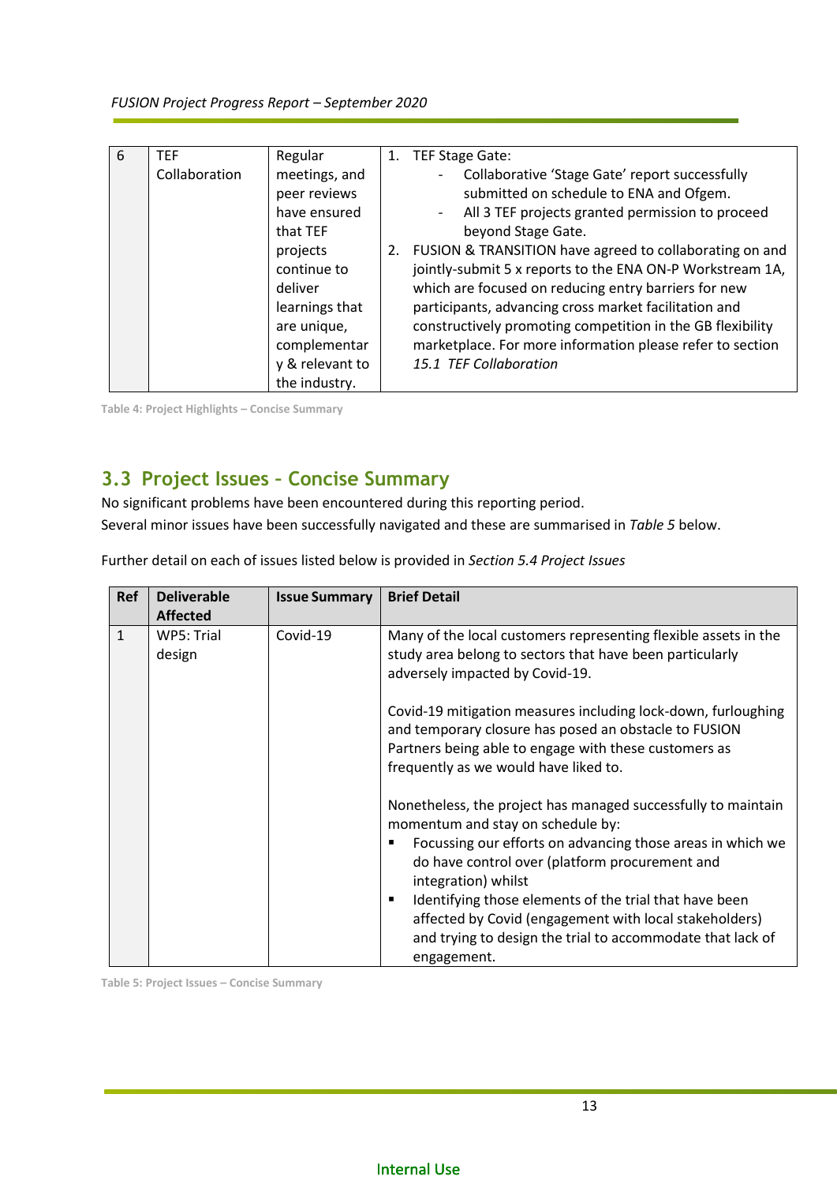| 6 | TEF Collaboration | Regular meetings, and peer reviews have ensured that TEF projects continue to deliver learnings that are unique, complementary & relevant to the industry. | 1. TEF Stage Gate:<br>- Collaborative 'Stage Gate' report successfully submitted on schedule to ENA and Ofgem.<br>- All 3 TEF projects granted permission to proceed beyond Stage Gate.<br>2. FUSION & TRANSITION have agreed to collaborating on and jointly-submit 5 x reports to the ENA ON-P Workstream 1A, which are focused on reducing entry barriers for new participants, advancing cross market facilitation and constructively promoting competition in the GB flexibility marketplace. For more information please refer to section *15.1 TEF Collaboration* |
|---|---|---|---|

Table 4: Project Highlights – Concise Summary

## 3.3 Project Issues - Concise Summary

No significant problems have been encountered during this reporting period.
Several minor issues have been successfully navigated and these are summarised in *Table 5* below.

Further detail on each of issues listed below is provided in *Section 5.4 Project Issues*

| Ref | Deliverable Affected | Issue Summary | Brief Detail |
|---|---|---|---|
| 1 | WP5: Trial design | Covid-19 | Many of the local customers representing flexible assets in the study area belong to sectors that have been particularly adversely impacted by Covid-19.<br><br>Covid-19 mitigation measures including lock-down, furloughing and temporary closure has posed an obstacle to FUSION Partners being able to engage with these customers as frequently as we would have liked to.<br><br>Nonetheless, the project has managed successfully to maintain momentum and stay on schedule by:<br>▪ Focussing our efforts on advancing those areas in which we do have control over (platform procurement and integration) whilst<br>▪ Identifying those elements of the trial that have been affected by Covid (engagement with local stakeholders) and trying to design the trial to accommodate that lack of engagement. |

Table 5: Project Issues – Concise Summary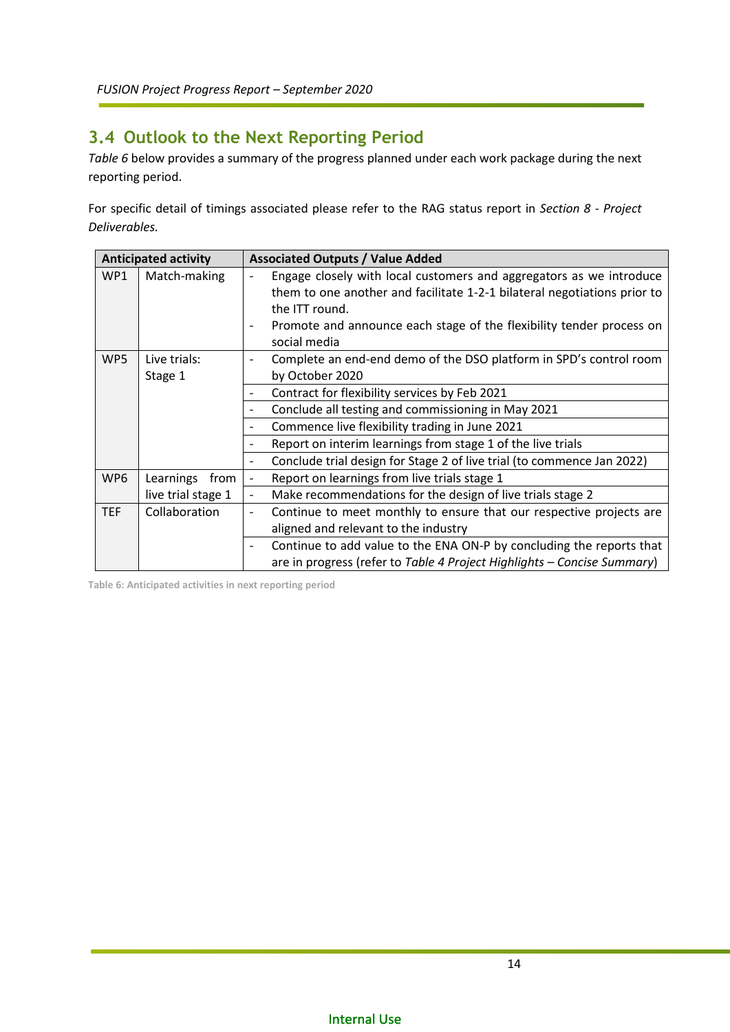## 3.4 Outlook to the Next Reporting Period

*Table 6* below provides a summary of the progress planned under each work package during the next reporting period.

For specific detail of timings associated please refer to the RAG status report in *Section 8 - Project Deliverables.*

| Anticipated activity | | Associated Outputs / Value Added |
|---|---|---|
| WP1 | Match-making | - Engage closely with local customers and aggregators as we introduce them to one another and facilitate 1-2-1 bilateral negotiations prior to the ITT round.<br>- Promote and announce each stage of the flexibility tender process on social media |
| WP5 | Live trials: Stage 1 | - Complete an end-end demo of the DSO platform in SPD's control room by October 2020 |
| | | - Contract for flexibility services by Feb 2021 |
| | | - Conclude all testing and commissioning in May 2021 |
| | | - Commence live flexibility trading in June 2021 |
| | | - Report on interim learnings from stage 1 of the live trials |
| | | - Conclude trial design for Stage 2 of live trial (to commence Jan 2022) |
| WP6 | Learnings from live trial stage 1 | - Report on learnings from live trials stage 1 |
| | | - Make recommendations for the design of live trials stage 2 |
| TEF | Collaboration | - Continue to meet monthly to ensure that our respective projects are aligned and relevant to the industry |
| | | - Continue to add value to the ENA ON-P by concluding the reports that are in progress (refer to *Table 4 Project Highlights – Concise Summary*) |

Table 6: Anticipated activities in next reporting period

Internal Use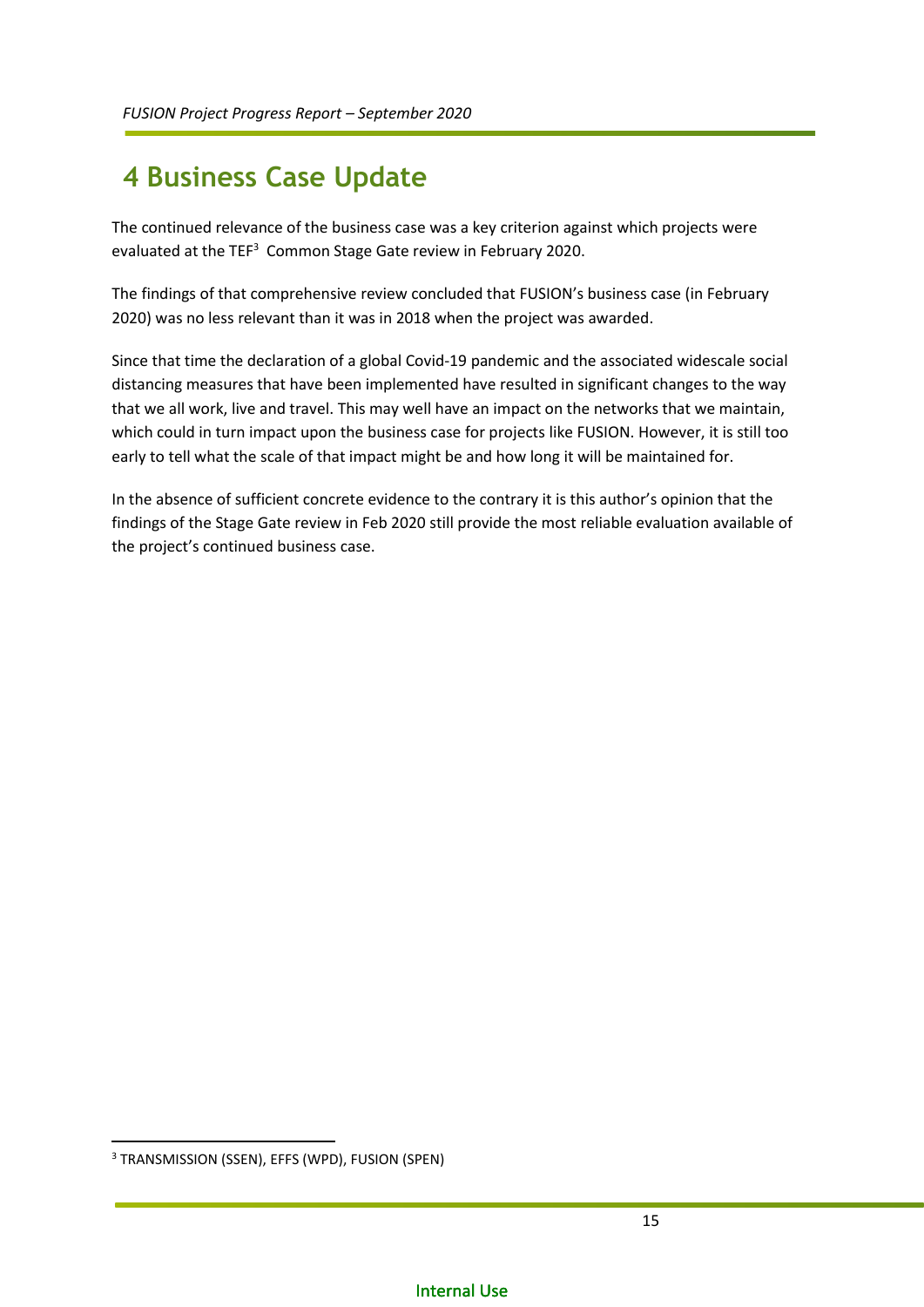# 4 Business Case Update

The continued relevance of the business case was a key criterion against which projects were evaluated at the TEF[3] Common Stage Gate review in February 2020.

The findings of that comprehensive review concluded that FUSION's business case (in February 2020) was no less relevant than it was in 2018 when the project was awarded.

Since that time the declaration of a global Covid-19 pandemic and the associated widescale social distancing measures that have been implemented have resulted in significant changes to the way that we all work, live and travel. This may well have an impact on the networks that we maintain, which could in turn impact upon the business case for projects like FUSION. However, it is still too early to tell what the scale of that impact might be and how long it will be maintained for.

In the absence of sufficient concrete evidence to the contrary it is this author's opinion that the findings of the Stage Gate review in Feb 2020 still provide the most reliable evaluation available of the project's continued business case.

[3] TRANSMISSION (SSEN), EFFS (WPD), FUSION (SPEN)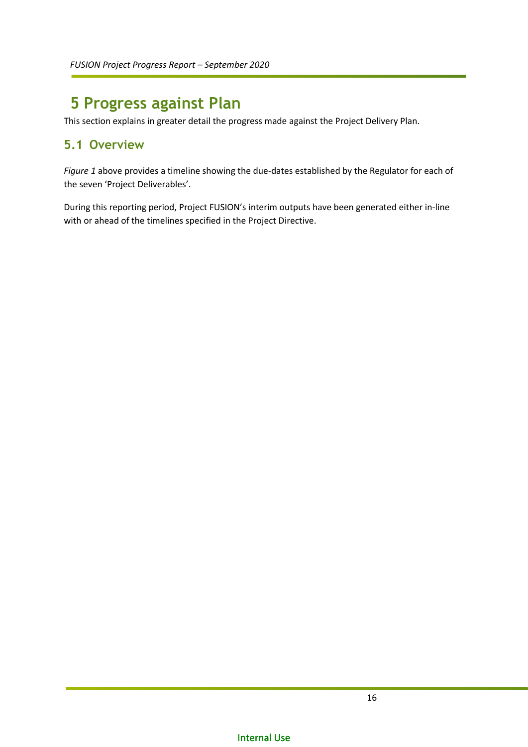# 5 Progress against Plan

This section explains in greater detail the progress made against the Project Delivery Plan.

## 5.1 Overview

*Figure 1* above provides a timeline showing the due-dates established by the Regulator for each of the seven 'Project Deliverables'.

During this reporting period, Project FUSION's interim outputs have been generated either in-line with or ahead of the timelines specified in the Project Directive.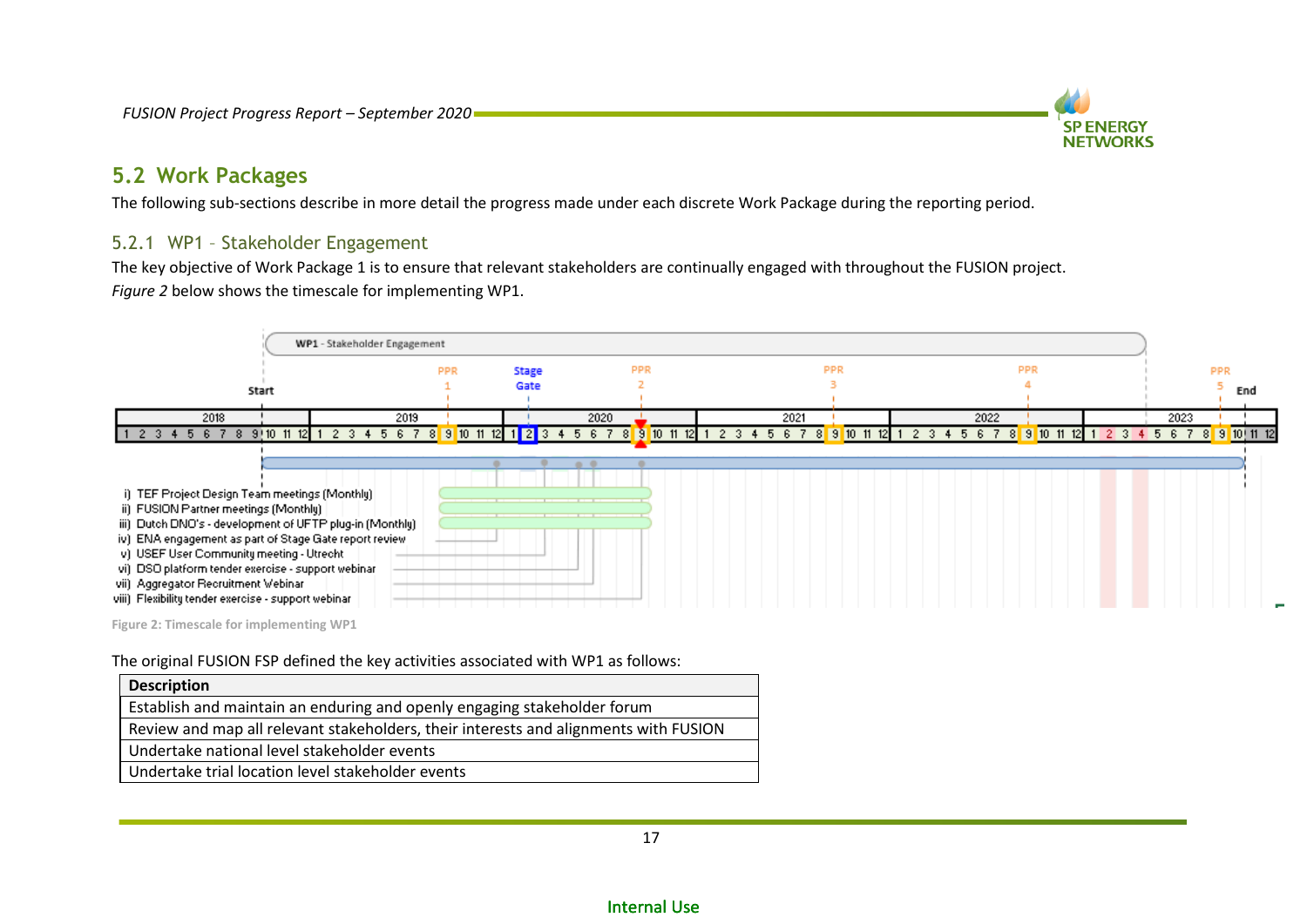## 5.2 Work Packages

The following sub-sections describe in more detail the progress made under each discrete Work Package during the reporting period.

### 5.2.1 WP1 – Stakeholder Engagement

The key objective of Work Package 1 is to ensure that relevant stakeholders are continually engaged with throughout the FUSION project. *Figure 2* below shows the timescale for implementing WP1.

WP1 - Stakeholder Engagement

Start | PPR 1 | Stage Gate | PPR 2 | PPR 3 | PPR 4 | PPR 5 | End

2018 | 2019 | 2020 | 2021 | 2022 | 2023

i) TEF Project Design Team meetings (Monthly)
ii) FUSION Partner meetings (Monthly)
iii) Dutch DNO's - development of UFTP plug-in (Monthly)
iv) ENA engagement as part of Stage Gate report review
v) USEF User Community meeting - Utrecht
vi) DSO platform tender exercise - support webinar
vii) Aggregator Recruitment Webinar
viii) Flexibility tender exercise - support webinar

Figure 2: Timescale for implementing WP1

The original FUSION FSP defined the key activities associated with WP1 as follows:

| Description |
|---|
| Establish and maintain an enduring and openly engaging stakeholder forum |
| Review and map all relevant stakeholders, their interests and alignments with FUSION |
| Undertake national level stakeholder events |
| Undertake trial location level stakeholder events |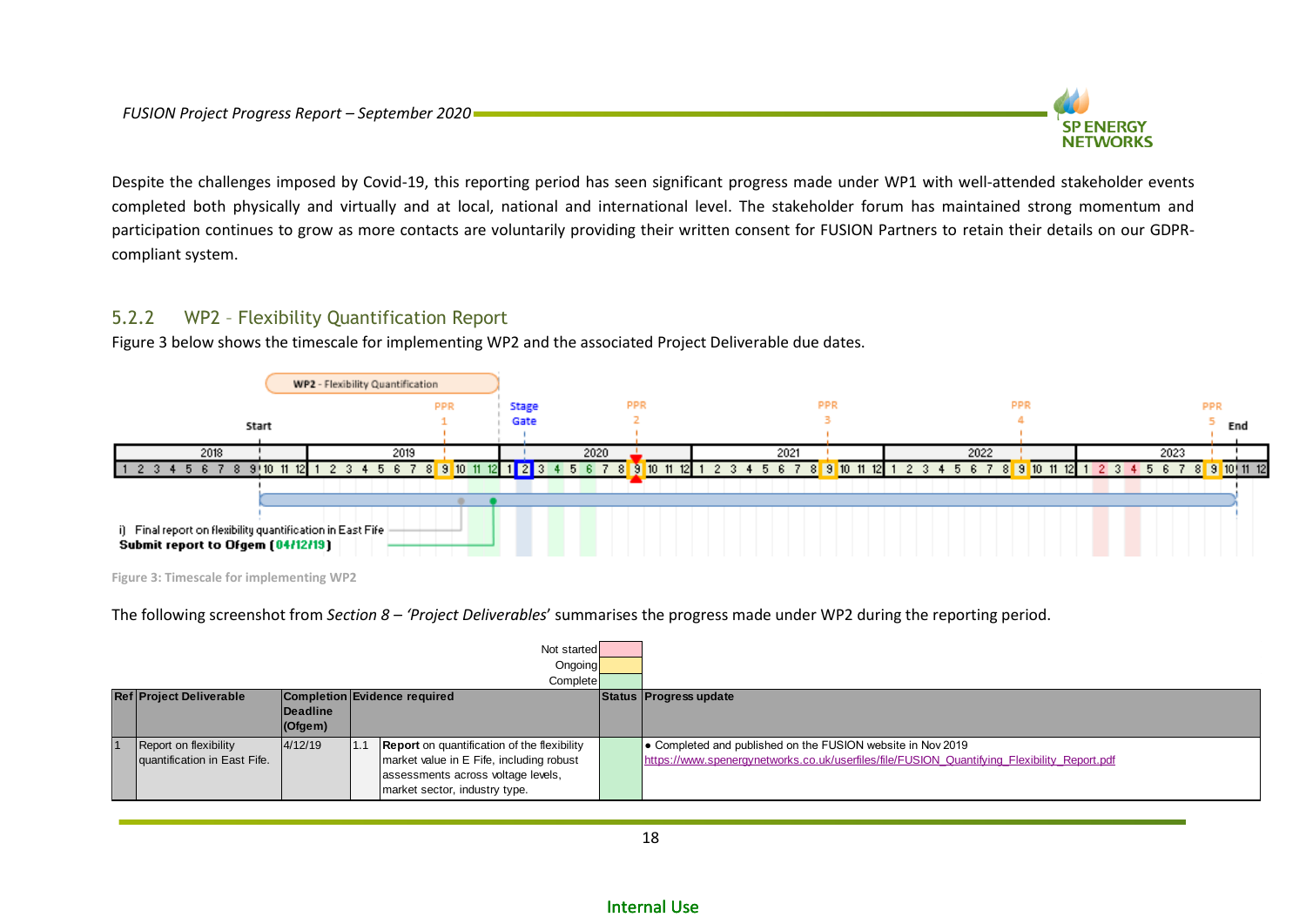Despite the challenges imposed by Covid-19, this reporting period has seen significant progress made under WP1 with well-attended stakeholder events completed both physically and virtually and at local, national and international level. The stakeholder forum has maintained strong momentum and participation continues to grow as more contacts are voluntarily providing their written consent for FUSION Partners to retain their details on our GDPR-compliant system.

### 5.2.2 WP2 – Flexibility Quantification Report

Figure 3 below shows the timescale for implementing WP2 and the associated Project Deliverable due dates.

WP2 - Flexibility Quantification

Start | PPR 1 | Stage Gate | PPR 2 | PPR 3 | PPR 4 | PPR 5 | End

2018 | 2019 | 2020 | 2021 | 2022 | 2023

i) Final report on flexibility quantification in East Fife
**Submit report to Ofgem (04/12/19)**

Figure 3: Timescale for implementing WP2

The following screenshot from *Section 8 – 'Project Deliverables*' summarises the progress made under WP2 during the reporting period.

Not started / Ongoing / Complete

| Ref | Project Deliverable | Completion Deadline (Ofgem) | Evidence required | | Status | Progress update |
|---|---|---|---|---|---|---|
| 1 | Report on flexibility quantification in East Fife. | 4/12/19 | 1.1 | **Report** on quantification of the flexibility market value in E Fife, including robust assessments across voltage levels, market sector, industry type. | Complete | • Completed and published on the FUSION website in Nov 2019 https://www.spenergynetworks.co.uk/userfiles/file/FUSION_Quantifying_Flexibility_Report.pdf |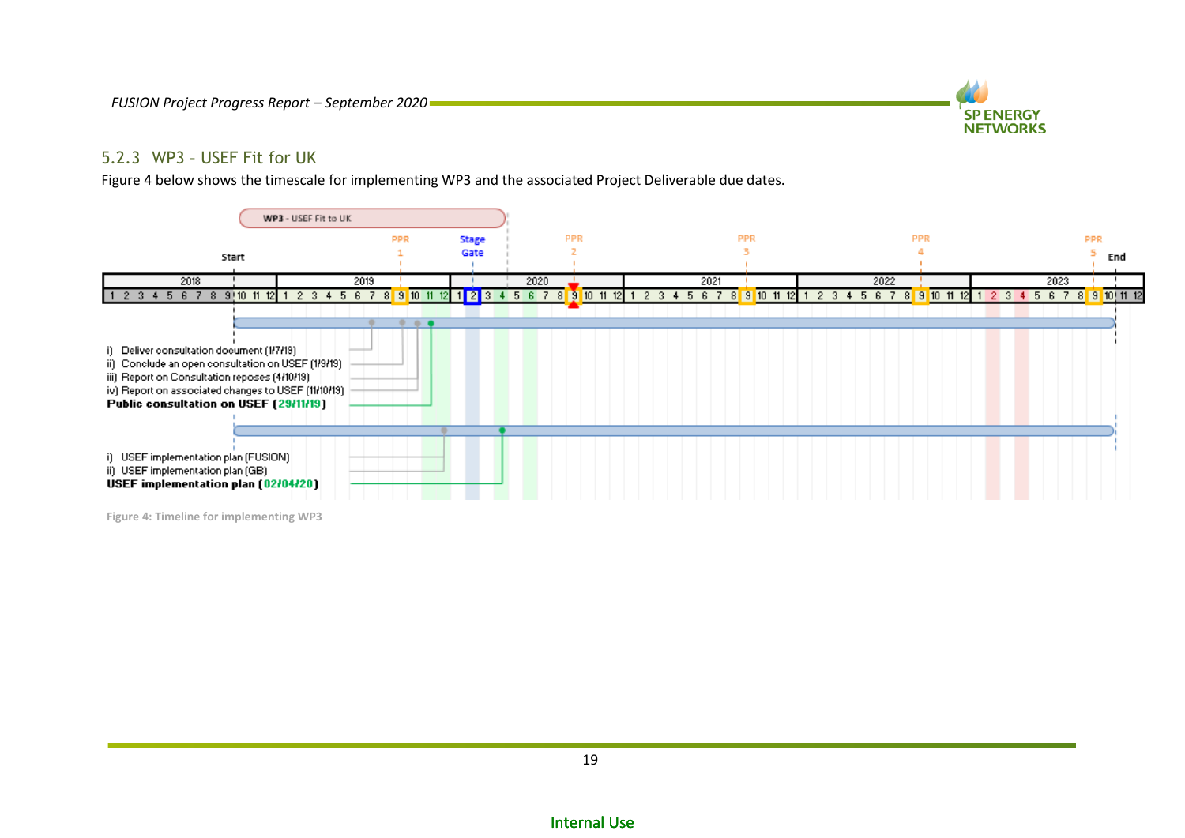### 5.2.3 WP3 – USEF Fit for UK

Figure 4 below shows the timescale for implementing WP3 and the associated Project Deliverable due dates.

WP3 - USEF Fit to UK

Start | PPR 1 | Stage Gate | PPR 2 | PPR 3 | PPR 4 | PPR 5 | End

i) Deliver consultation document (1/7/19)
ii) Conclude an open consultation on USEF (1/9/19)
iii) Report on Consultation reposes (4/10/19)
iv) Report on associated changes to USEF (11/10/19)
**Public consultation on USEF (29/11/19)**

i) USEF implementation plan (FUSION)
ii) USEF implementation plan (GB)
**USEF implementation plan (02/04/20)**

Figure 4: Timeline for implementing WP3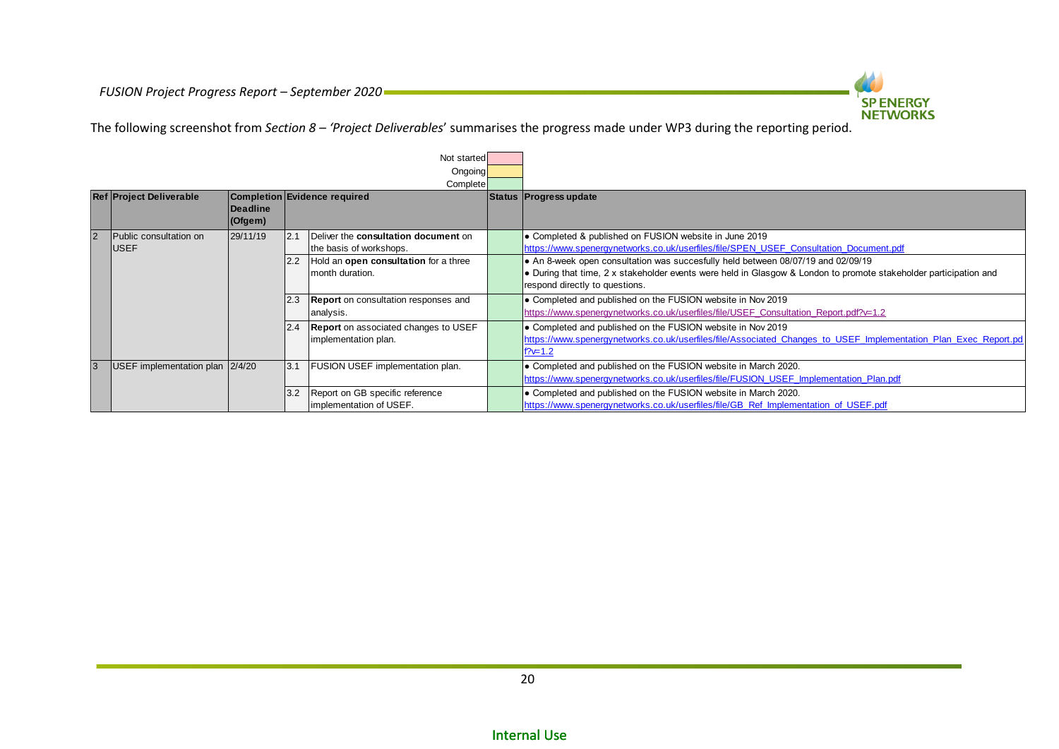The following screenshot from *Section 8 – 'Project Deliverables*' summarises the progress made under WP3 during the reporting period.

| | |
|---|---|
| Not started | |
| Ongoing | |
| Complete | |

| Ref | Project Deliverable | Completion Deadline (Ofgem) | Evidence required | | Status | Progress update |
|---|---|---|---|---|---|---|
| 2 | Public consultation on USEF | 29/11/19 | 2.1 | Deliver the **consultation document** on the basis of workshops. | | • Completed & published on FUSION website in June 2019 https://www.spenergynetworks.co.uk/userfiles/file/SPEN_USEF_Consultation_Document.pdf |
| | | | 2.2 | Hold an **open consultation** for a three month duration. | | • An 8-week open consultation was succesfully held between 08/07/19 and 02/09/19<br>• During that time, 2 x stakeholder events were held in Glasgow & London to promote stakeholder participation and respond directly to questions. |
| | | | 2.3 | **Report** on consultation responses and analysis. | | • Completed and published on the FUSION website in Nov 2019 https://www.spenergynetworks.co.uk/userfiles/file/USEF_Consultation_Report.pdf?v=1.2 |
| | | | 2.4 | **Report** on associated changes to USEF implementation plan. | | • Completed and published on the FUSION website in Nov 2019 https://www.spenergynetworks.co.uk/userfiles/file/Associated_Changes_to_USEF_Implementation_Plan_Exec_Report.pdf?v=1.2 |
| 3 | USEF implementation plan | 2/4/20 | 3.1 | FUSION USEF implementation plan. | | • Completed and published on the FUSION website in March 2020. https://www.spenergynetworks.co.uk/userfiles/file/FUSION_USEF_Implementation_Plan.pdf |
| | | | 3.2 | Report on GB specific reference implementation of USEF. | | • Completed and published on the FUSION website in March 2020. https://www.spenergynetworks.co.uk/userfiles/file/GB_Ref_Implementation_of_USEF.pdf |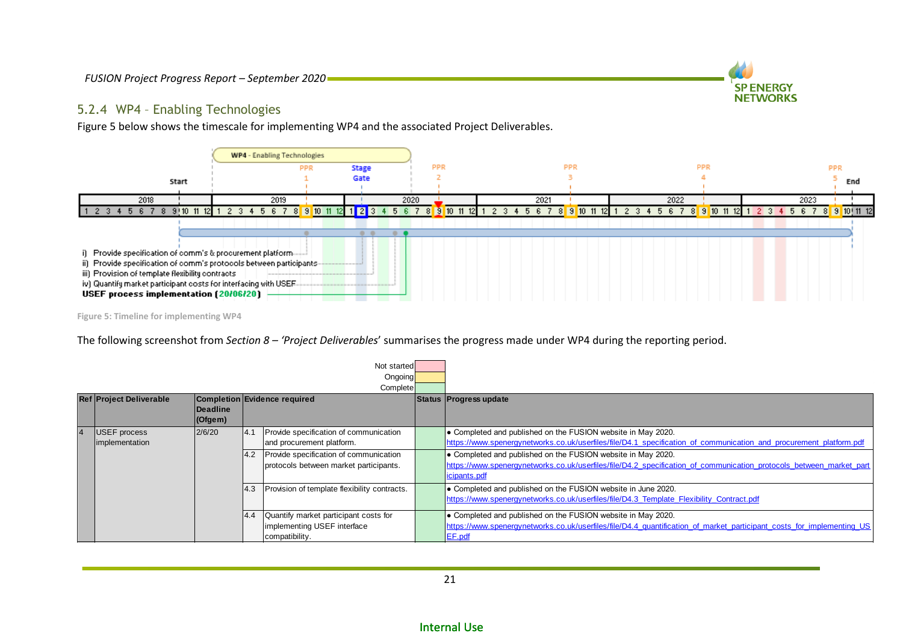### 5.2.4 WP4 – Enabling Technologies

Figure 5 below shows the timescale for implementing WP4 and the associated Project Deliverables.

WP4 - Enabling Technologies

i) Provide specification of comm's & procurement platform
ii) Provide specification of comm's protocols between participants
iii) Provision of template flexibility contracts
iv) Quantify market participant costs for interfacing with USEF
**USEF process implementation (20/06/20)**

Figure 5: Timeline for implementing WP4

The following screenshot from *Section 8 – 'Project Deliverables*' summarises the progress made under WP4 during the reporting period.

| Status key | |
|---|---|
| Not started | |
| Ongoing | |
| Complete | |

| Ref | Project Deliverable | Completion Deadline (Ofgem) | Evidence required | | Status | Progress update |
|---|---|---|---|---|---|---|
| 4 | USEF process implementation | 2/6/20 | 4.1 | Provide specification of communication and procurement platform. | Complete | • Completed and published on the FUSION website in May 2020. https://www.spenergynetworks.co.uk/userfiles/file/D4.1_specification_of_communication_and_procurement_platform.pdf |
| | | | 4.2 | Provide specification of communication protocols between market participants. | Complete | • Completed and published on the FUSION website in May 2020. https://www.spenergynetworks.co.uk/userfiles/file/D4.2_specification_of_communication_protocols_between_market_participants.pdf |
| | | | 4.3 | Provision of template flexibility contracts. | Complete | • Completed and published on the FUSION website in June 2020. https://www.spenergynetworks.co.uk/userfiles/file/D4.3_Template_Flexibility_Contract.pdf |
| | | | 4.4 | Quantify market participant costs for implementing USEF interface compatibility. | Complete | • Completed and published on the FUSION website in May 2020. https://www.spenergynetworks.co.uk/userfiles/file/D4.4_quantification_of_market_participant_costs_for_implementing_USEF.pdf |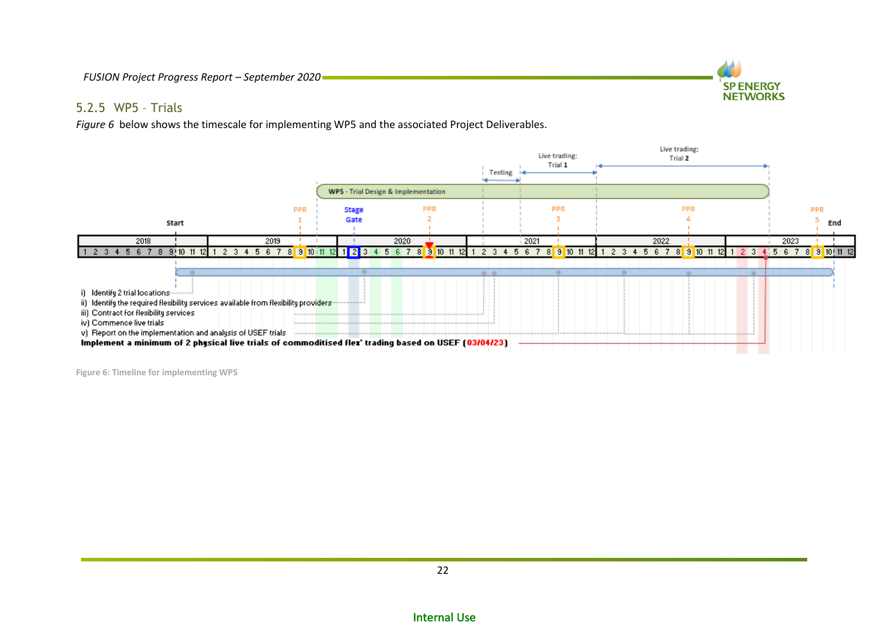### 5.2.5 WP5 - Trials

*Figure 6* below shows the timescale for implementing WP5 and the associated Project Deliverables.

Live trading: Trial 1

Live trading: Trial 2

Testing

WP5 - Trial Design & Implementation

PPR 1 | Stage Gate | PPR 2 | PPR 3 | PPR 4 | PPR 5

Start | End

2018 | 2019 | 2020 | 2021 | 2022 | 2023

i) Identify 2 trial locations
ii) Identify the required flexibility services available from flexibility providers
iii) Contract for flexibility services
iv) Commence live trials
v) Report on the implementation and analysis of USEF trials

**Implement a minimum of 2 physical live trials of commoditised flex' trading based on USEF (03/04/23)**

Figure 6: Timeline for implementing WP5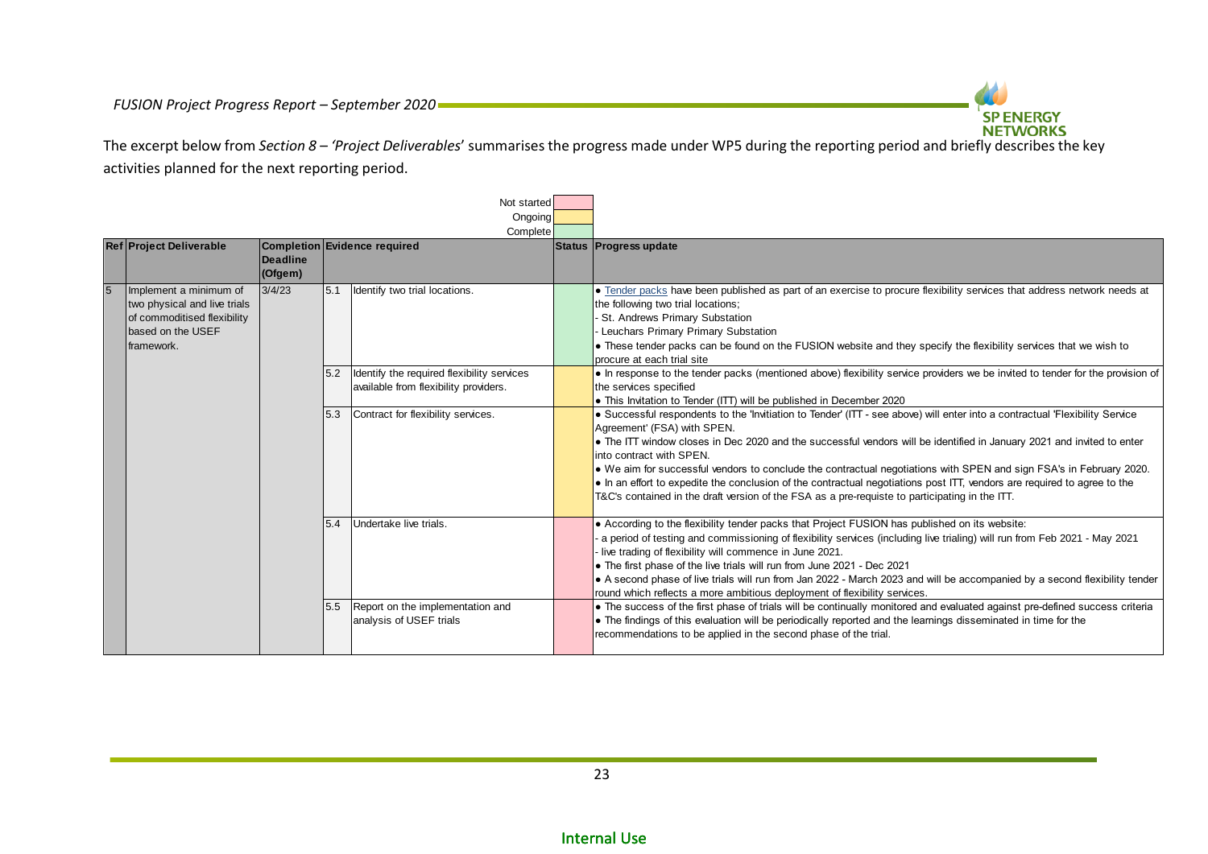The excerpt below from *Section 8 – 'Project Deliverables*' summarises the progress made under WP5 during the reporting period and briefly describes the key activities planned for the next reporting period.

| Legend | |
|---|---|
| Not started | (pink) |
| Ongoing | (yellow) |
| Complete | (green) |

| Ref | Project Deliverable | Completion Deadline (Ofgem) | Evidence required | | Status | Progress update |
|---|---|---|---|---|---|---|
| 5 | Implement a minimum of two physical and live trials of commoditised flexibility based on the USEF framework. | 3/4/23 | 5.1 | Identify two trial locations. | Complete | • Tender packs have been published as part of an exercise to procure flexibility services that address network needs at the following two trial locations;<br>- St. Andrews Primary Substation<br>- Leuchars Primary Primary Substation<br>• These tender packs can be found on the FUSION website and they specify the flexibility services that we wish to procure at each trial site |
| | | | 5.2 | Identify the required flexibility services available from flexibility providers. | Ongoing | • In response to the tender packs (mentioned above) flexibility service providers we be invited to tender for the provision of the services specified<br>• This Invitation to Tender (ITT) will be published in December 2020 |
| | | | 5.3 | Contract for flexibility services. | Ongoing | • Successful respondents to the 'Invitiation to Tender' (ITT - see above) will enter into a contractual 'Flexibility Service Agreement' (FSA) with SPEN.<br>• The ITT window closes in Dec 2020 and the successful vendors will be identified in January 2021 and invited to enter into contract with SPEN.<br>• We aim for successful vendors to conclude the contractual negotiations with SPEN and sign FSA's in February 2020.<br>• In an effort to expedite the conclusion of the contractual negotiations post ITT, vendors are required to agree to the T&C's contained in the draft version of the FSA as a pre-requiste to participating in the ITT. |
| | | | 5.4 | Undertake live trials. | Not started | • According to the flexibility tender packs that Project FUSION has published on its website:<br>- a period of testing and commissioning of flexibility services (including live trialing) will run from Feb 2021 - May 2021<br>- live trading of flexibility will commence in June 2021.<br>• The first phase of the live trials will run from June 2021 - Dec 2021<br>• A second phase of live trials will run from Jan 2022 - March 2023 and will be accompanied by a second flexibility tender round which reflects a more ambitious deployment of flexibility services. |
| | | | 5.5 | Report on the implementation and analysis of USEF trials | Not started | • The success of the first phase of trials will be continually monitored and evaluated against pre-defined success criteria<br>• The findings of this evaluation will be periodically reported and the learnings disseminated in time for the recommendations to be applied in the second phase of the trial. |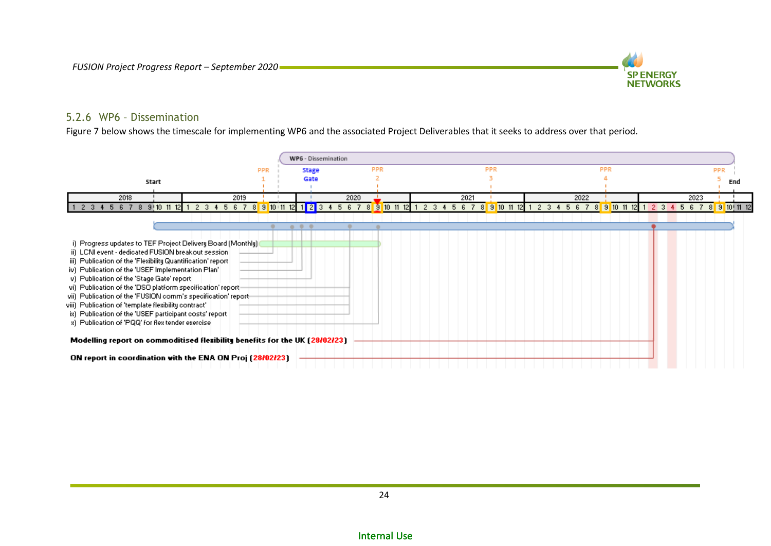### 5.2.6 WP6 – Dissemination

Figure 7 below shows the timescale for implementing WP6 and the associated Project Deliverables that it seeks to address over that period.

WP6 - Dissemination

PPR 1 | Stage Gate | PPR 2 | PPR 3 | PPR 4 | PPR 5

Start | End

2018 | 2019 | 2020 | 2021 | 2022 | 2023

i) Progress updates to TEF Project Delivery Board (Monthly)
ii) LCNI event - dedicated FUSION breakout session
iii) Publication of the 'Flexibility Quantification' report
iv) Publication of the 'USEF Implementation Plan'
v) Publication of the 'Stage Gate' report
vi) Publication of the 'DSO platform specification' report
vii) Publication of the 'FUSION comm's specification' report
viii) Publication of 'template flexibility contract'
ix) Publication of the 'USEF participant costs' report
x) Publication of 'PQQ' for flex tender exercise

**Modelling report on commoditised flexibility benefits for the UK (28/02/23)**

**ON report in coordination with the ENA ON Proj (28/02/23)**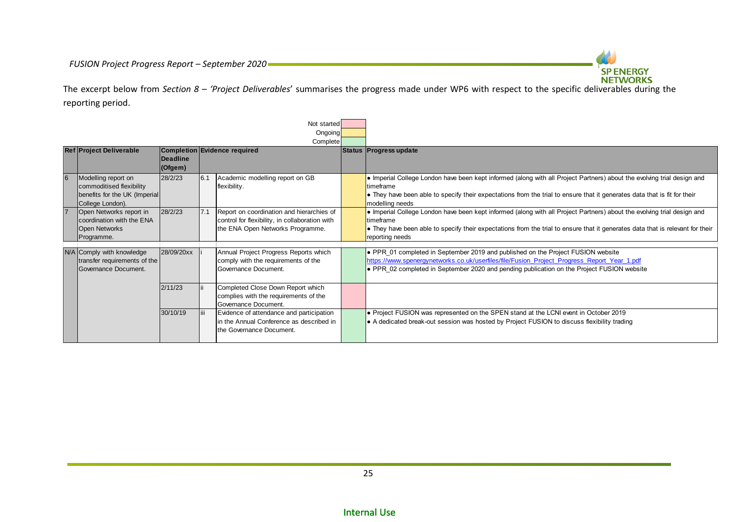The excerpt below from *Section 8 – 'Project Deliverables'* summarises the progress made under WP6 with respect to the specific deliverables during the reporting period.

| Legend | |
|---|---|
| Not started | (pink) |
| Ongoing | (yellow) |
| Complete | (green) |

| Ref | Project Deliverable | Completion Deadline (Ofgem) | | Evidence required | Status | Progress update |
|---|---|---|---|---|---|---|
| 6 | Modelling report on commoditised flexibility benefits for the UK (Imperial College London). | 28/2/23 | 6.1 | Academic modelling report on GB flexibility. | Ongoing | • Imperial College London have been kept informed (along with all Project Partners) about the evolving trial design and timeframe<br>• They have been able to specify their expectations from the trial to ensure that it generates data that is fit for their modelling needs |
| 7 | Open Networks report in coordination with the ENA Open Networks Programme. | 28/2/23 | 7.1 | Report on coordination and hierarchies of control for flexibility, in collaboration with the ENA Open Networks Programme. | Ongoing | • Imperial College London have been kept informed (along with all Project Partners) about the evolving trial design and timeframe<br>• They have been able to specify their expectations from the trial to ensure that it generates data that is relevant for their reporting needs |
| N/A | Comply with knowledge transfer requirements of the Governance Document. | 28/09/20xx | i | Annual Project Progress Reports which comply with the requirements of the Governance Document. | Complete | • PPR_01 completed in September 2019 and published on the Project FUSION website https://www.spenergynetworks.co.uk/userfiles/file/Fusion_Project_Progress_Report_Year_1.pdf<br>• PPR_02 completed in September 2020 and pending publication on the Project FUSION website |
| | | 2/11/23 | ii | Completed Close Down Report which complies with the requirements of the Governance Document. | Not started | |
| | | 30/10/19 | iii | Evidence of attendance and participation in the Annual Conference as described in the Governance Document. | Complete | • Project FUSION was represented on the SPEN stand at the LCNI event in October 2019<br>• A dedicated break-out session was hosted by Project FUSION to discuss flexibility trading |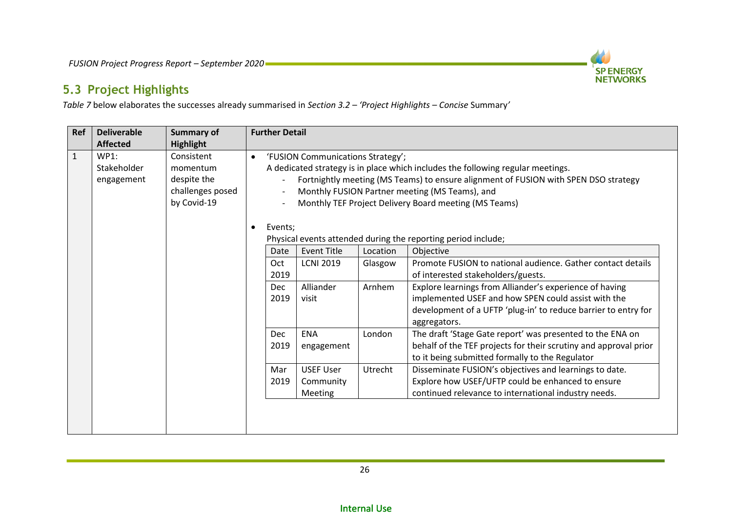## 5.3 Project Highlights

*Table 7* below elaborates the successes already summarised in *Section 3.2 – 'Project Highlights – Concise* Summary'

| Ref | Deliverable Affected | Summary of Highlight | Further Detail |
|---|---|---|---|
| 1 | WP1: Stakeholder engagement | Consistent momentum despite the challenges posed by Covid-19 | • 'FUSION Communications Strategy';<br>A dedicated strategy is in place which includes the following regular meetings.<br>- Fortnightly meeting (MS Teams) to ensure alignment of FUSION with SPEN DSO strategy<br>- Monthly FUSION Partner meeting (MS Teams), and<br>- Monthly TEF Project Delivery Board meeting (MS Teams)<br><br>• Events;<br>Physical events attended during the reporting period include; |

| Date | Event Title | Location | Objective |
|---|---|---|---|
| Oct 2019 | LCNI 2019 | Glasgow | Promote FUSION to national audience. Gather contact details of interested stakeholders/guests. |
| Dec 2019 | Alliander visit | Arnhem | Explore learnings from Alliander's experience of having implemented USEF and how SPEN could assist with the development of a UFTP 'plug-in' to reduce barrier to entry for aggregators. |
| Dec 2019 | ENA engagement | London | The draft 'Stage Gate report' was presented to the ENA on behalf of the TEF projects for their scrutiny and approval prior to it being submitted formally to the Regulator |
| Mar 2019 | USEF User Community Meeting | Utrecht | Disseminate FUSION's objectives and learnings to date. Explore how USEF/UFTP could be enhanced to ensure continued relevance to international industry needs. |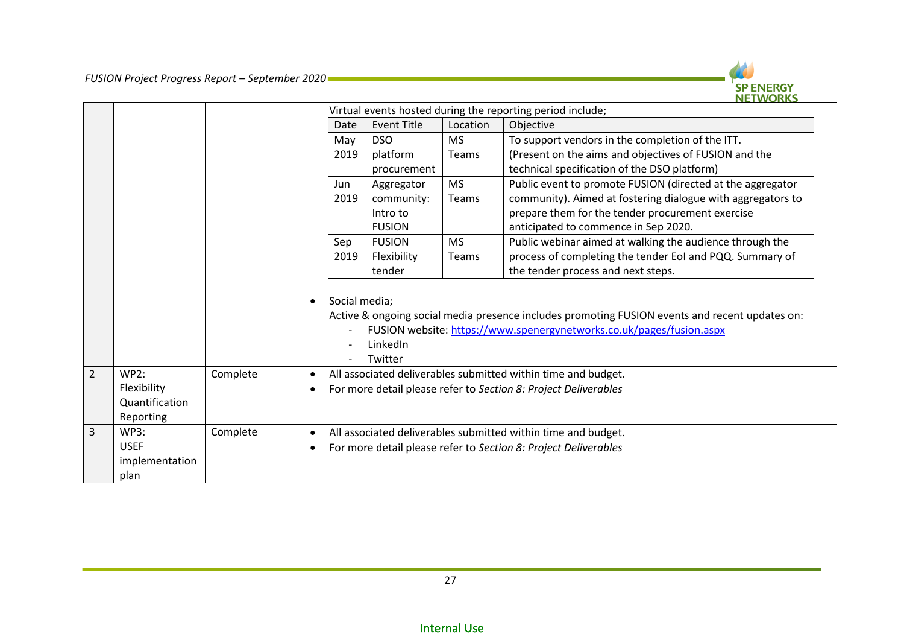| | | | |
|---|---|---|---|
| | | | Virtual events hosted during the reporting period include;<br><br>Date \| Event Title \| Location \| Objective<br>May 2019 \| DSO platform procurement \| MS Teams \| To support vendors in the completion of the ITT. (Present on the aims and objectives of FUSION and the technical specification of the DSO platform)<br>Jun 2019 \| Aggregator community: Intro to FUSION \| MS Teams \| Public event to promote FUSION (directed at the aggregator community). Aimed at fostering dialogue with aggregators to prepare them for the tender procurement exercise anticipated to commence in Sep 2020.<br>Sep 2019 \| FUSION Flexibility tender \| MS Teams \| Public webinar aimed at walking the audience through the process of completing the tender EoI and PQQ. Summary of the tender process and next steps.<br><br>• Social media;<br>Active & ongoing social media presence includes promoting FUSION events and recent updates on:<br>- FUSION website: https://www.spenergynetworks.co.uk/pages/fusion.aspx<br>- LinkedIn<br>- Twitter |
| 2 | WP2: Flexibility Quantification Reporting | Complete | • All associated deliverables submitted within time and budget.<br>• For more detail please refer to *Section 8: Project Deliverables* |
| 3 | WP3: USEF implementation plan | Complete | • All associated deliverables submitted within time and budget.<br>• For more detail please refer to *Section 8: Project Deliverables* |

| Date | Event Title | Location | Objective |
|---|---|---|---|
| May 2019 | DSO platform procurement | MS Teams | To support vendors in the completion of the ITT. (Present on the aims and objectives of FUSION and the technical specification of the DSO platform) |
| Jun 2019 | Aggregator community: Intro to FUSION | MS Teams | Public event to promote FUSION (directed at the aggregator community). Aimed at fostering dialogue with aggregators to prepare them for the tender procurement exercise anticipated to commence in Sep 2020. |
| Sep 2019 | FUSION Flexibility tender | MS Teams | Public webinar aimed at walking the audience through the process of completing the tender EoI and PQQ. Summary of the tender process and next steps. |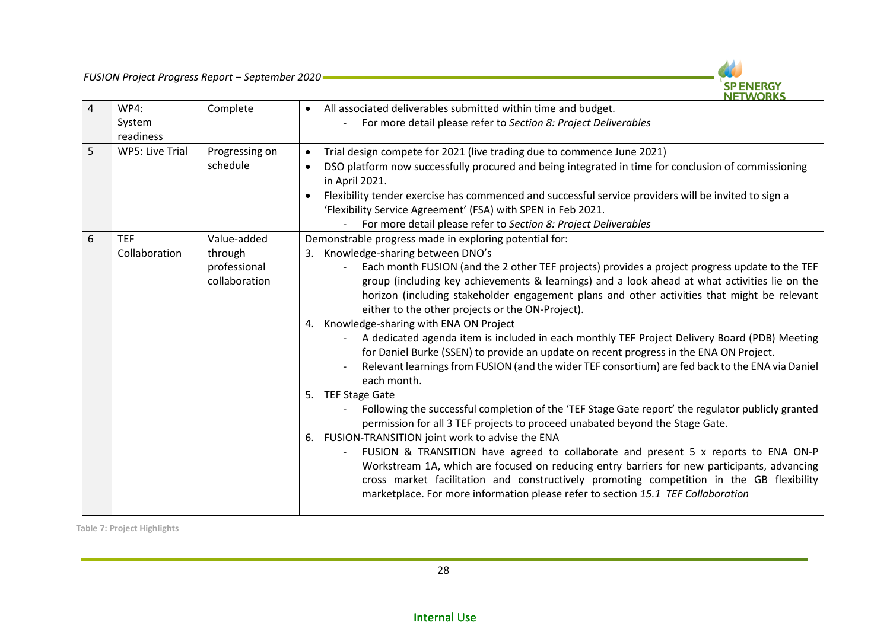| 4 | WP4: System readiness | Complete | • All associated deliverables submitted within time and budget.<br>- For more detail please refer to *Section 8: Project Deliverables* |
|---|---|---|---|
| 5 | WP5: Live Trial | Progressing on schedule | • Trial design compete for 2021 (live trading due to commence June 2021)<br>• DSO platform now successfully procured and being integrated in time for conclusion of commissioning in April 2021.<br>• Flexibility tender exercise has commenced and successful service providers will be invited to sign a 'Flexibility Service Agreement' (FSA) with SPEN in Feb 2021.<br>- For more detail please refer to *Section 8: Project Deliverables* |
| 6 | TEF Collaboration | Value-added through professional collaboration | Demonstrable progress made in exploring potential for:<br>3. Knowledge-sharing between DNO's<br>- Each month FUSION (and the 2 other TEF projects) provides a project progress update to the TEF group (including key achievements & learnings) and a look ahead at what activities lie on the horizon (including stakeholder engagement plans and other activities that might be relevant either to the other projects or the ON-Project).<br>4. Knowledge-sharing with ENA ON Project<br>- A dedicated agenda item is included in each monthly TEF Project Delivery Board (PDB) Meeting for Daniel Burke (SSEN) to provide an update on recent progress in the ENA ON Project.<br>- Relevant learnings from FUSION (and the wider TEF consortium) are fed back to the ENA via Daniel each month.<br>5. TEF Stage Gate<br>- Following the successful completion of the 'TEF Stage Gate report' the regulator publicly granted permission for all 3 TEF projects to proceed unabated beyond the Stage Gate.<br>6. FUSION-TRANSITION joint work to advise the ENA<br>- FUSION & TRANSITION have agreed to collaborate and present 5 x reports to ENA ON-P Workstream 1A, which are focused on reducing entry barriers for new participants, advancing cross market facilitation and constructively promoting competition in the GB flexibility marketplace. For more information please refer to section *15.1 TEF Collaboration* |

Table 7: Project Highlights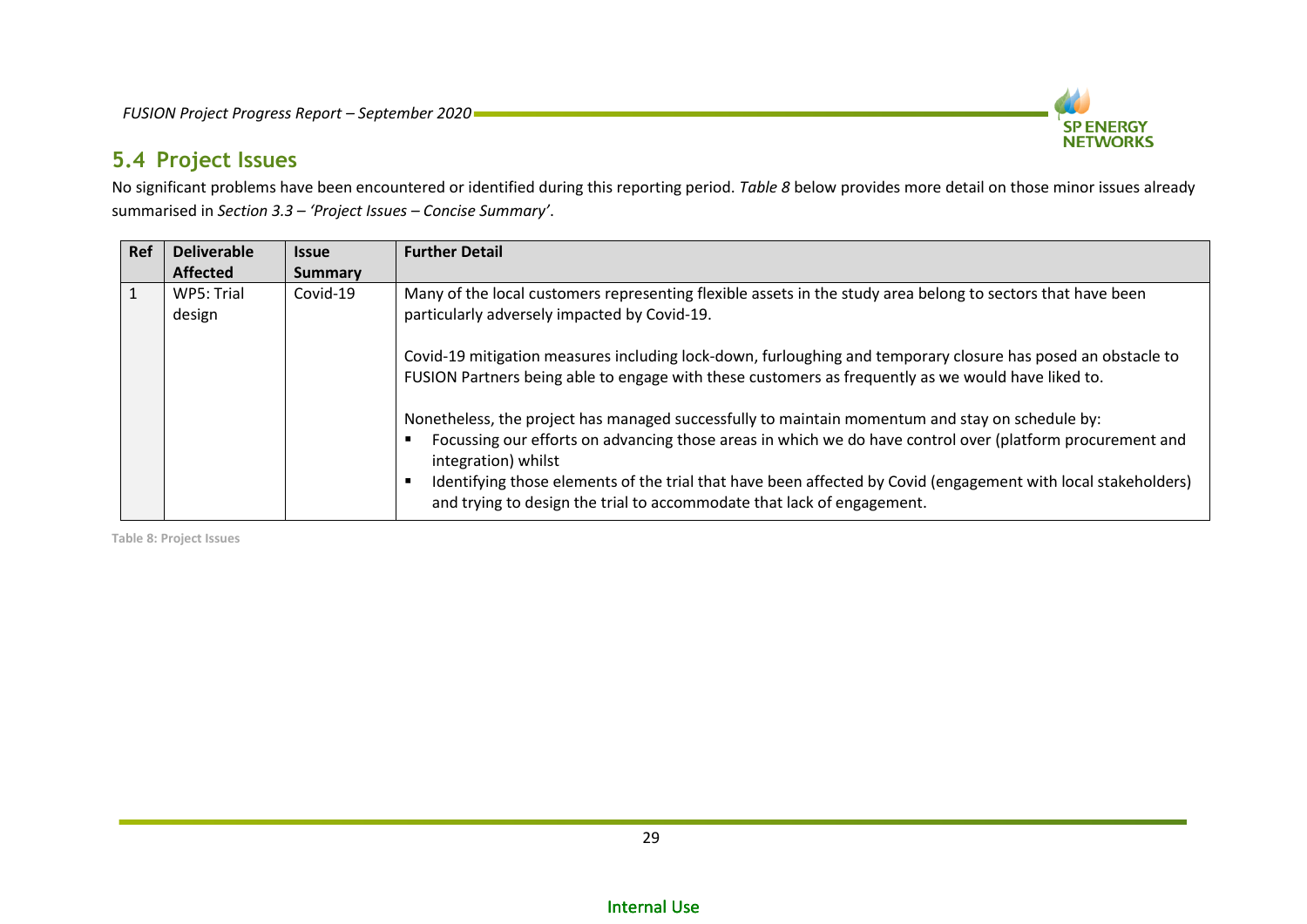## 5.4 Project Issues

No significant problems have been encountered or identified during this reporting period. *Table 8* below provides more detail on those minor issues already summarised in *Section 3.3 – 'Project Issues – Concise Summary'*.

| Ref | Deliverable Affected | Issue Summary | Further Detail |
|---|---|---|---|
| 1 | WP5: Trial design | Covid-19 | Many of the local customers representing flexible assets in the study area belong to sectors that have been particularly adversely impacted by Covid-19.<br><br>Covid-19 mitigation measures including lock-down, furloughing and temporary closure has posed an obstacle to FUSION Partners being able to engage with these customers as frequently as we would have liked to.<br><br>Nonetheless, the project has managed successfully to maintain momentum and stay on schedule by:<br>▪ Focussing our efforts on advancing those areas in which we do have control over (platform procurement and integration) whilst<br>▪ Identifying those elements of the trial that have been affected by Covid (engagement with local stakeholders) and trying to design the trial to accommodate that lack of engagement. |

Table 8: Project Issues

Internal Use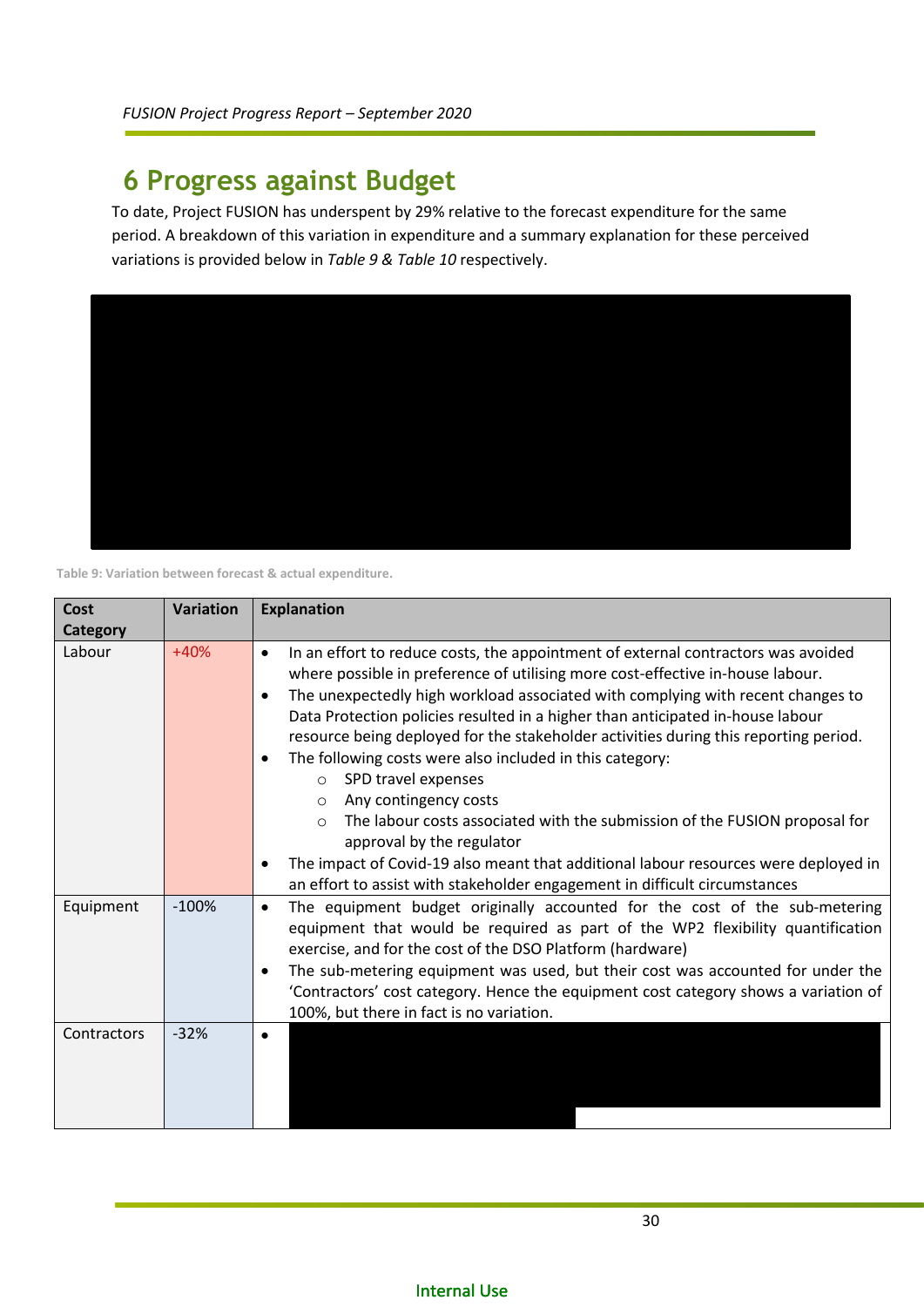## 6 Progress against Budget

To date, Project FUSION has underspent by 29% relative to the forecast expenditure for the same period. A breakdown of this variation in expenditure and a summary explanation for these perceived variations is provided below in *Table 9 & Table 10* respectively.

Table 9: Variation between forecast & actual expenditure.

| Cost Category | Variation | Explanation |
|---|---|---|
| Labour | +40% | • In an effort to reduce costs, the appointment of external contractors was avoided where possible in preference of utilising more cost-effective in-house labour.<br>• The unexpectedly high workload associated with complying with recent changes to Data Protection policies resulted in a higher than anticipated in-house labour resource being deployed for the stakeholder activities during this reporting period.<br>• The following costs were also included in this category:<br>&nbsp;&nbsp;○ SPD travel expenses<br>&nbsp;&nbsp;○ Any contingency costs<br>&nbsp;&nbsp;○ The labour costs associated with the submission of the FUSION proposal for approval by the regulator<br>• The impact of Covid-19 also meant that additional labour resources were deployed in an effort to assist with stakeholder engagement in difficult circumstances |
| Equipment | -100% | • The equipment budget originally accounted for the cost of the sub-metering equipment that would be required as part of the WP2 flexibility quantification exercise, and for the cost of the DSO Platform (hardware)<br>• The sub-metering equipment was used, but their cost was accounted for under the 'Contractors' cost category. Hence the equipment cost category shows a variation of 100%, but there in fact is no variation. |
| Contractors | -32% | • |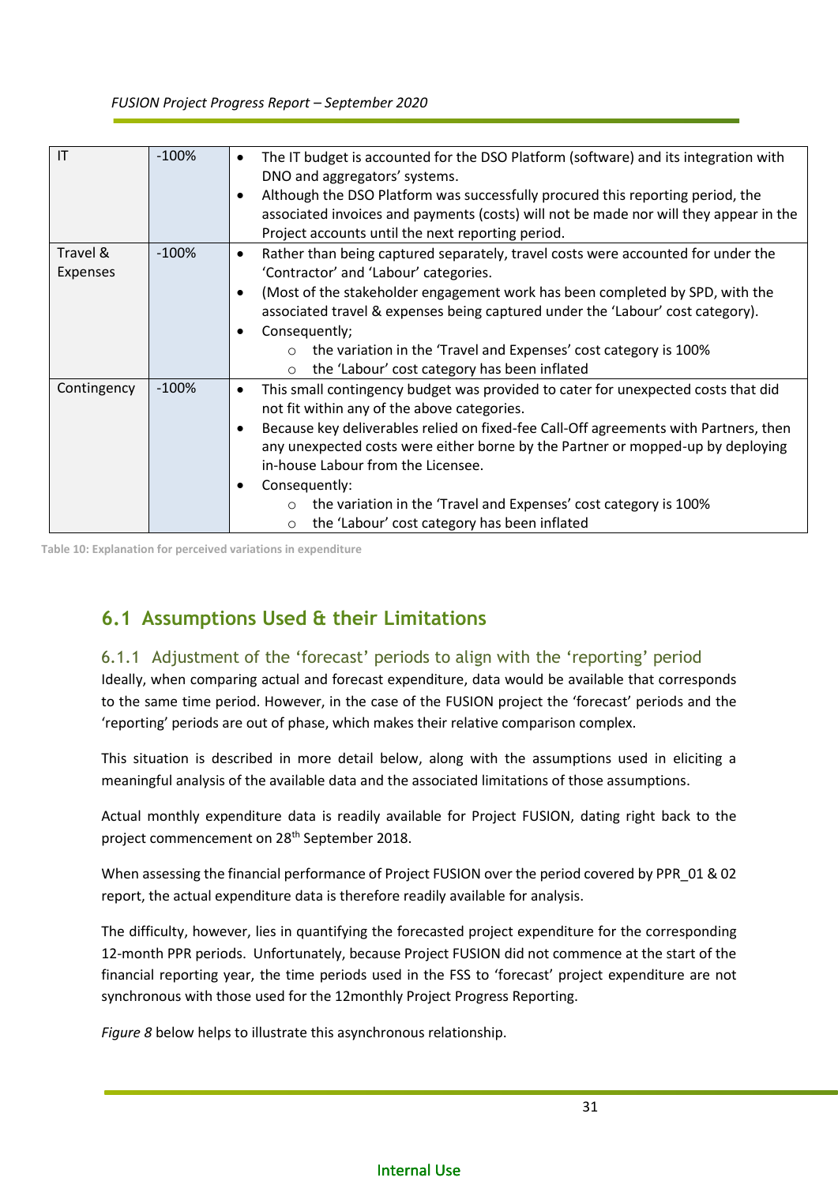| IT | -100% | • The IT budget is accounted for the DSO Platform (software) and its integration with DNO and aggregators' systems.<br>• Although the DSO Platform was successfully procured this reporting period, the associated invoices and payments (costs) will not be made nor will they appear in the Project accounts until the next reporting period. |
|---|---|---|
| Travel & Expenses | -100% | • Rather than being captured separately, travel costs were accounted for under the 'Contractor' and 'Labour' categories.<br>• (Most of the stakeholder engagement work has been completed by SPD, with the associated travel & expenses being captured under the 'Labour' cost category).<br>• Consequently;<br>  ○ the variation in the 'Travel and Expenses' cost category is 100%<br>  ○ the 'Labour' cost category has been inflated |
| Contingency | -100% | • This small contingency budget was provided to cater for unexpected costs that did not fit within any of the above categories.<br>• Because key deliverables relied on fixed-fee Call-Off agreements with Partners, then any unexpected costs were either borne by the Partner or mopped-up by deploying in-house Labour from the Licensee.<br>• Consequently:<br>  ○ the variation in the 'Travel and Expenses' cost category is 100%<br>  ○ the 'Labour' cost category has been inflated |

Table 10: Explanation for perceived variations in expenditure

## 6.1 Assumptions Used & their Limitations

### 6.1.1 Adjustment of the 'forecast' periods to align with the 'reporting' period

Ideally, when comparing actual and forecast expenditure, data would be available that corresponds to the same time period. However, in the case of the FUSION project the 'forecast' periods and the 'reporting' periods are out of phase, which makes their relative comparison complex.

This situation is described in more detail below, along with the assumptions used in eliciting a meaningful analysis of the available data and the associated limitations of those assumptions.

Actual monthly expenditure data is readily available for Project FUSION, dating right back to the project commencement on 28th September 2018.

When assessing the financial performance of Project FUSION over the period covered by PPR_01 & 02 report, the actual expenditure data is therefore readily available for analysis.

The difficulty, however, lies in quantifying the forecasted project expenditure for the corresponding 12-month PPR periods. Unfortunately, because Project FUSION did not commence at the start of the financial reporting year, the time periods used in the FSS to 'forecast' project expenditure are not synchronous with those used for the 12monthly Project Progress Reporting.

*Figure 8* below helps to illustrate this asynchronous relationship.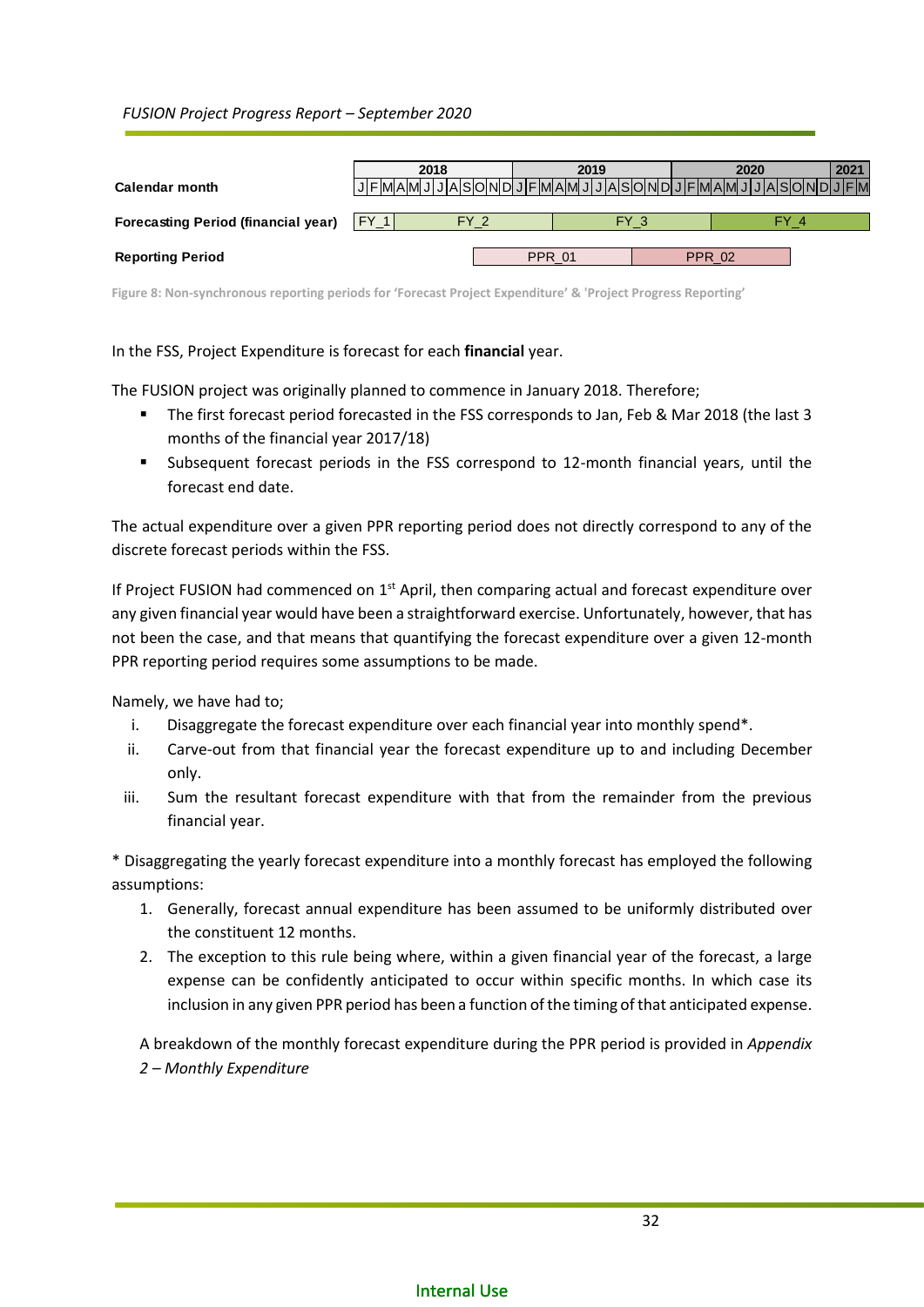| | 2018 | 2019 | 2020 | 2021 |
|---|---|---|---|---|
| **Calendar month** | J F M A M J J A S O N D | J F M A M J J A S O N D | J F M A M J J A S O N D | J F M |
| **Forecasting Period (financial year)** | FY_1 (J F M), FY_2 | FY_3 | FY_4 | |
| **Reporting Period** | | PPR_01 | PPR_02 | |

Figure 8: Non-synchronous reporting periods for 'Forecast Project Expenditure' & 'Project Progress Reporting'

In the FSS, Project Expenditure is forecast for each **financial** year.

The FUSION project was originally planned to commence in January 2018. Therefore;

- The first forecast period forecasted in the FSS corresponds to Jan, Feb & Mar 2018 (the last 3 months of the financial year 2017/18)
- Subsequent forecast periods in the FSS correspond to 12-month financial years, until the forecast end date.

The actual expenditure over a given PPR reporting period does not directly correspond to any of the discrete forecast periods within the FSS.

If Project FUSION had commenced on 1st April, then comparing actual and forecast expenditure over any given financial year would have been a straightforward exercise. Unfortunately, however, that has not been the case, and that means that quantifying the forecast expenditure over a given 12-month PPR reporting period requires some assumptions to be made.

Namely, we have had to;

i. Disaggregate the forecast expenditure over each financial year into monthly spend*.
ii. Carve-out from that financial year the forecast expenditure up to and including December only.
iii. Sum the resultant forecast expenditure with that from the remainder from the previous financial year.

* Disaggregating the yearly forecast expenditure into a monthly forecast has employed the following assumptions:

1. Generally, forecast annual expenditure has been assumed to be uniformly distributed over the constituent 12 months.
2. The exception to this rule being where, within a given financial year of the forecast, a large expense can be confidently anticipated to occur within specific months. In which case its inclusion in any given PPR period has been a function of the timing of that anticipated expense.

A breakdown of the monthly forecast expenditure during the PPR period is provided in *Appendix 2 – Monthly Expenditure*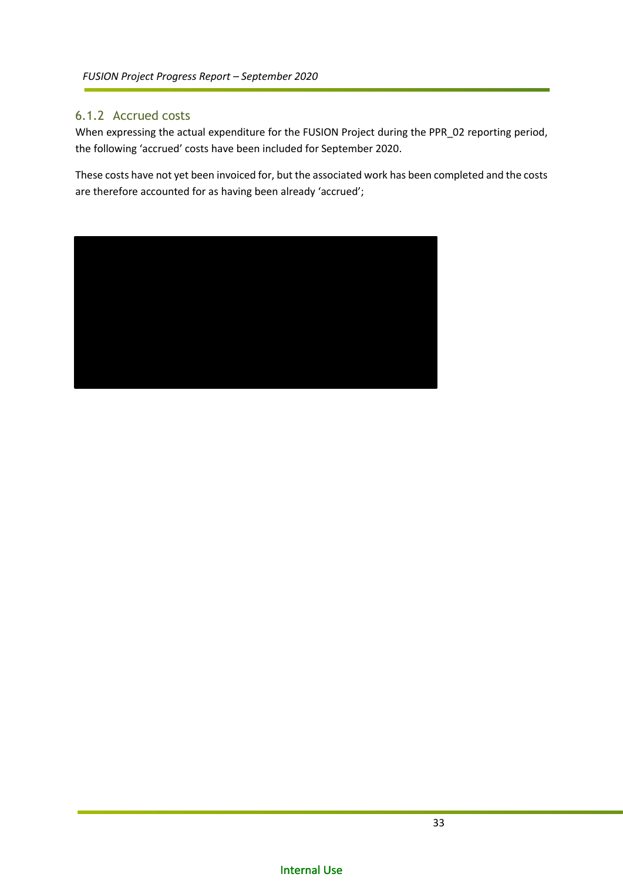### 6.1.2 Accrued costs

When expressing the actual expenditure for the FUSION Project during the PPR_02 reporting period, the following 'accrued' costs have been included for September 2020.

These costs have not yet been invoiced for, but the associated work has been completed and the costs are therefore accounted for as having been already 'accrued';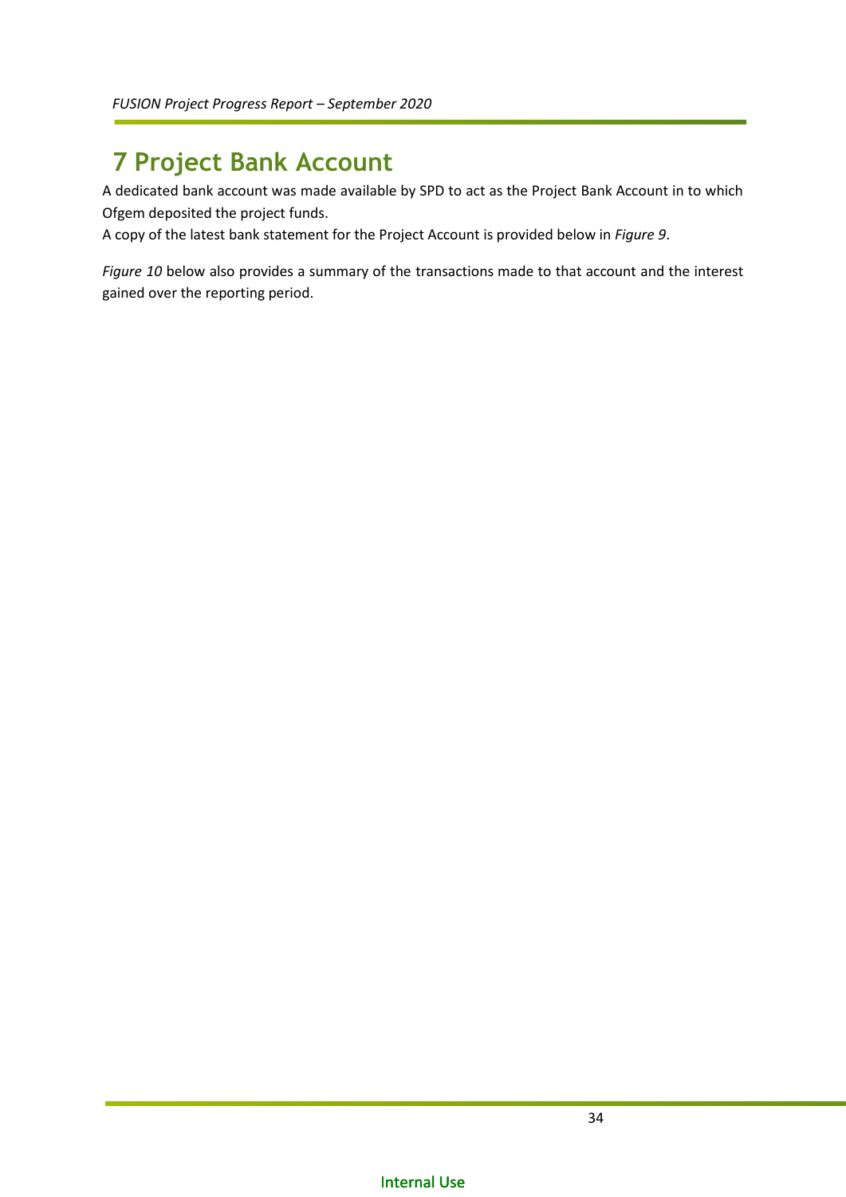# 7 Project Bank Account

A dedicated bank account was made available by SPD to act as the Project Bank Account in to which Ofgem deposited the project funds.
A copy of the latest bank statement for the Project Account is provided below in *Figure 9*.

*Figure 10* below also provides a summary of the transactions made to that account and the interest gained over the reporting period.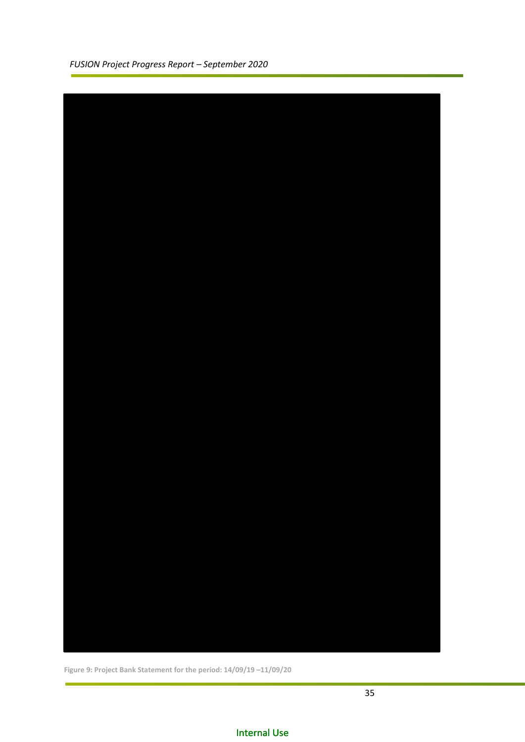Figure 9: Project Bank Statement for the period: 14/09/19 –11/09/20

Internal Use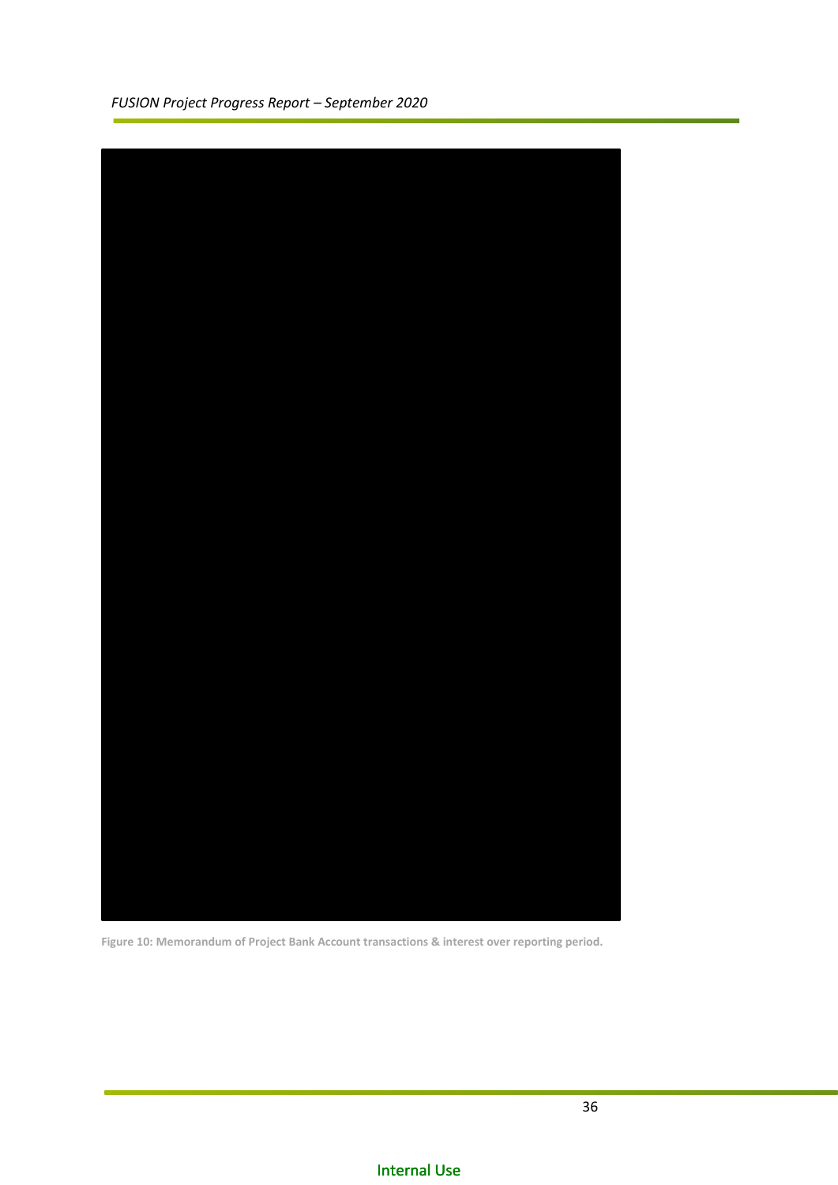Figure 10: Memorandum of Project Bank Account transactions & interest over reporting period.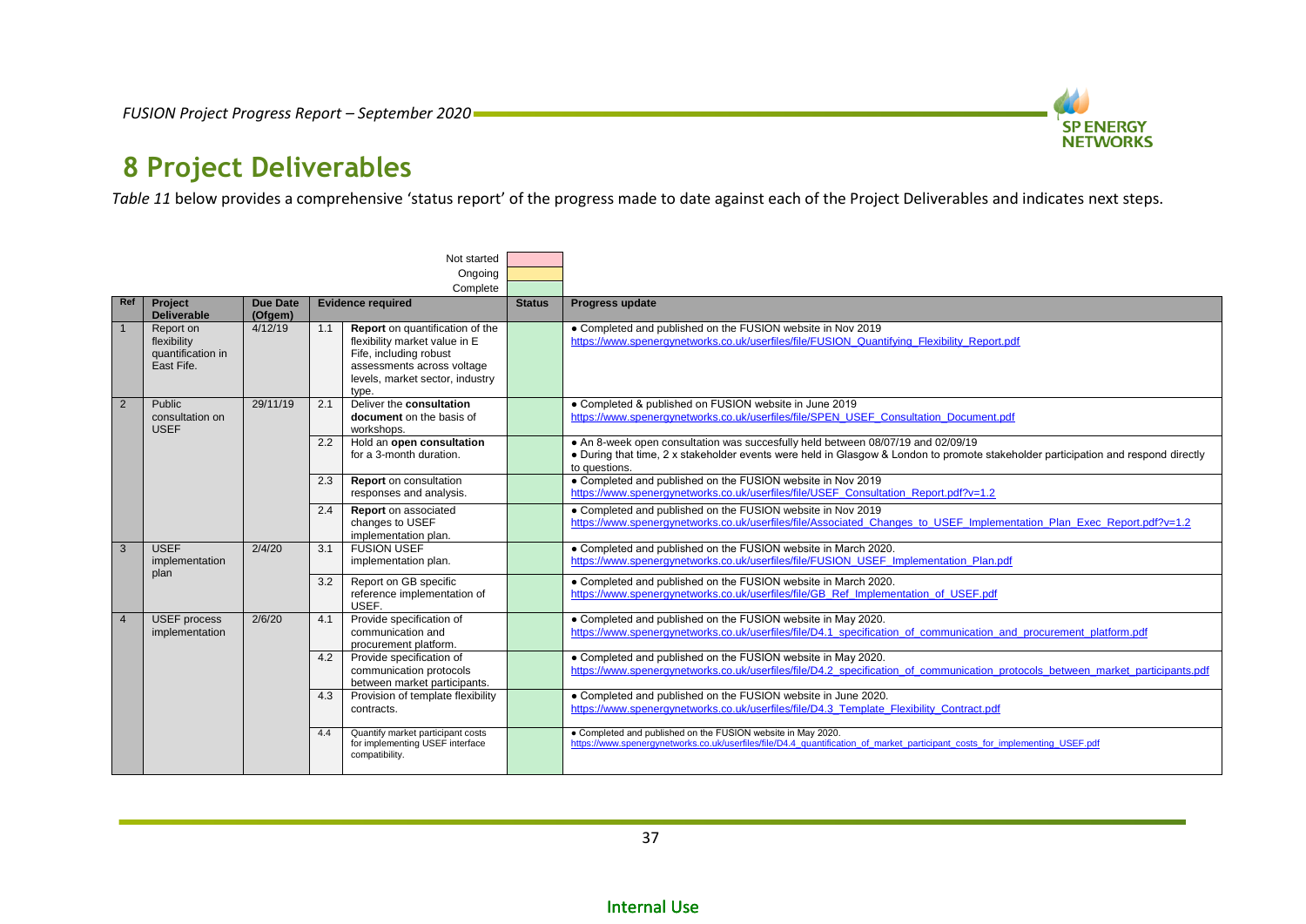# 8 Project Deliverables

*Table 11* below provides a comprehensive 'status report' of the progress made to date against each of the Project Deliverables and indicates next steps.

| Legend | |
|---|---|
| Not started | |
| Ongoing | |
| Complete | |

| Ref | Project Deliverable | Due Date (Ofgem) | Evidence required | | Status | Progress update |
|---|---|---|---|---|---|---|
| 1 | Report on flexibility quantification in East Fife. | 4/12/19 | 1.1 | **Report** on quantification of the flexibility market value in E Fife, including robust assessments across voltage levels, market sector, industry type. | Complete | • Completed and published on the FUSION website in Nov 2019 https://www.spenergynetworks.co.uk/userfiles/file/FUSION_Quantifying_Flexibility_Report.pdf |
| 2 | Public consultation on USEF | 29/11/19 | 2.1 | Deliver the **consultation document** on the basis of workshops. | Complete | • Completed & published on FUSION website in June 2019 https://www.spenergynetworks.co.uk/userfiles/file/SPEN_USEF_Consultation_Document.pdf |
| | | | 2.2 | Hold an **open consultation** for a 3-month duration. | Complete | • An 8-week open consultation was succesfully held between 08/07/19 and 02/09/19 • During that time, 2 x stakeholder events were held in Glasgow & London to promote stakeholder participation and respond directly to questions. |
| | | | 2.3 | **Report** on consultation responses and analysis. | Complete | • Completed and published on the FUSION website in Nov 2019 https://www.spenergynetworks.co.uk/userfiles/file/USEF_Consultation_Report.pdf?v=1.2 |
| | | | 2.4 | **Report** on associated changes to USEF implementation plan. | Complete | • Completed and published on the FUSION website in Nov 2019 https://www.spenergynetworks.co.uk/userfiles/file/Associated_Changes_to_USEF_Implementation_Plan_Exec_Report.pdf?v=1.2 |
| 3 | USEF implementation plan | 2/4/20 | 3.1 | FUSION USEF implementation plan. | Complete | • Completed and published on the FUSION website in March 2020. https://www.spenergynetworks.co.uk/userfiles/file/FUSION_USEF_Implementation_Plan.pdf |
| | | | 3.2 | Report on GB specific reference implementation of USEF. | Complete | • Completed and published on the FUSION website in March 2020. https://www.spenergynetworks.co.uk/userfiles/file/GB_Ref_Implementation_of_USEF.pdf |
| 4 | USEF process implementation | 2/6/20 | 4.1 | Provide specification of communication and procurement platform. | Complete | • Completed and published on the FUSION website in May 2020. https://www.spenergynetworks.co.uk/userfiles/file/D4.1_specification_of_communication_and_procurement_platform.pdf |
| | | | 4.2 | Provide specification of communication protocols between market participants. | Complete | • Completed and published on the FUSION website in May 2020. https://www.spenergynetworks.co.uk/userfiles/file/D4.2_specification_of_communication_protocols_between_market_participants.pdf |
| | | | 4.3 | Provision of template flexibility contracts. | Complete | • Completed and published on the FUSION website in June 2020. https://www.spenergynetworks.co.uk/userfiles/file/D4.3_Template_Flexibility_Contract.pdf |
| | | | 4.4 | Quantify market participant costs for implementing USEF interface compatibility. | Complete | • Completed and published on the FUSION website in May 2020. https://www.spenergynetworks.co.uk/userfiles/file/D4.4_quantification_of_market_participant_costs_for_implementing_USEF.pdf |

Internal Use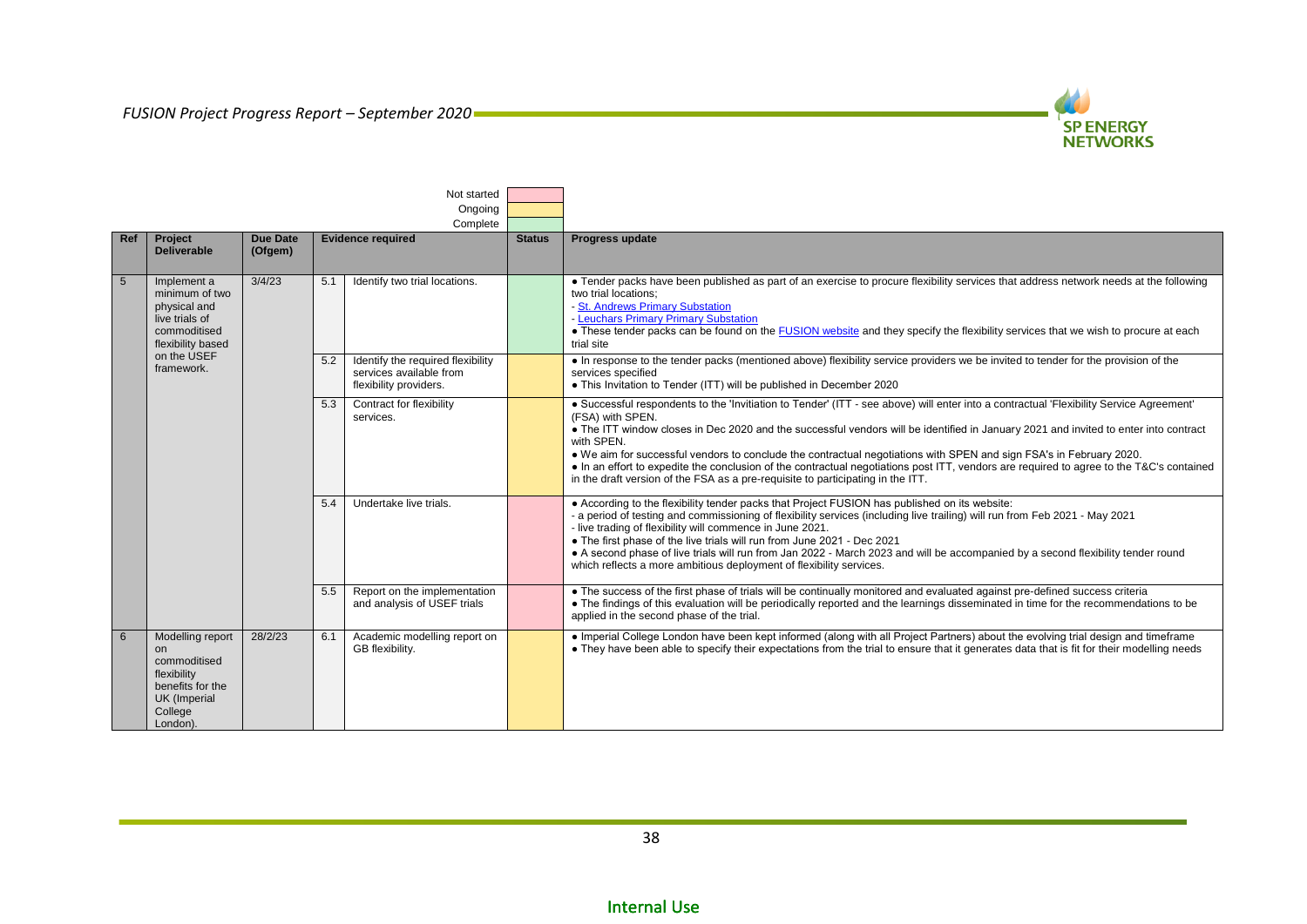| Status key | |
|---|---|
| Not started | (pink) |
| Ongoing | (yellow) |
| Complete | (green) |

| Ref | Project Deliverable | Due Date (Ofgem) | Evidence required | | Status | Progress update |
|---|---|---|---|---|---|---|
| 5 | Implement a minimum of two physical and live trials of commoditised flexibility based on the USEF framework. | 3/4/23 | 5.1 | Identify two trial locations. | Complete | • Tender packs have been published as part of an exercise to procure flexibility services that address network needs at the following two trial locations;<br>- St. Andrews Primary Substation<br>- Leuchars Primary Primary Substation<br>• These tender packs can be found on the FUSION website and they specify the flexibility services that we wish to procure at each trial site |
| | | | 5.2 | Identify the required flexibility services available from flexibility providers. | Ongoing | • In response to the tender packs (mentioned above) flexibility service providers we be invited to tender for the provision of the services specified<br>• This Invitation to Tender (ITT) will be published in December 2020 |
| | | | 5.3 | Contract for flexibility services. | Ongoing | • Successful respondents to the 'Invitation to Tender' (ITT - see above) will enter into a contractual 'Flexibility Service Agreement' (FSA) with SPEN.<br>• The ITT window closes in Dec 2020 and the successful vendors will be identified in January 2021 and invited to enter into contract with SPEN.<br>• We aim for successful vendors to conclude the contractual negotiations with SPEN and sign FSA's in February 2020.<br>• In an effort to expedite the conclusion of the contractual negotiations post ITT, vendors are required to agree to the T&C's contained in the draft version of the FSA as a pre-requisite to participating in the ITT. |
| | | | 5.4 | Undertake live trials. | Not started | • According to the flexibility tender packs that Project FUSION has published on its website:<br>- a period of testing and commissioning of flexibility services (including live trailing) will run from Feb 2021 - May 2021<br>- live trading of flexibility will commence in June 2021.<br>• The first phase of the live trials will run from June 2021 - Dec 2021<br>• A second phase of live trials will run from Jan 2022 - March 2023 and will be accompanied by a second flexibility tender round which reflects a more ambitious deployment of flexibility services. |
| | | | 5.5 | Report on the implementation and analysis of USEF trials | Not started | • The success of the first phase of trials will be continually monitored and evaluated against pre-defined success criteria<br>• The findings of this evaluation will be periodically reported and the learnings disseminated in time for the recommendations to be applied in the second phase of the trial. |
| 6 | Modelling report on commoditised flexibility benefits for the UK (Imperial College London). | 28/2/23 | 6.1 | Academic modelling report on GB flexibility. | Ongoing | • Imperial College London have been kept informed (along with all Project Partners) about the evolving trial design and timeframe<br>• They have been able to specify their expectations from the trial to ensure that it generates data that is fit for their modelling needs |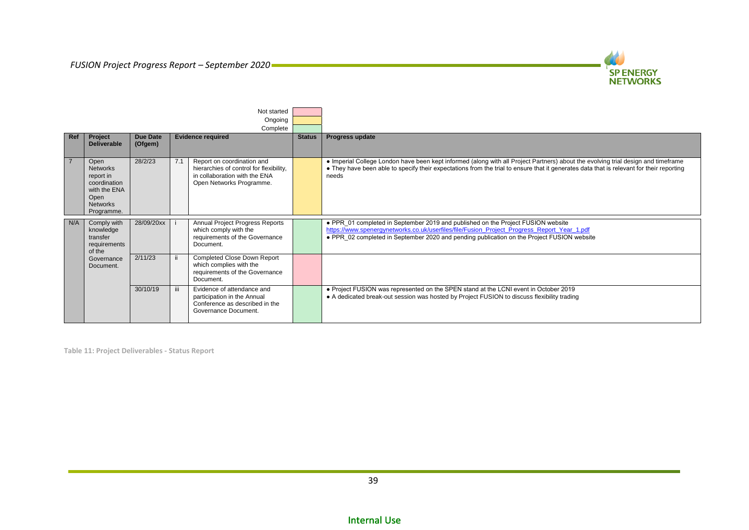| Not started | |
|---|---|
| Ongoing | |
| Complete | |

| Ref | Project Deliverable | Due Date (Ofgem) | | Evidence required | Status | Progress update |
|---|---|---|---|---|---|---|
| 7 | Open Networks report in coordination with the ENA Open Networks Programme. | 28/2/23 | 7.1 | Report on coordination and hierarchies of control for flexibility, in collaboration with the ENA Open Networks Programme. | Ongoing | • Imperial College London have been kept informed (along with all Project Partners) about the evolving trial design and timeframe<br>• They have been able to specify their expectations from the trial to ensure that it generates data that is relevant for their reporting needs |
| N/A | Comply with knowledge transfer requirements of the Governance Document. | 28/09/20xx | i | Annual Project Progress Reports which comply with the requirements of the Governance Document. | Complete | • PPR_01 completed in September 2019 and published on the Project FUSION website https://www.spenergynetworks.co.uk/userfiles/file/Fusion_Project_Progress_Report_Year_1.pdf<br>• PPR_02 completed in September 2020 and pending publication on the Project FUSION website |
| | | 2/11/23 | ii | Completed Close Down Report which complies with the requirements of the Governance Document. | Not started | |
| | | 30/10/19 | iii | Evidence of attendance and participation in the Annual Conference as described in the Governance Document. | Complete | • Project FUSION was represented on the SPEN stand at the LCNI event in October 2019<br>• A dedicated break-out session was hosted by Project FUSION to discuss flexibility trading |

Table 11: Project Deliverables - Status Report

Internal Use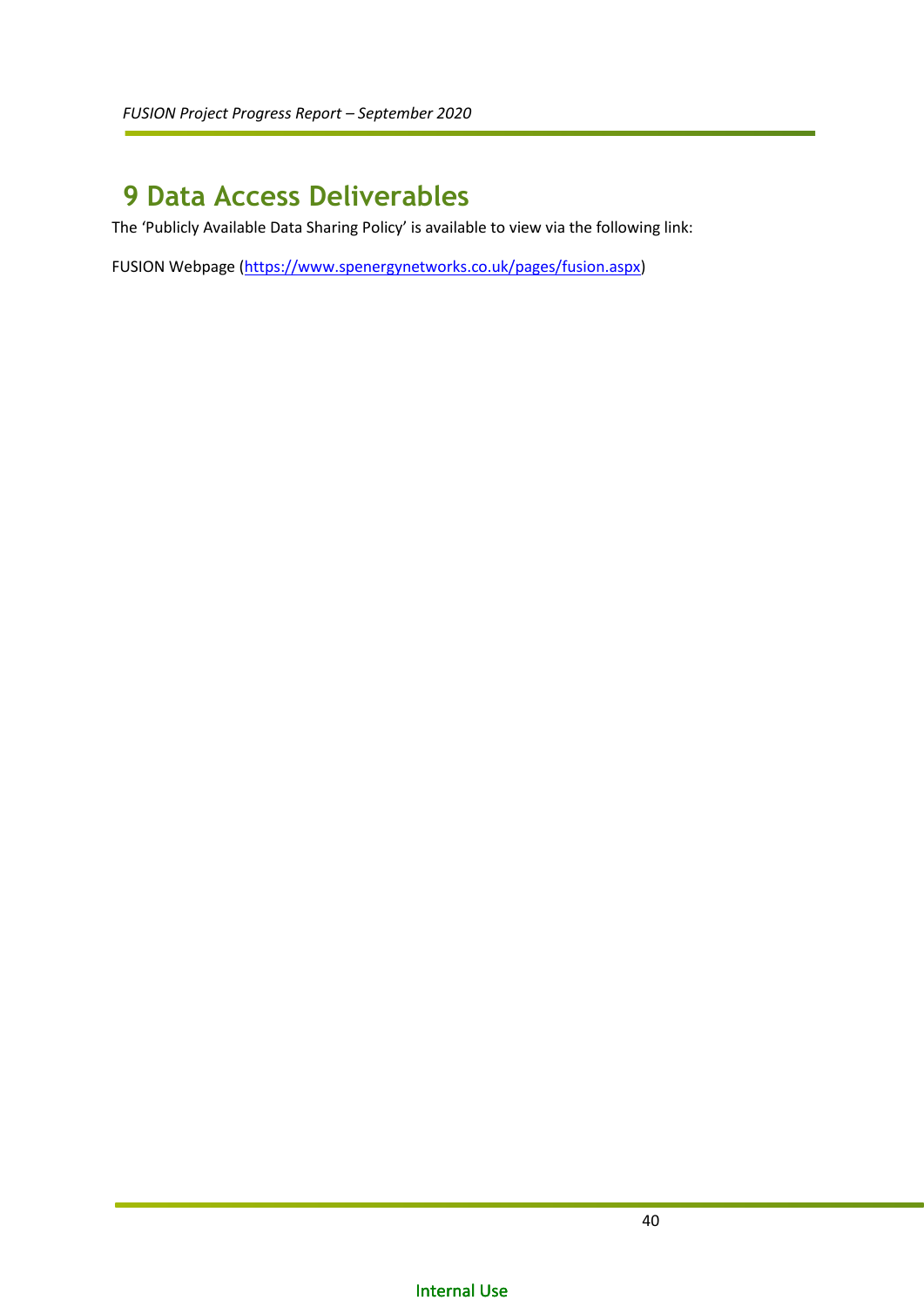# 9 Data Access Deliverables

The ‘Publicly Available Data Sharing Policy’ is available to view via the following link:

FUSION Webpage (https://www.spenergynetworks.co.uk/pages/fusion.aspx)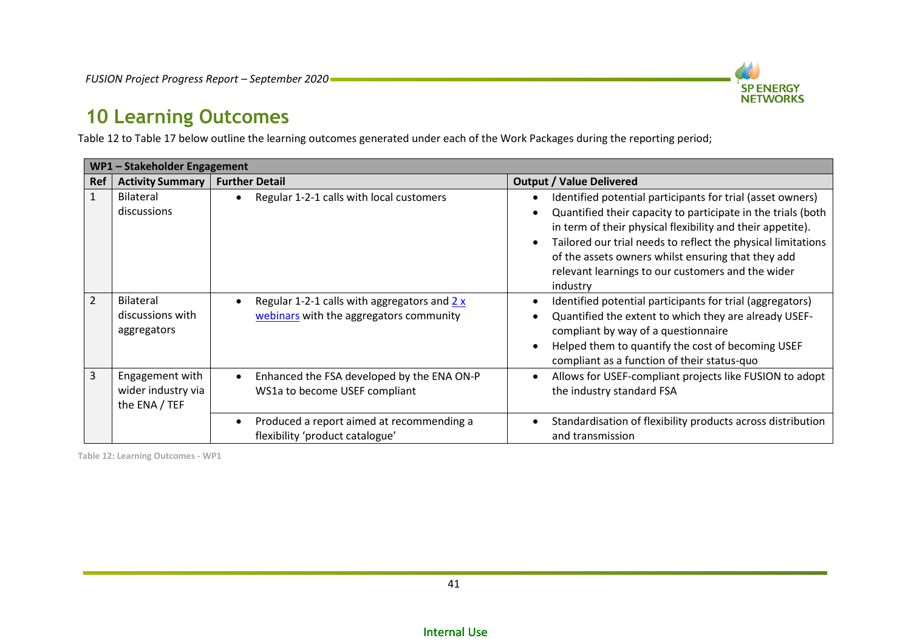## 10 Learning Outcomes

Table 12 to Table 17 below outline the learning outcomes generated under each of the Work Packages during the reporting period;

| WP1 – Stakeholder Engagement | | | |
|---|---|---|---|
| **Ref** | **Activity Summary** | **Further Detail** | **Output / Value Delivered** |
| 1 | Bilateral discussions | • Regular 1-2-1 calls with local customers | • Identified potential participants for trial (asset owners)<br>• Quantified their capacity to participate in the trials (both in term of their physical flexibility and their appetite).<br>• Tailored our trial needs to reflect the physical limitations of the assets owners whilst ensuring that they add relevant learnings to our customers and the wider industry |
| 2 | Bilateral discussions with aggregators | • Regular 1-2-1 calls with aggregators and 2 x webinars with the aggregators community | • Identified potential participants for trial (aggregators)<br>• Quantified the extent to which they are already USEF-compliant by way of a questionnaire<br>• Helped them to quantify the cost of becoming USEF compliant as a function of their status-quo |
| 3 | Engagement with wider industry via the ENA / TEF | • Enhanced the FSA developed by the ENA ON-P WS1a to become USEF compliant | • Allows for USEF-compliant projects like FUSION to adopt the industry standard FSA |
| | | • Produced a report aimed at recommending a flexibility 'product catalogue' | • Standardisation of flexibility products across distribution and transmission |

Table 12: Learning Outcomes - WP1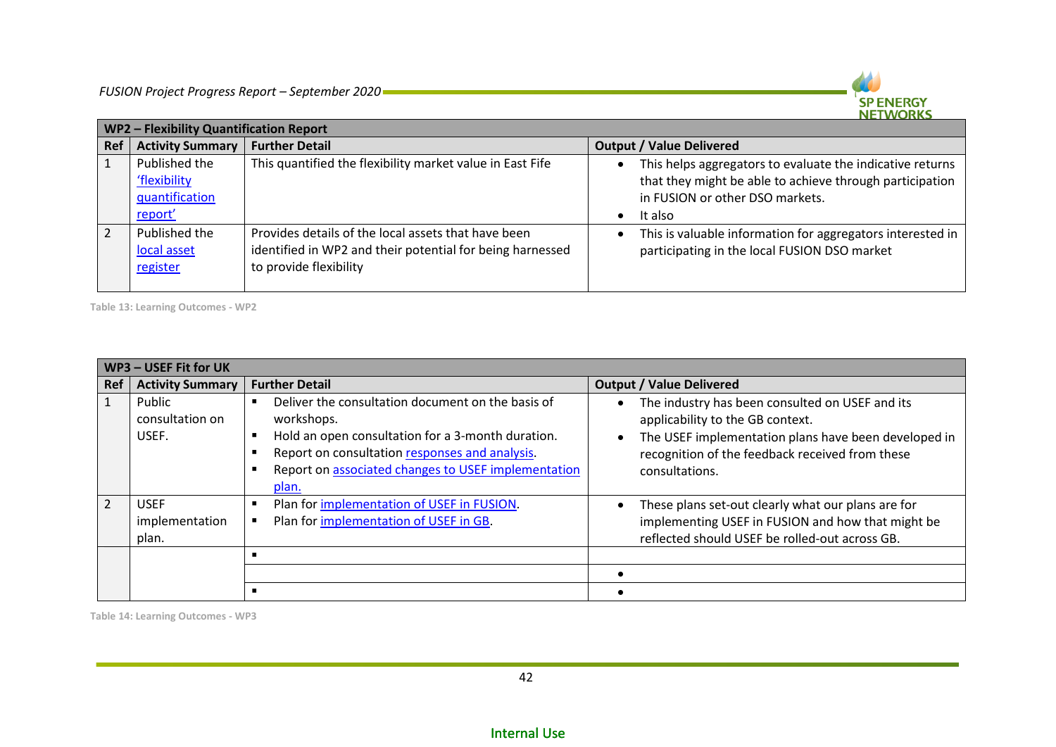| WP2 – Flexibility Quantification Report | | | |
|---|---|---|---|
| **Ref** | **Activity Summary** | **Further Detail** | **Output / Value Delivered** |
| 1 | Published the 'flexibility quantification report' | This quantified the flexibility market value in East Fife | • This helps aggregators to evaluate the indicative returns that they might be able to achieve through participation in FUSION or other DSO markets.<br>• It also |
| 2 | Published the local asset register | Provides details of the local assets that have been identified in WP2 and their potential for being harnessed to provide flexibility | • This is valuable information for aggregators interested in participating in the local FUSION DSO market |

Table 13: Learning Outcomes - WP2

| WP3 – USEF Fit for UK | | | |
|---|---|---|---|
| **Ref** | **Activity Summary** | **Further Detail** | **Output / Value Delivered** |
| 1 | Public consultation on USEF. | ▪ Deliver the consultation document on the basis of workshops.<br>▪ Hold an open consultation for a 3-month duration.<br>▪ Report on consultation responses and analysis.<br>▪ Report on associated changes to USEF implementation plan. | • The industry has been consulted on USEF and its applicability to the GB context.<br>• The USEF implementation plans have been developed in recognition of the feedback received from these consultations. |
| 2 | USEF implementation plan. | ▪ Plan for implementation of USEF in FUSION.<br>▪ Plan for implementation of USEF in GB. | • These plans set-out clearly what our plans are for implementing USEF in FUSION and how that might be reflected should USEF be rolled-out across GB. |
| | | ▪ | |
| | | | • |
| | | ▪ | • |

Table 14: Learning Outcomes - WP3

Internal Use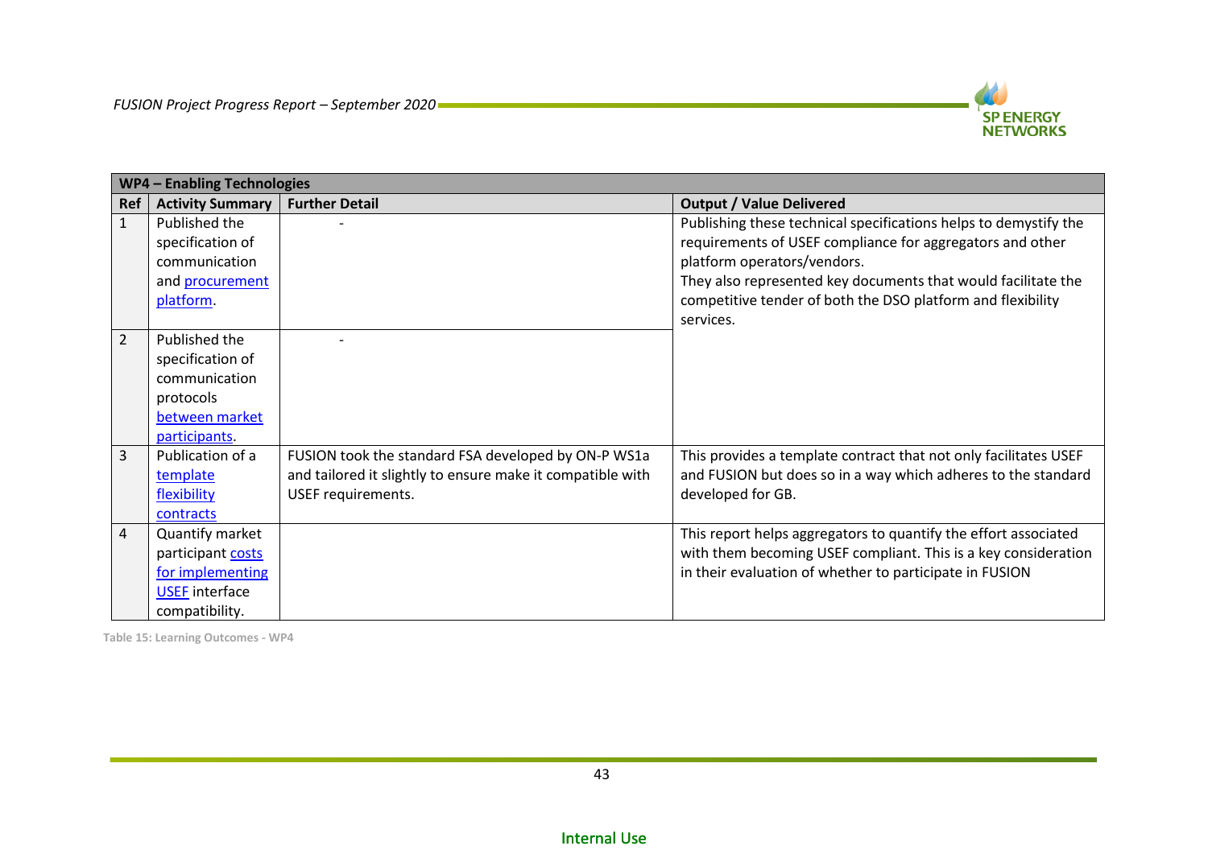| WP4 – Enabling Technologies | | | |
|---|---|---|---|
| **Ref** | **Activity Summary** | **Further Detail** | **Output / Value Delivered** |
| 1 | Published the specification of communication and procurement platform. | - | Publishing these technical specifications helps to demystify the requirements of USEF compliance for aggregators and other platform operators/vendors. They also represented key documents that would facilitate the competitive tender of both the DSO platform and flexibility services. |
| 2 | Published the specification of communication protocols between market participants. | - | |
| 3 | Publication of a template flexibility contracts | FUSION took the standard FSA developed by ON-P WS1a and tailored it slightly to ensure make it compatible with USEF requirements. | This provides a template contract that not only facilitates USEF and FUSION but does so in a way which adheres to the standard developed for GB. |
| 4 | Quantify market participant costs for implementing USEF interface compatibility. | | This report helps aggregators to quantify the effort associated with them becoming USEF compliant. This is a key consideration in their evaluation of whether to participate in FUSION |

Table 15: Learning Outcomes - WP4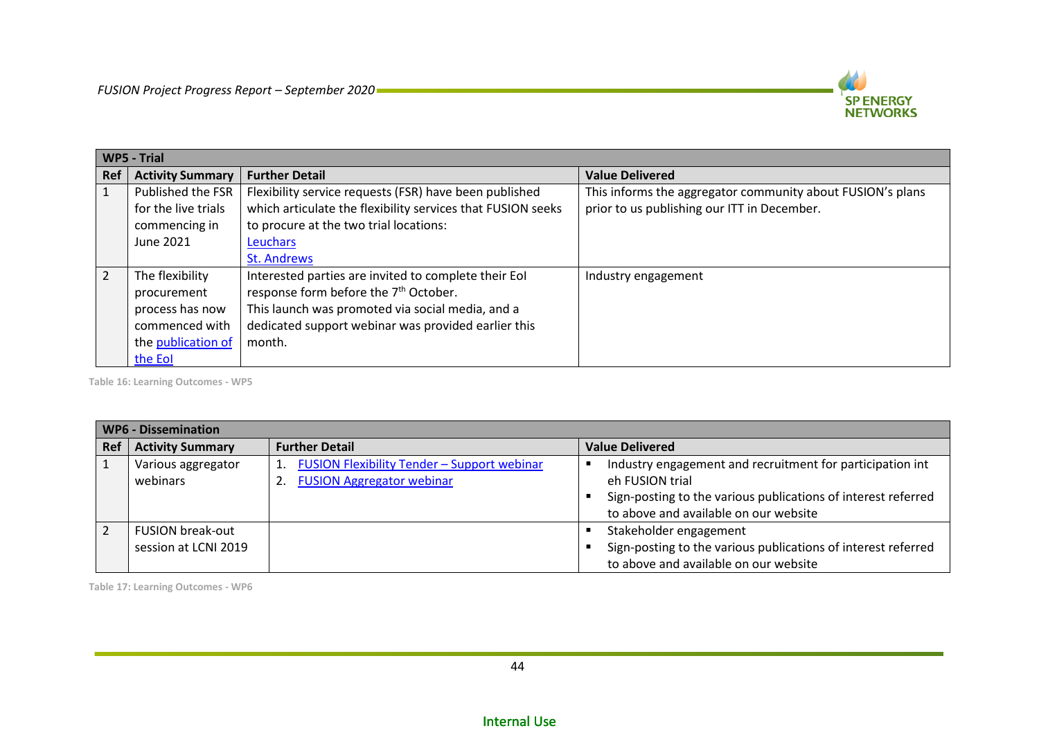| WP5 - Trial | | | |
|---|---|---|---|
| **Ref** | **Activity Summary** | **Further Detail** | **Value Delivered** |
| 1 | Published the FSR for the live trials commencing in June 2021 | Flexibility service requests (FSR) have been published which articulate the flexibility services that FUSION seeks to procure at the two trial locations:<br>Leuchars<br>St. Andrews | This informs the aggregator community about FUSION's plans prior to us publishing our ITT in December. |
| 2 | The flexibility procurement process has now commenced with the publication of the EoI | Interested parties are invited to complete their EoI response form before the 7th October.<br>This launch was promoted via social media, and a dedicated support webinar was provided earlier this month. | Industry engagement |

Table 16: Learning Outcomes - WP5

| WP6 - Dissemination | | | |
|---|---|---|---|
| **Ref** | **Activity Summary** | **Further Detail** | **Value Delivered** |
| 1 | Various aggregator webinars | 1. FUSION Flexibility Tender – Support webinar<br>2. FUSION Aggregator webinar | ▪ Industry engagement and recruitment for participation int eh FUSION trial<br>▪ Sign-posting to the various publications of interest referred to above and available on our website |
| 2 | FUSION break-out session at LCNI 2019 | | ▪ Stakeholder engagement<br>▪ Sign-posting to the various publications of interest referred to above and available on our website |

Table 17: Learning Outcomes - WP6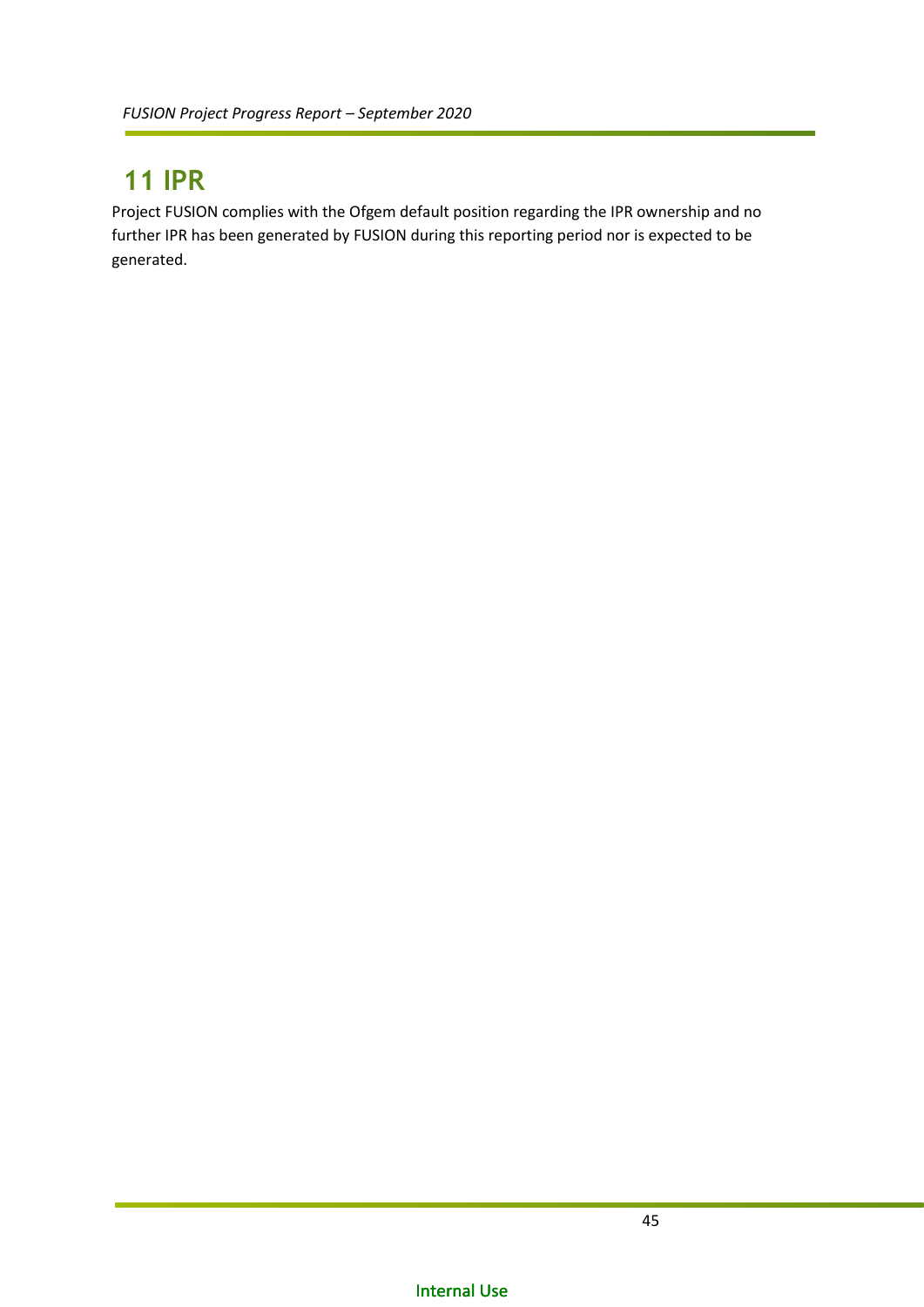# 11 IPR

Project FUSION complies with the Ofgem default position regarding the IPR ownership and no further IPR has been generated by FUSION during this reporting period nor is expected to be generated.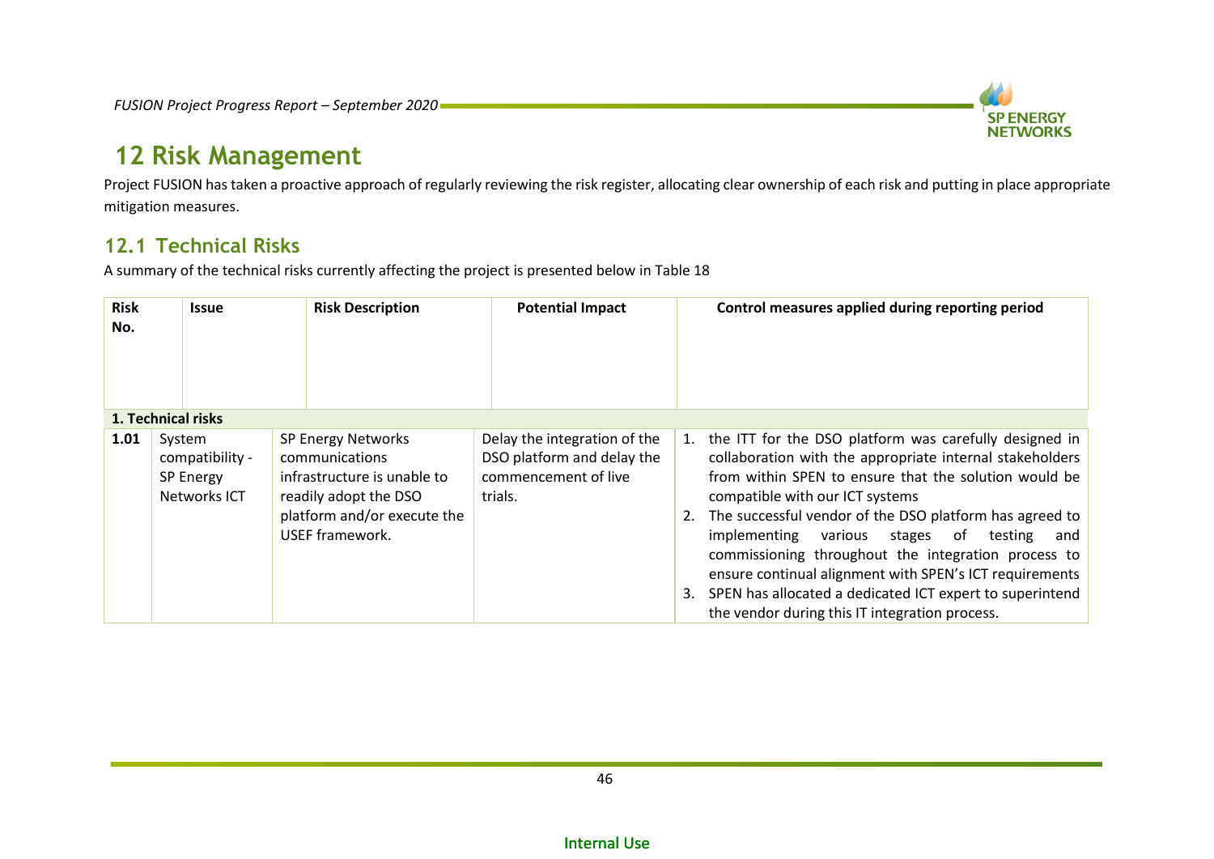# 12 Risk Management

Project FUSION has taken a proactive approach of regularly reviewing the risk register, allocating clear ownership of each risk and putting in place appropriate mitigation measures.

## 12.1 Technical Risks

A summary of the technical risks currently affecting the project is presented below in Table 18

| Risk No. | Issue | Risk Description | Potential Impact | Control measures applied during reporting period |
|---|---|---|---|---|
| **1. Technical risks** | | | | |
| **1.01** | System compatibility - SP Energy Networks ICT | SP Energy Networks communications infrastructure is unable to readily adopt the DSO platform and/or execute the USEF framework. | Delay the integration of the DSO platform and delay the commencement of live trials. | 1. the ITT for the DSO platform was carefully designed in collaboration with the appropriate internal stakeholders from within SPEN to ensure that the solution would be compatible with our ICT systems<br>2. The successful vendor of the DSO platform has agreed to implementing various stages of testing and commissioning throughout the integration process to ensure continual alignment with SPEN's ICT requirements<br>3. SPEN has allocated a dedicated ICT expert to superintend the vendor during this IT integration process. |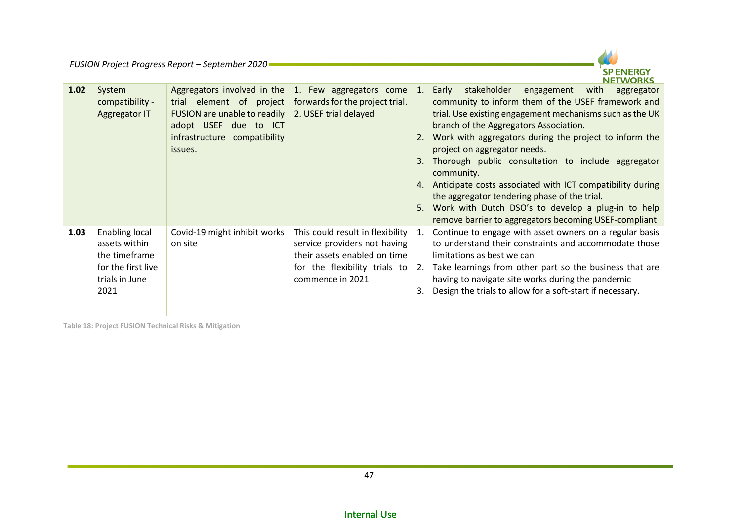| | | | | |
|---|---|---|---|---|
| **1.02** | System compatibility - Aggregator IT | Aggregators involved in the trial element of project FUSION are unable to readily adopt USEF due to ICT infrastructure compatibility issues. | 1. Few aggregators come forwards for the project trial.<br>2. USEF trial delayed | 1. Early stakeholder engagement with aggregator community to inform them of the USEF framework and trial. Use existing engagement mechanisms such as the UK branch of the Aggregators Association.<br>2. Work with aggregators during the project to inform the project on aggregator needs.<br>3. Thorough public consultation to include aggregator community.<br>4. Anticipate costs associated with ICT compatibility during the aggregator tendering phase of the trial.<br>5. Work with Dutch DSO's to develop a plug-in to help remove barrier to aggregators becoming USEF-compliant |
| **1.03** | Enabling local assets within the timeframe for the first live trials in June 2021 | Covid-19 might inhibit works on site | This could result in flexibility service providers not having their assets enabled on time for the flexibility trials to commence in 2021 | 1. Continue to engage with asset owners on a regular basis to understand their constraints and accommodate those limitations as best we can<br>2. Take learnings from other part so the business that are having to navigate site works during the pandemic<br>3. Design the trials to allow for a soft-start if necessary. |

**Table 18: Project FUSION Technical Risks & Mitigation**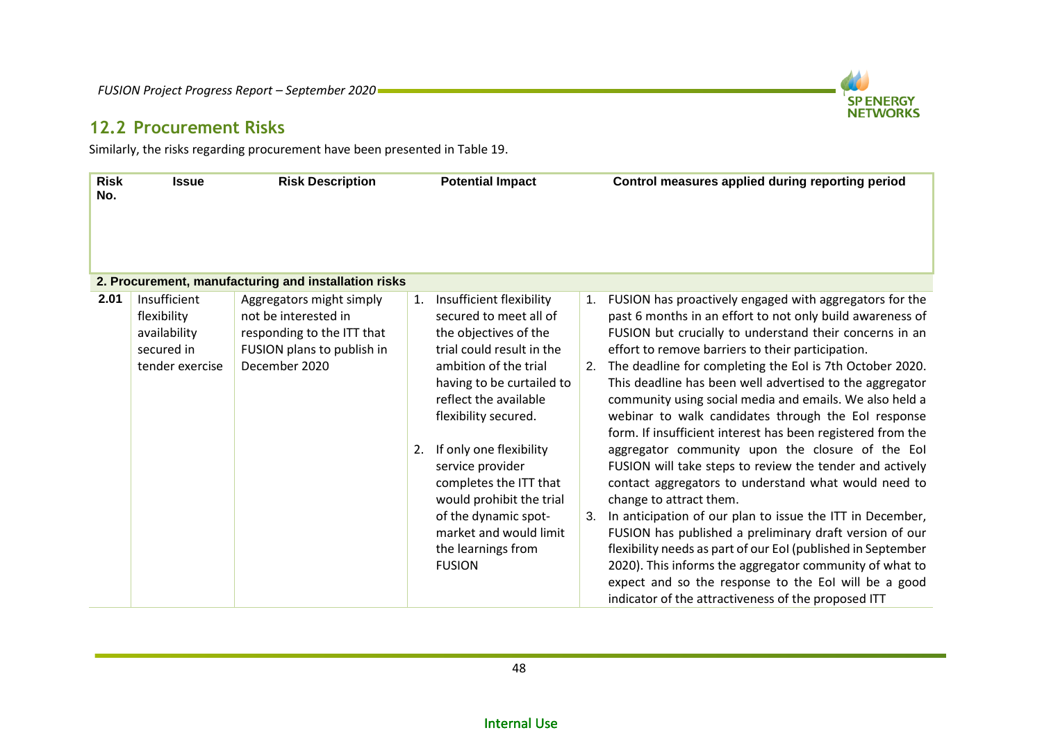## 12.2 Procurement Risks

Similarly, the risks regarding procurement have been presented in Table 19.

| Risk No. | Issue | Risk Description | Potential Impact | Control measures applied during reporting period |
|---|---|---|---|---|
| **2. Procurement, manufacturing and installation risks** | | | | |
| **2.01** | Insufficient flexibility availability secured in tender exercise | Aggregators might simply not be interested in responding to the ITT that FUSION plans to publish in December 2020 | 1. Insufficient flexibility secured to meet all of the objectives of the trial could result in the ambition of the trial having to be curtailed to reflect the available flexibility secured.<br><br>2. If only one flexibility service provider completes the ITT that would prohibit the trial of the dynamic spot-market and would limit the learnings from FUSION | 1. FUSION has proactively engaged with aggregators for the past 6 months in an effort to not only build awareness of FUSION but crucially to understand their concerns in an effort to remove barriers to their participation.<br>2. The deadline for completing the EoI is 7th October 2020. This deadline has been well advertised to the aggregator community using social media and emails. We also held a webinar to walk candidates through the EoI response form. If insufficient interest has been registered from the aggregator community upon the closure of the EoI FUSION will take steps to review the tender and actively contact aggregators to understand what would need to change to attract them.<br>3. In anticipation of our plan to issue the ITT in December, FUSION has published a preliminary draft version of our flexibility needs as part of our EoI (published in September 2020). This informs the aggregator community of what to expect and so the response to the EoI will be a good indicator of the attractiveness of the proposed ITT |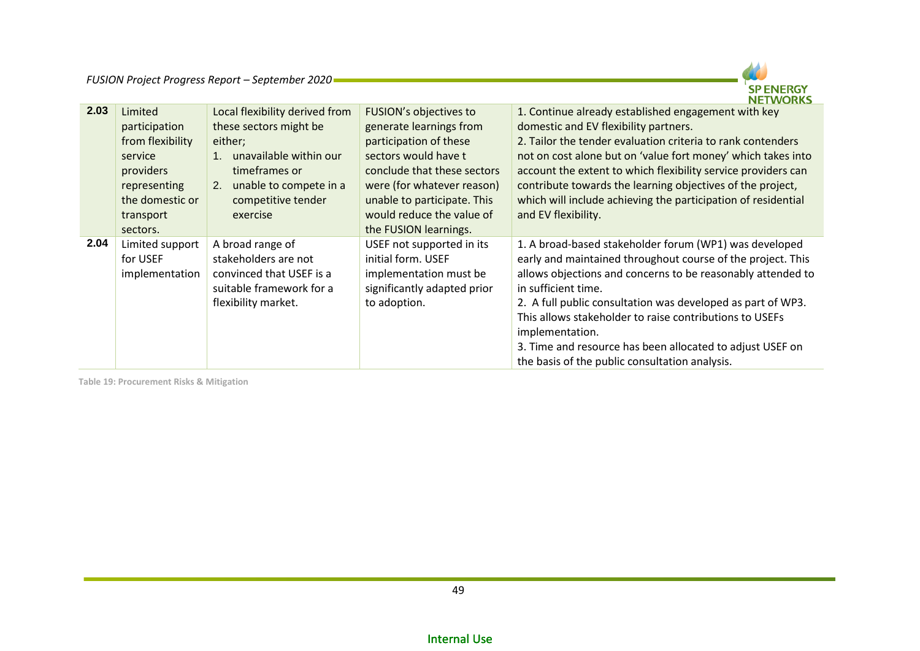| | | | | |
|---|---|---|---|---|
| **2.03** | Limited participation from flexibility service providers representing the domestic or transport sectors. | Local flexibility derived from these sectors might be either;<br>1. unavailable within our timeframes or<br>2. unable to compete in a competitive tender exercise | FUSION's objectives to generate learnings from participation of these sectors would have t conclude that these sectors were (for whatever reason) unable to participate. This would reduce the value of the FUSION learnings. | 1. Continue already established engagement with key domestic and EV flexibility partners.<br>2. Tailor the tender evaluation criteria to rank contenders not on cost alone but on 'value fort money' which takes into account the extent to which flexibility service providers can contribute towards the learning objectives of the project, which will include achieving the participation of residential and EV flexibility. |
| **2.04** | Limited support for USEF implementation | A broad range of stakeholders are not convinced that USEF is a suitable framework for a flexibility market. | USEF not supported in its initial form. USEF implementation must be significantly adapted prior to adoption. | 1. A broad-based stakeholder forum (WP1) was developed early and maintained throughout course of the project. This allows objections and concerns to be reasonably attended to in sufficient time.<br>2. A full public consultation was developed as part of WP3. This allows stakeholder to raise contributions to USEFs implementation.<br>3. Time and resource has been allocated to adjust USEF on the basis of the public consultation analysis. |

Table 19: Procurement Risks & Mitigation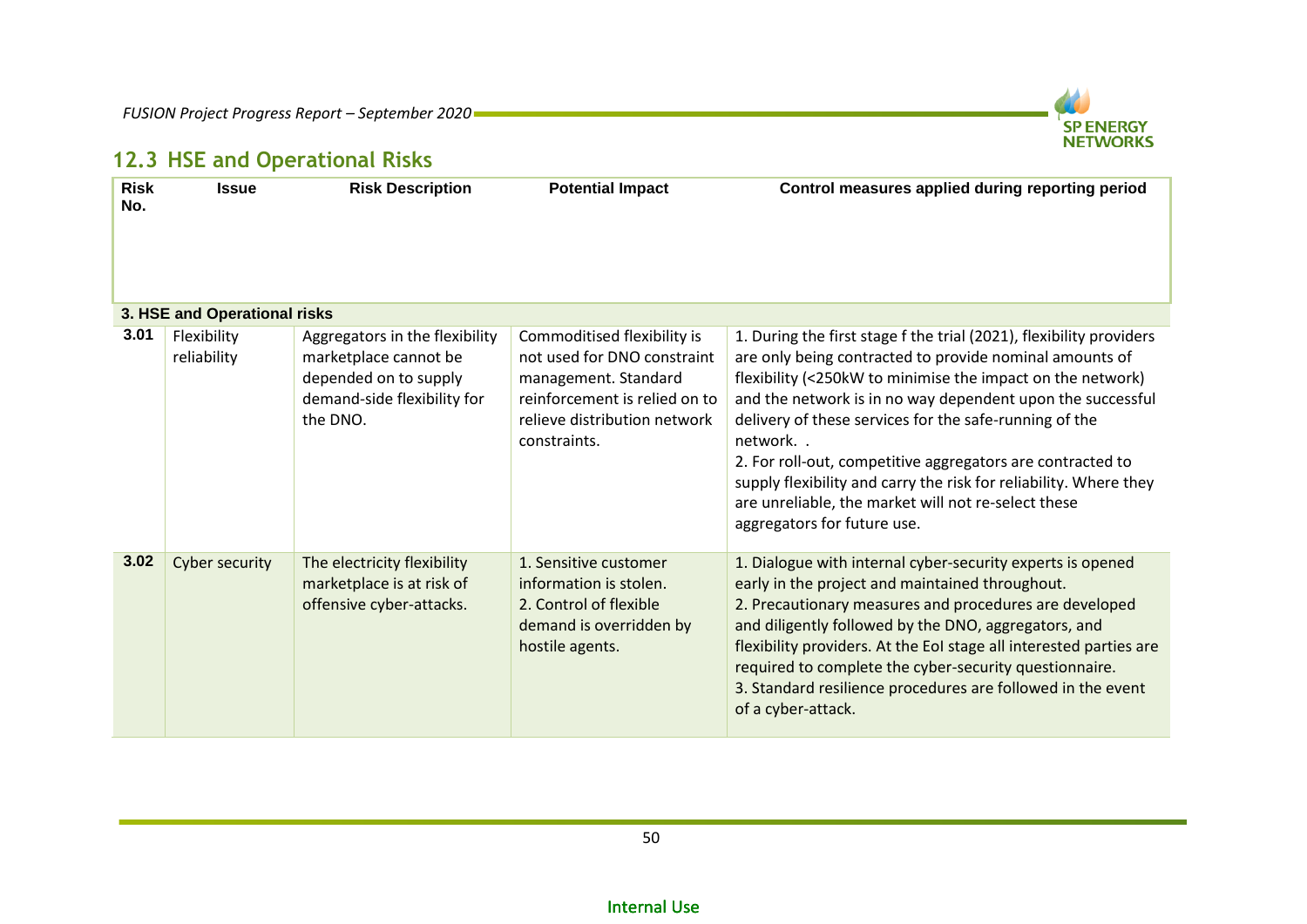## 12.3 HSE and Operational Risks

| Risk No. | Issue | Risk Description | Potential Impact | Control measures applied during reporting period |
|---|---|---|---|---|
| **3. HSE and Operational risks** | | | | |
| **3.01** | Flexibility reliability | Aggregators in the flexibility marketplace cannot be depended on to supply demand-side flexibility for the DNO. | Commoditised flexibility is not used for DNO constraint management. Standard reinforcement is relied on to relieve distribution network constraints. | 1. During the first stage f the trial (2021), flexibility providers are only being contracted to provide nominal amounts of flexibility (<250kW to minimise the impact on the network) and the network is in no way dependent upon the successful delivery of these services for the safe-running of the network. .<br>2. For roll-out, competitive aggregators are contracted to supply flexibility and carry the risk for reliability. Where they are unreliable, the market will not re-select these aggregators for future use. |
| **3.02** | Cyber security | The electricity flexibility marketplace is at risk of offensive cyber-attacks. | 1. Sensitive customer information is stolen.<br>2. Control of flexible demand is overridden by hostile agents. | 1. Dialogue with internal cyber-security experts is opened early in the project and maintained throughout.<br>2. Precautionary measures and procedures are developed and diligently followed by the DNO, aggregators, and flexibility providers. At the EoI stage all interested parties are required to complete the cyber-security questionnaire.<br>3. Standard resilience procedures are followed in the event of a cyber-attack. |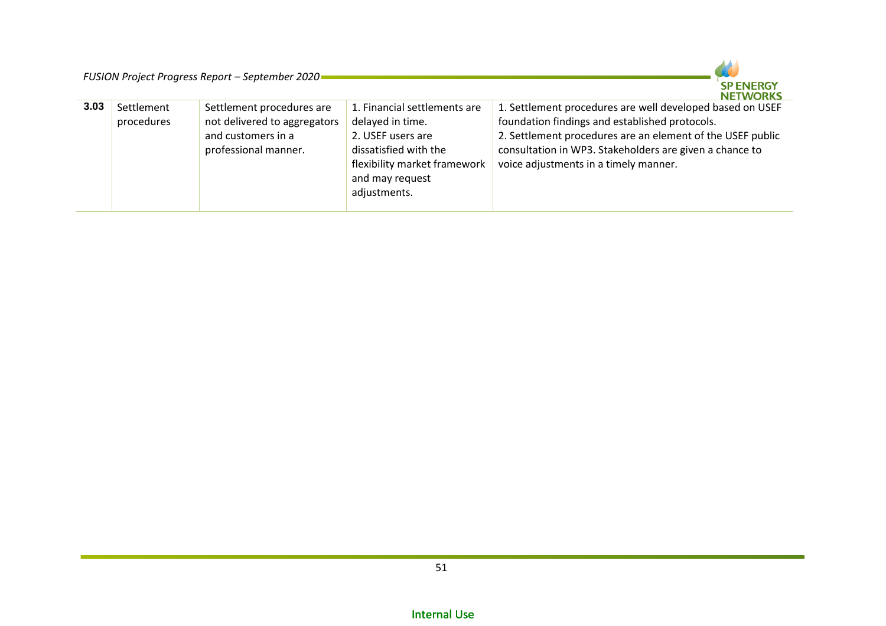| | | | | |
|---|---|---|---|---|
| **3.03** | Settlement procedures | Settlement procedures are not delivered to aggregators and customers in a professional manner. | 1. Financial settlements are delayed in time.<br>2. USEF users are dissatisfied with the flexibility market framework and may request adjustments. | 1. Settlement procedures are well developed based on USEF foundation findings and established protocols.<br>2. Settlement procedures are an element of the USEF public consultation in WP3. Stakeholders are given a chance to voice adjustments in a timely manner. |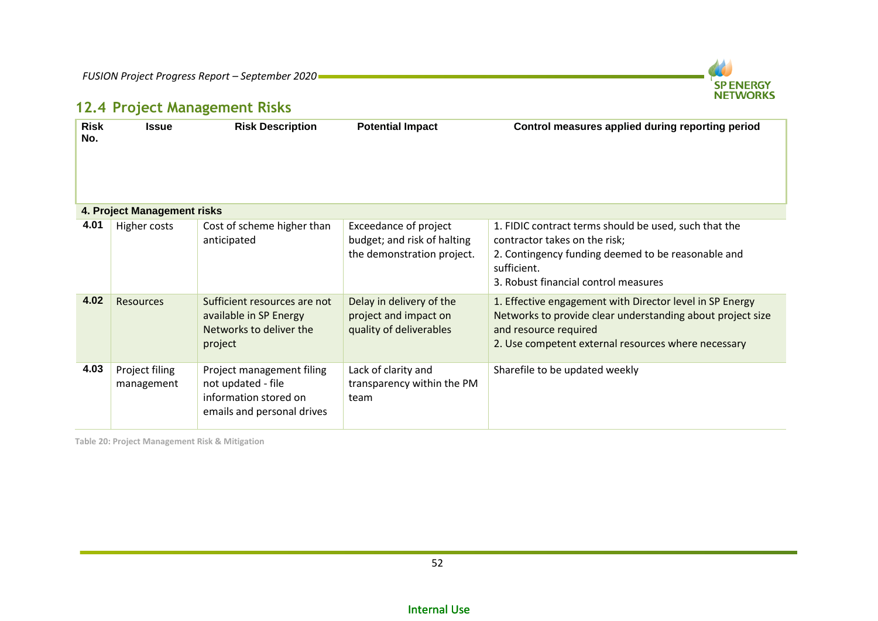## 12.4 Project Management Risks

| Risk No. | Issue | Risk Description | Potential Impact | Control measures applied during reporting period |
|---|---|---|---|---|
| **4. Project Management risks** | | | | |
| **4.01** | Higher costs | Cost of scheme higher than anticipated | Exceedance of project budget; and risk of halting the demonstration project. | 1. FIDIC contract terms should be used, such that the contractor takes on the risk;<br>2. Contingency funding deemed to be reasonable and sufficient.<br>3. Robust financial control measures |
| **4.02** | Resources | Sufficient resources are not available in SP Energy Networks to deliver the project | Delay in delivery of the project and impact on quality of deliverables | 1. Effective engagement with Director level in SP Energy Networks to provide clear understanding about project size and resource required<br>2. Use competent external resources where necessary |
| **4.03** | Project filing management | Project management filing not updated - file information stored on emails and personal drives | Lack of clarity and transparency within the PM team | Sharefile to be updated weekly |

Table 20: Project Management Risk & Mitigation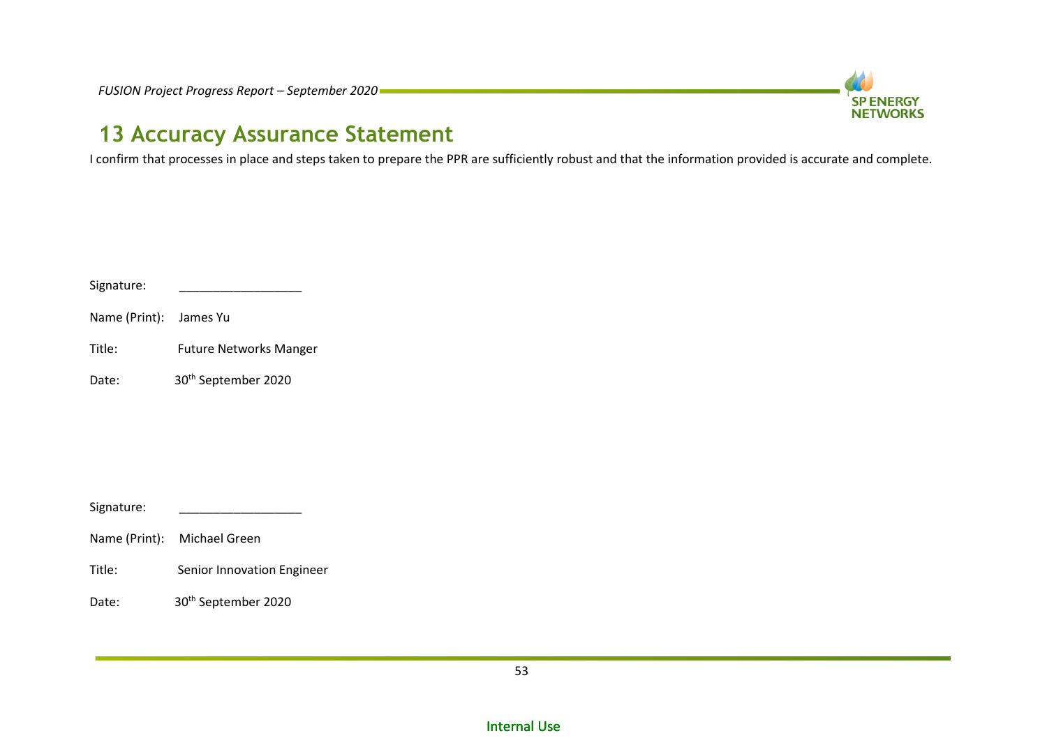# 13 Accuracy Assurance Statement

I confirm that processes in place and steps taken to prepare the PPR are sufficiently robust and that the information provided is accurate and complete.

Signature: ___________________

Name (Print): James Yu

Title: Future Networks Manger

Date: 30th September 2020

Signature: ___________________

Name (Print): Michael Green

Title: Senior Innovation Engineer

Date: 30th September 2020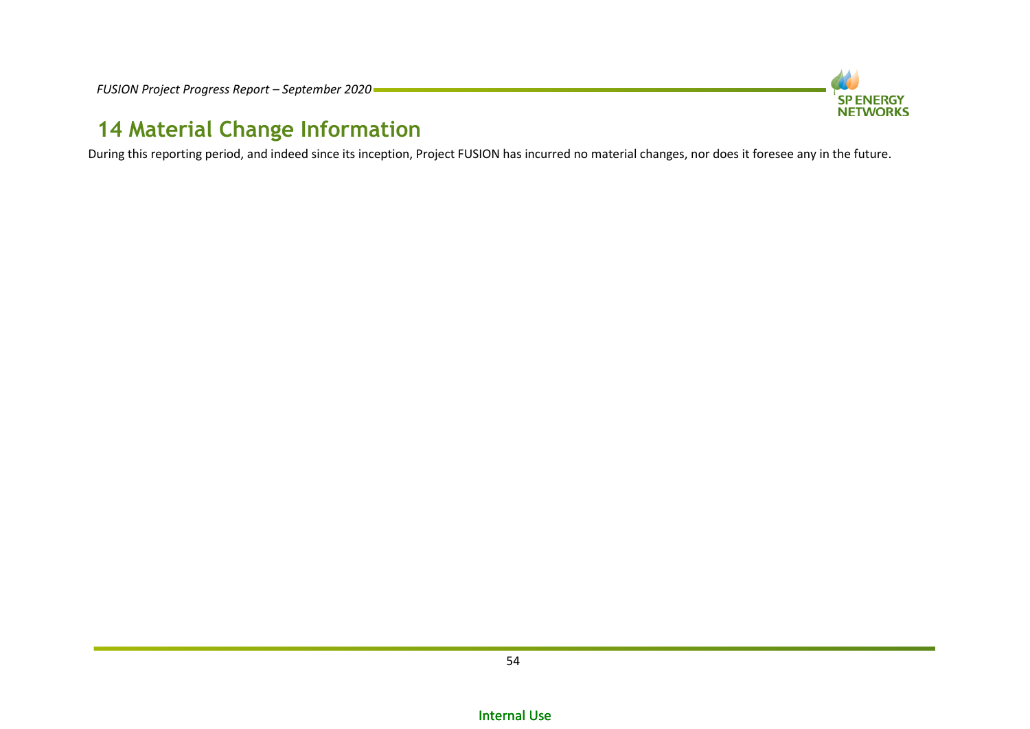# 14 Material Change Information

During this reporting period, and indeed since its inception, Project FUSION has incurred no material changes, nor does it foresee any in the future.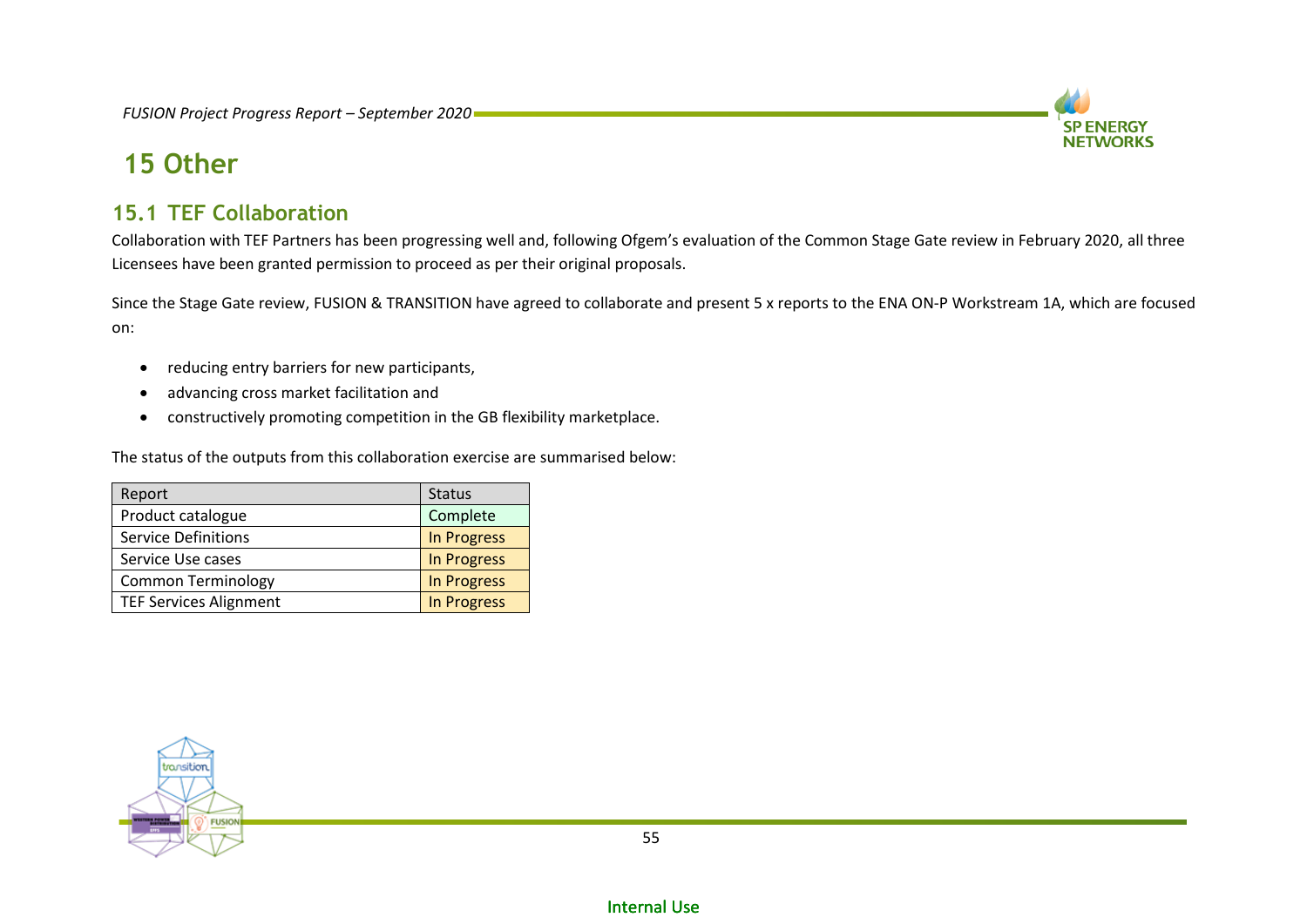# 15 Other

## 15.1 TEF Collaboration

Collaboration with TEF Partners has been progressing well and, following Ofgem's evaluation of the Common Stage Gate review in February 2020, all three Licensees have been granted permission to proceed as per their original proposals.

Since the Stage Gate review, FUSION & TRANSITION have agreed to collaborate and present 5 x reports to the ENA ON-P Workstream 1A, which are focused on:

- reducing entry barriers for new participants,
- advancing cross market facilitation and
- constructively promoting competition in the GB flexibility marketplace.

The status of the outputs from this collaboration exercise are summarised below:

| Report | Status |
|---|---|
| Product catalogue | Complete |
| Service Definitions | In Progress |
| Service Use cases | In Progress |
| Common Terminology | In Progress |
| TEF Services Alignment | In Progress |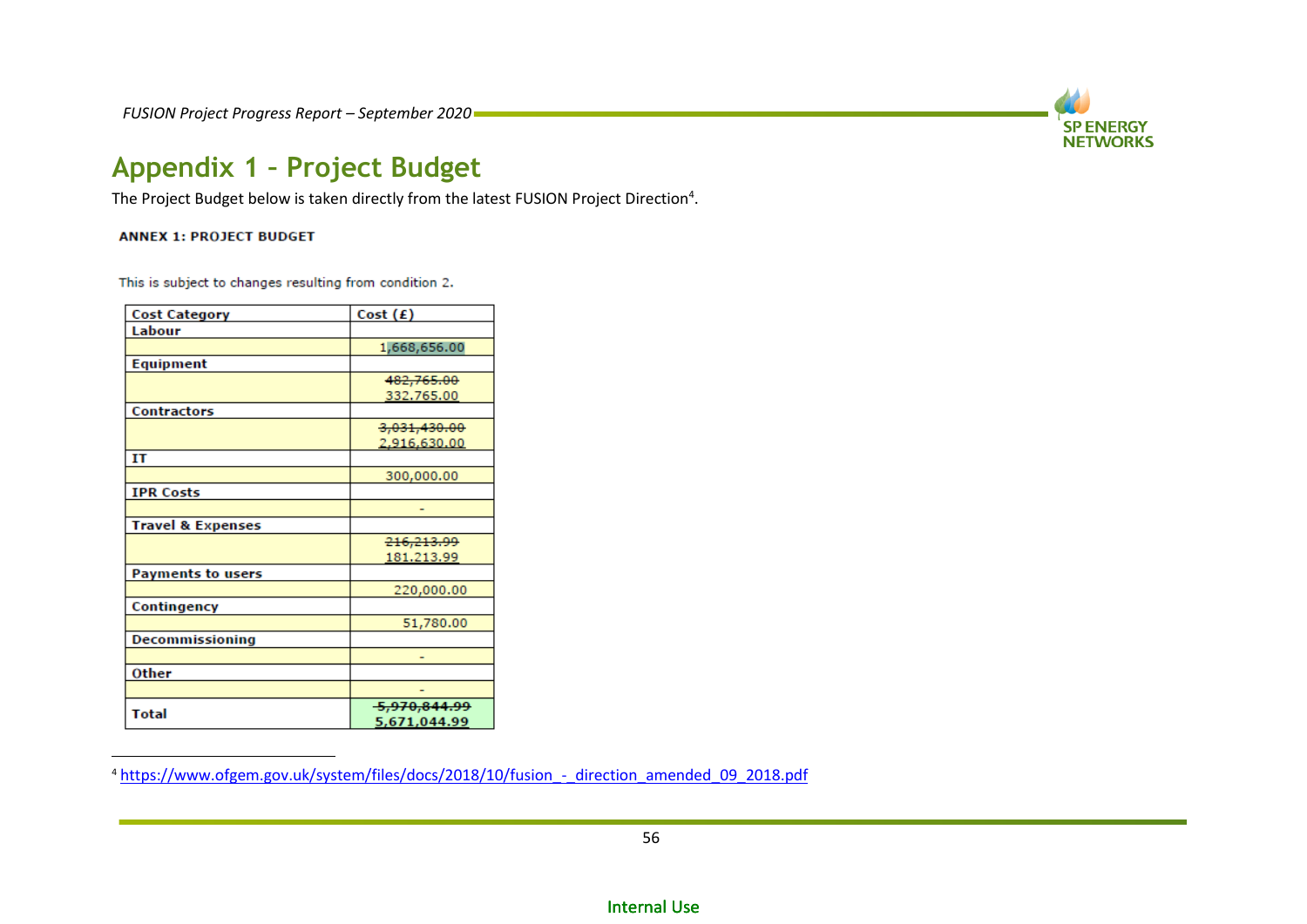# Appendix 1 – Project Budget

The Project Budget below is taken directly from the latest FUSION Project Direction[4].

**ANNEX 1: PROJECT BUDGET**

This is subject to changes resulting from condition 2.

| Cost Category | Cost (£) |
|---|---|
| **Labour** | |
| | 1,668,656.00 |
| **Equipment** | |
| | ~~482,765.00~~ 332,765.00 |
| **Contractors** | |
| | ~~3,031,430.00~~ 2,916,630.00 |
| **IT** | |
| | 300,000.00 |
| **IPR Costs** | |
| | - |
| **Travel & Expenses** | |
| | ~~216,213.99~~ 181,213.99 |
| **Payments to users** | |
| | 220,000.00 |
| **Contingency** | |
| | 51,780.00 |
| **Decommissioning** | |
| | - |
| **Other** | |
| | - |
| **Total** | ~~5,970,844.99~~ 5,671,044.99 |

[4] https://www.ofgem.gov.uk/system/files/docs/2018/10/fusion_-_direction_amended_09_2018.pdf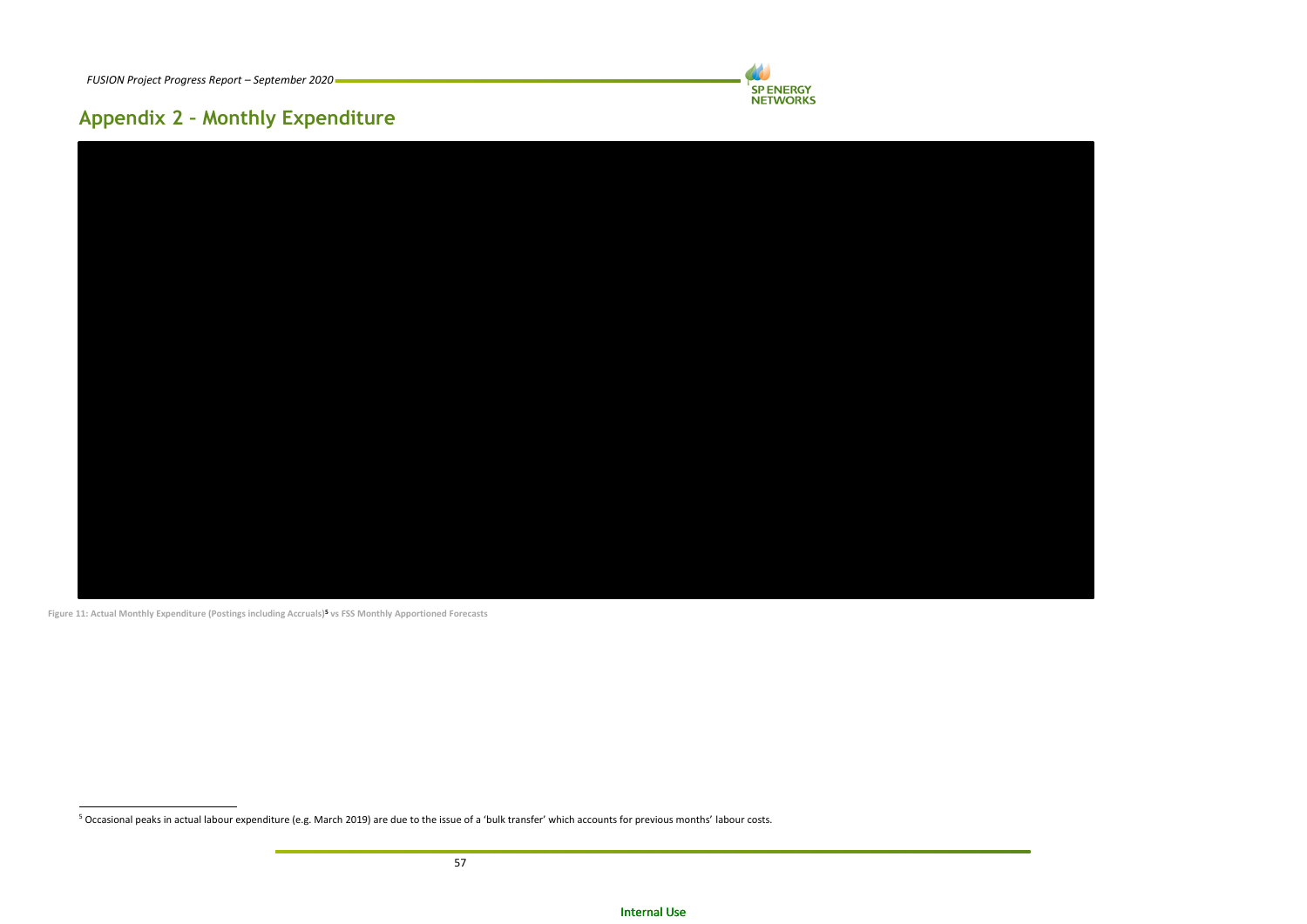## Appendix 2 – Monthly Expenditure

Figure 11: Actual Monthly Expenditure (Postings including Accruals)[5] vs FSS Monthly Apportioned Forecasts

[5] Occasional peaks in actual labour expenditure (e.g. March 2019) are due to the issue of a 'bulk transfer' which accounts for previous months' labour costs.

Internal Use